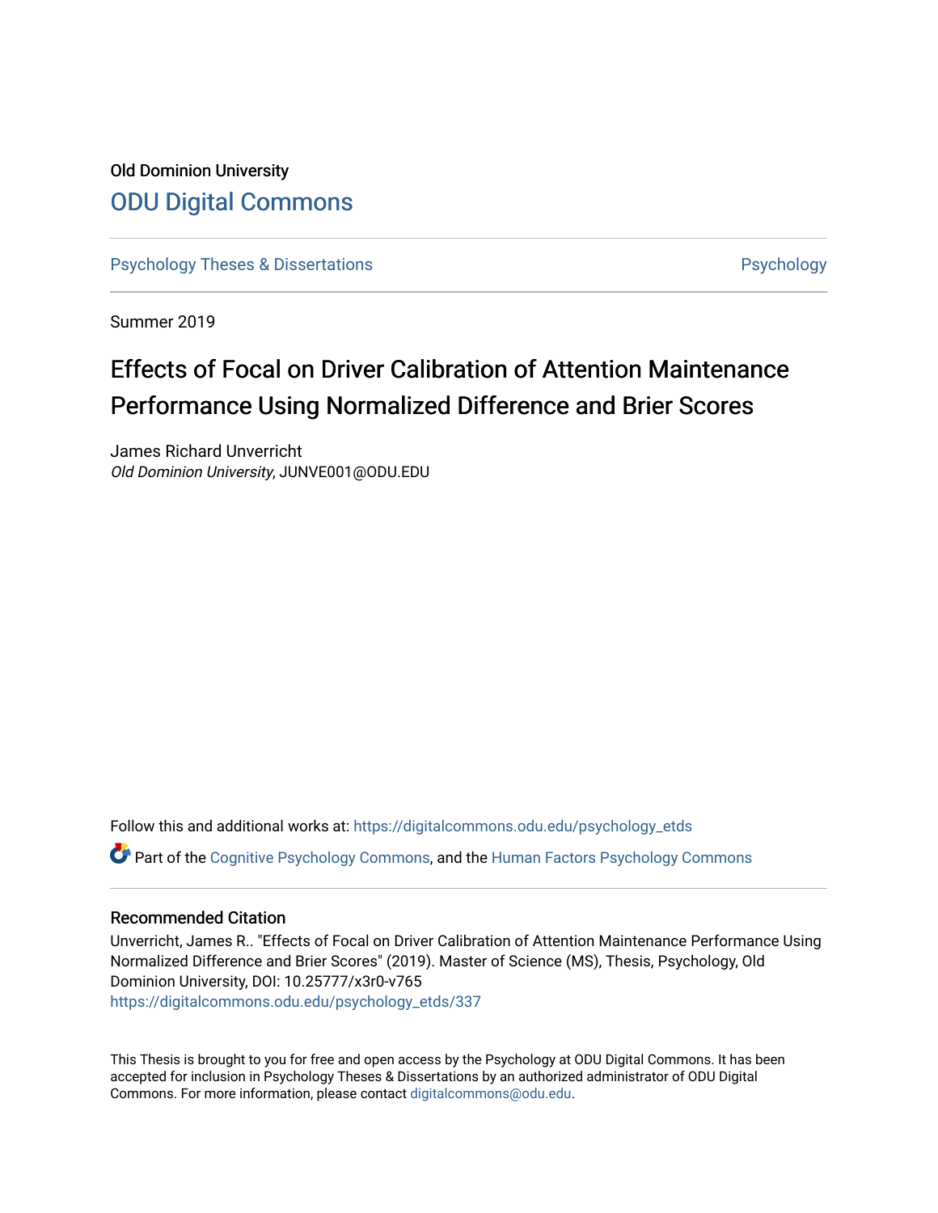Old Dominion University

# ODU Digital Commons

Psychology Theses & Dissertations | Psychology

Summer 2019

# Effects of Focal on Driver Calibration of Attention Maintenance Performance Using Normalized Difference and Brier Scores

James Richard Unverricht
*Old Dominion University*, JUNVE001@ODU.EDU

Follow this and additional works at: https://digitalcommons.odu.edu/psychology_etds

Part of the Cognitive Psychology Commons, and the Human Factors Psychology Commons

## Recommended Citation

Unverricht, James R.. "Effects of Focal on Driver Calibration of Attention Maintenance Performance Using Normalized Difference and Brier Scores" (2019). Master of Science (MS), Thesis, Psychology, Old Dominion University, DOI: 10.25777/x3r0-v765
https://digitalcommons.odu.edu/psychology_etds/337

This Thesis is brought to you for free and open access by the Psychology at ODU Digital Commons. It has been accepted for inclusion in Psychology Theses & Dissertations by an authorized administrator of ODU Digital Commons. For more information, please contact digitalcommons@odu.edu.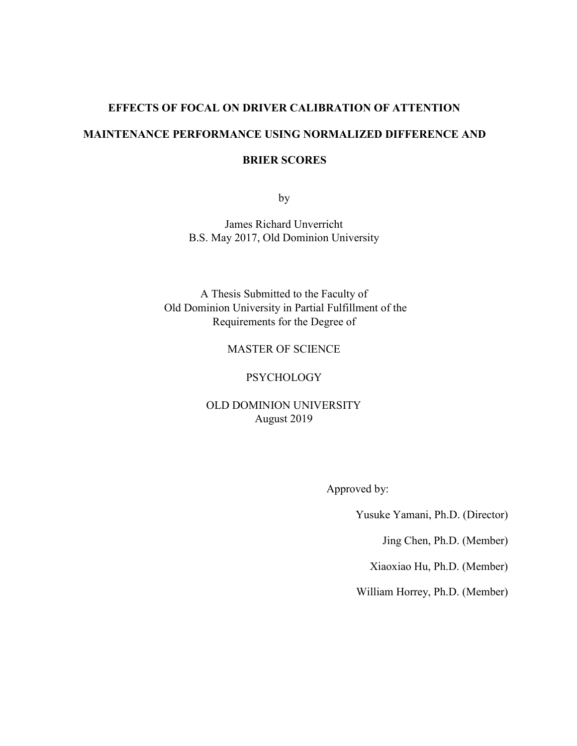# EFFECTS OF FOCAL ON DRIVER CALIBRATION OF ATTENTION MAINTENANCE PERFORMANCE USING NORMALIZED DIFFERENCE AND BRIER SCORES

by

James Richard Unverricht
B.S. May 2017, Old Dominion University

A Thesis Submitted to the Faculty of
Old Dominion University in Partial Fulfillment of the
Requirements for the Degree of

MASTER OF SCIENCE

PSYCHOLOGY

OLD DOMINION UNIVERSITY
August 2019

Approved by:

Yusuke Yamani, Ph.D. (Director)

Jing Chen, Ph.D. (Member)

Xiaoxiao Hu, Ph.D. (Member)

William Horrey, Ph.D. (Member)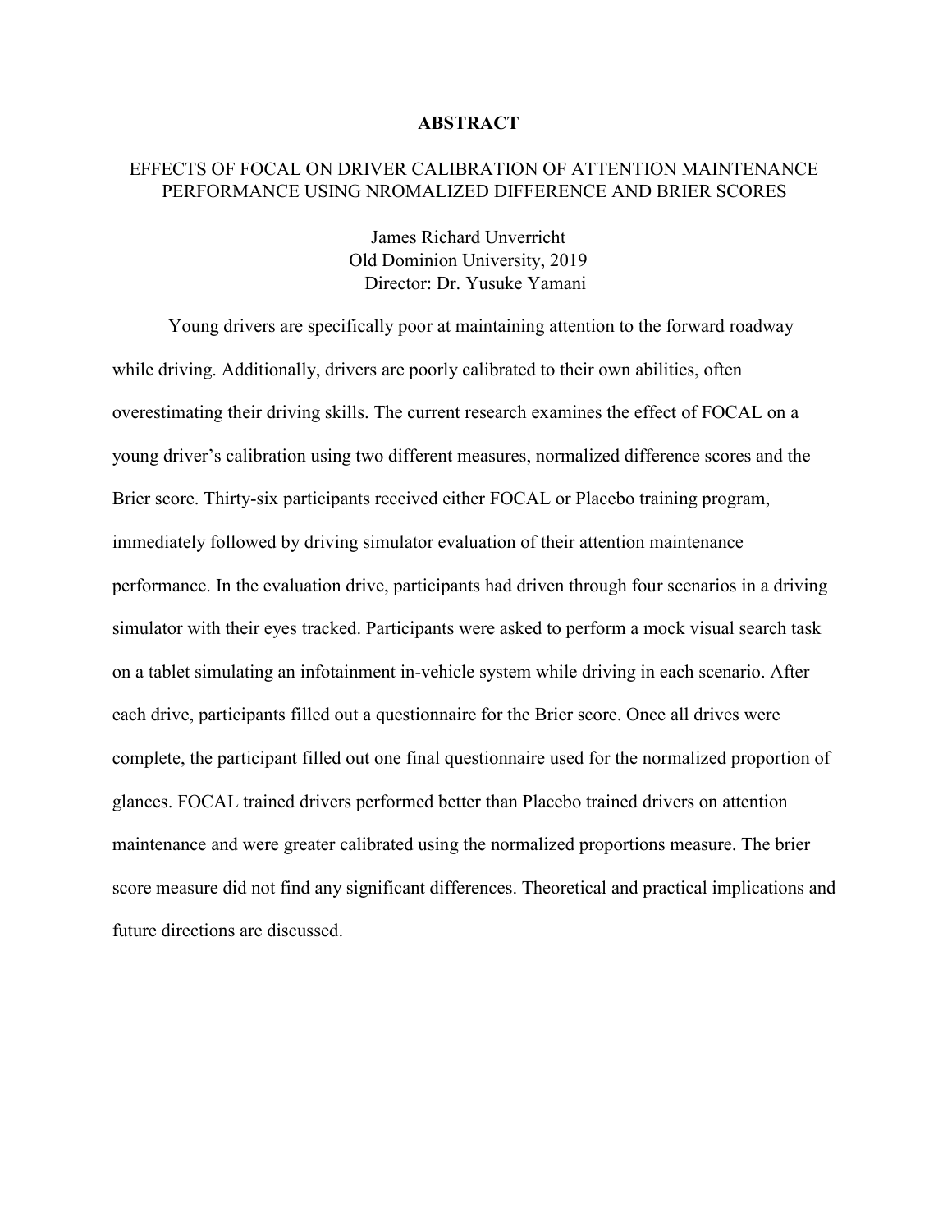# ABSTRACT

## EFFECTS OF FOCAL ON DRIVER CALIBRATION OF ATTENTION MAINTENANCE PERFORMANCE USING NROMALIZED DIFFERENCE AND BRIER SCORES

James Richard Unverricht
Old Dominion University, 2019
Director: Dr. Yusuke Yamani

Young drivers are specifically poor at maintaining attention to the forward roadway while driving. Additionally, drivers are poorly calibrated to their own abilities, often overestimating their driving skills. The current research examines the effect of FOCAL on a young driver's calibration using two different measures, normalized difference scores and the Brier score. Thirty-six participants received either FOCAL or Placebo training program, immediately followed by driving simulator evaluation of their attention maintenance performance. In the evaluation drive, participants had driven through four scenarios in a driving simulator with their eyes tracked. Participants were asked to perform a mock visual search task on a tablet simulating an infotainment in-vehicle system while driving in each scenario. After each drive, participants filled out a questionnaire for the Brier score. Once all drives were complete, the participant filled out one final questionnaire used for the normalized proportion of glances. FOCAL trained drivers performed better than Placebo trained drivers on attention maintenance and were greater calibrated using the normalized proportions measure. The brier score measure did not find any significant differences. Theoretical and practical implications and future directions are discussed.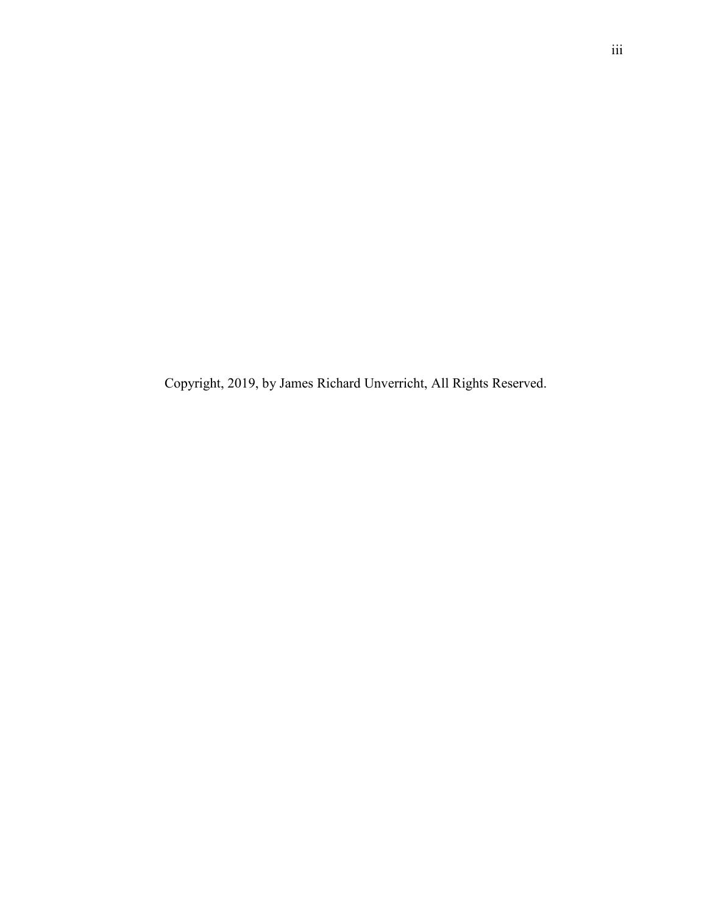Copyright, 2019, by James Richard Unverricht, All Rights Reserved.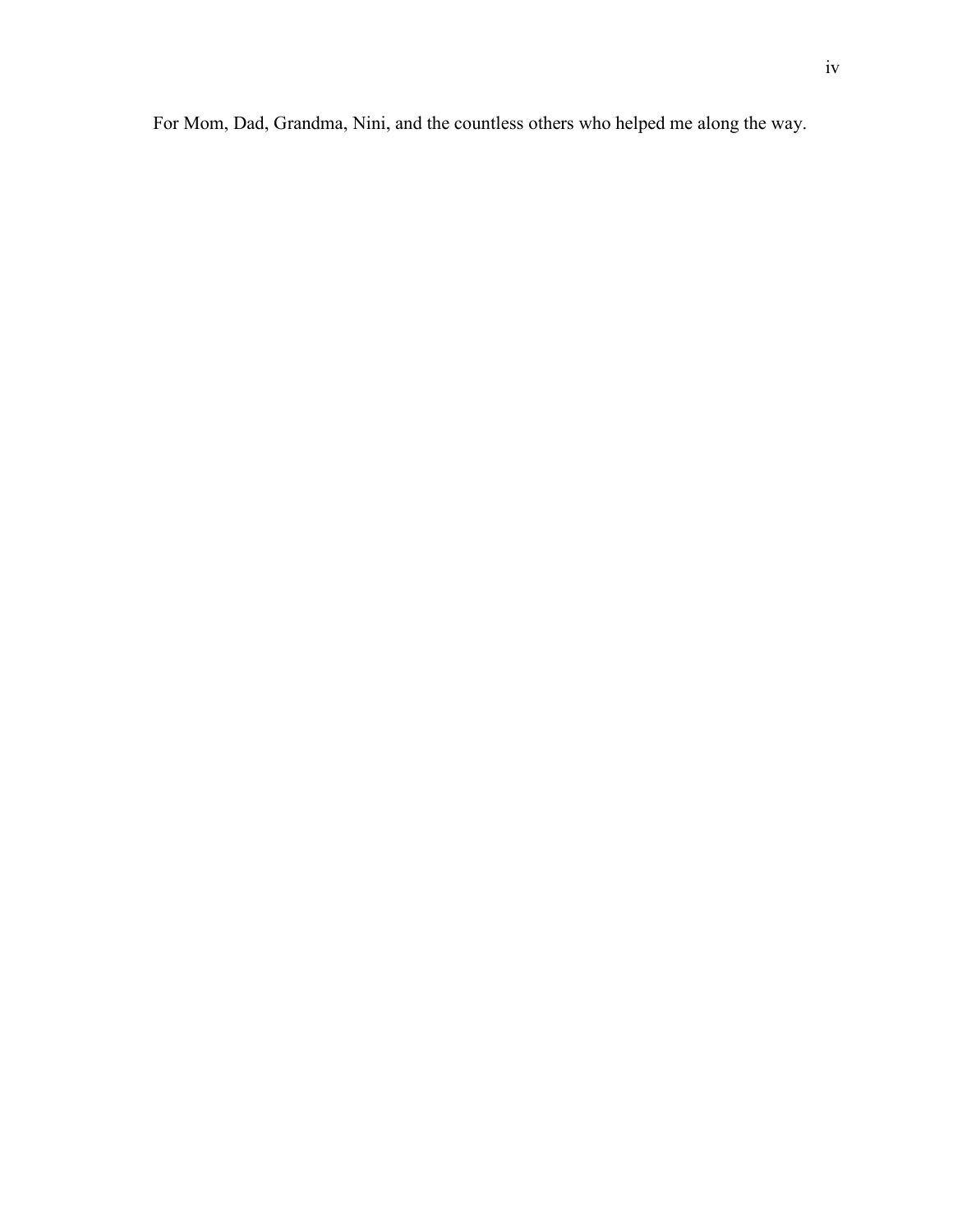For Mom, Dad, Grandma, Nini, and the countless others who helped me along the way.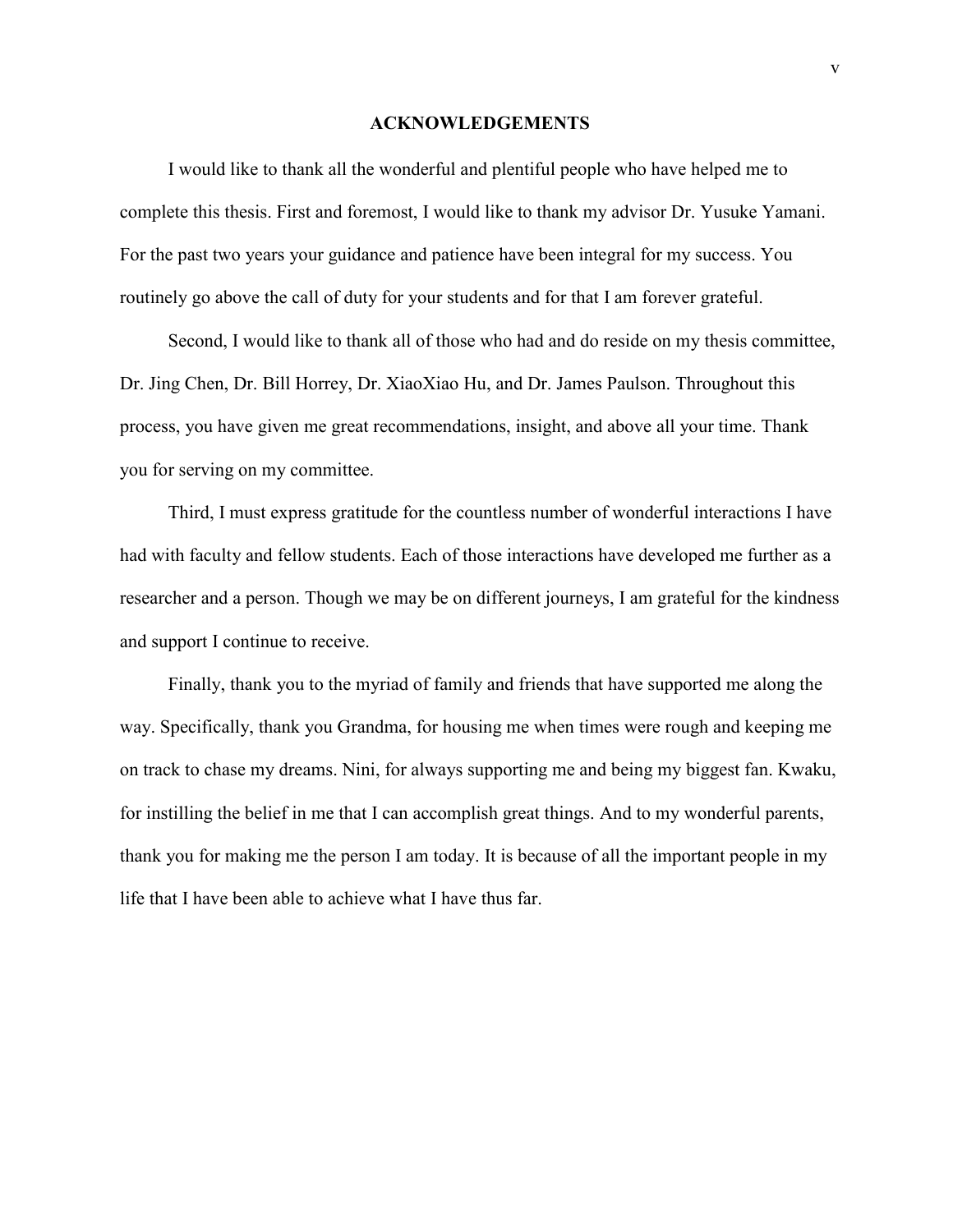# ACKNOWLEDGEMENTS

I would like to thank all the wonderful and plentiful people who have helped me to complete this thesis. First and foremost, I would like to thank my advisor Dr. Yusuke Yamani. For the past two years your guidance and patience have been integral for my success. You routinely go above the call of duty for your students and for that I am forever grateful.

Second, I would like to thank all of those who had and do reside on my thesis committee, Dr. Jing Chen, Dr. Bill Horrey, Dr. XiaoXiao Hu, and Dr. James Paulson. Throughout this process, you have given me great recommendations, insight, and above all your time. Thank you for serving on my committee.

Third, I must express gratitude for the countless number of wonderful interactions I have had with faculty and fellow students. Each of those interactions have developed me further as a researcher and a person. Though we may be on different journeys, I am grateful for the kindness and support I continue to receive.

Finally, thank you to the myriad of family and friends that have supported me along the way. Specifically, thank you Grandma, for housing me when times were rough and keeping me on track to chase my dreams. Nini, for always supporting me and being my biggest fan. Kwaku, for instilling the belief in me that I can accomplish great things. And to my wonderful parents, thank you for making me the person I am today. It is because of all the important people in my life that I have been able to achieve what I have thus far.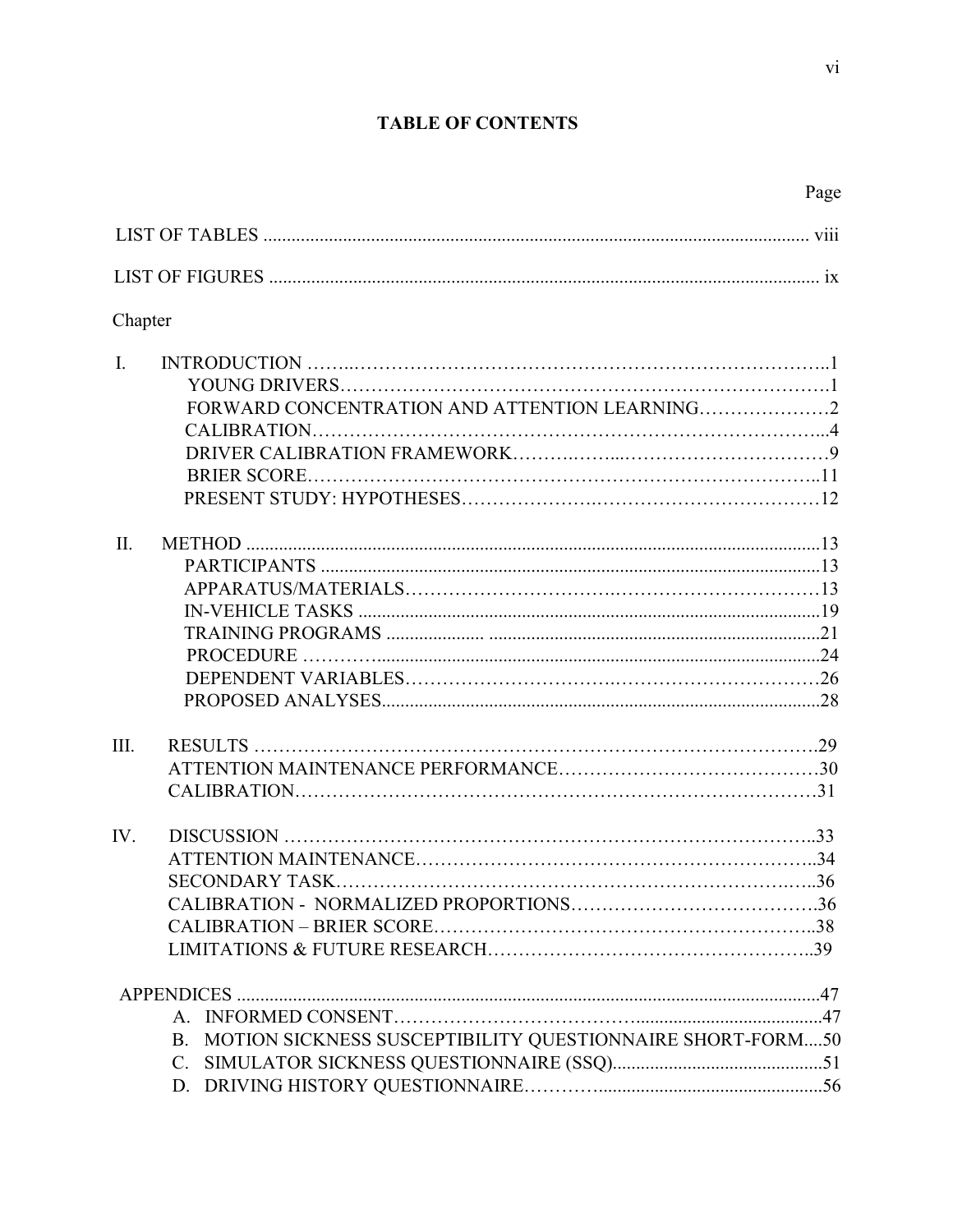# TABLE OF CONTENTS

| | Page |
|---|---|
| LIST OF TABLES | viii |
| LIST OF FIGURES | ix |

Chapter

| | | |
|---|---|---|
| I. | INTRODUCTION | 1 |
| | YOUNG DRIVERS | 1 |
| | FORWARD CONCENTRATION AND ATTENTION LEARNING | 2 |
| | CALIBRATION | 4 |
| | DRIVER CALIBRATION FRAMEWORK | 9 |
| | BRIER SCORE | 11 |
| | PRESENT STUDY: HYPOTHESES | 12 |
| II. | METHOD | 13 |
| | PARTICIPANTS | 13 |
| | APPARATUS/MATERIALS | 13 |
| | IN-VEHICLE TASKS | 19 |
| | TRAINING PROGRAMS | 21 |
| | PROCEDURE | 24 |
| | DEPENDENT VARIABLES | 26 |
| | PROPOSED ANALYSES | 28 |
| III. | RESULTS | 29 |
| | ATTENTION MAINTENANCE PERFORMANCE | 30 |
| | CALIBRATION | 31 |
| IV. | DISCUSSION | 33 |
| | ATTENTION MAINTENANCE | 34 |
| | SECONDARY TASK | 36 |
| | CALIBRATION - NORMALIZED PROPORTIONS | 36 |
| | CALIBRATION – BRIER SCORE | 38 |
| | LIMITATIONS & FUTURE RESEARCH | 39 |
| | APPENDICES | 47 |
| | A. INFORMED CONSENT | 47 |
| | B. MOTION SICKNESS SUSCEPTIBILITY QUESTIONNAIRE SHORT-FORM | 50 |
| | C. SIMULATOR SICKNESS QUESTIONNAIRE (SSQ) | 51 |
| | D. DRIVING HISTORY QUESTIONNAIRE | 56 |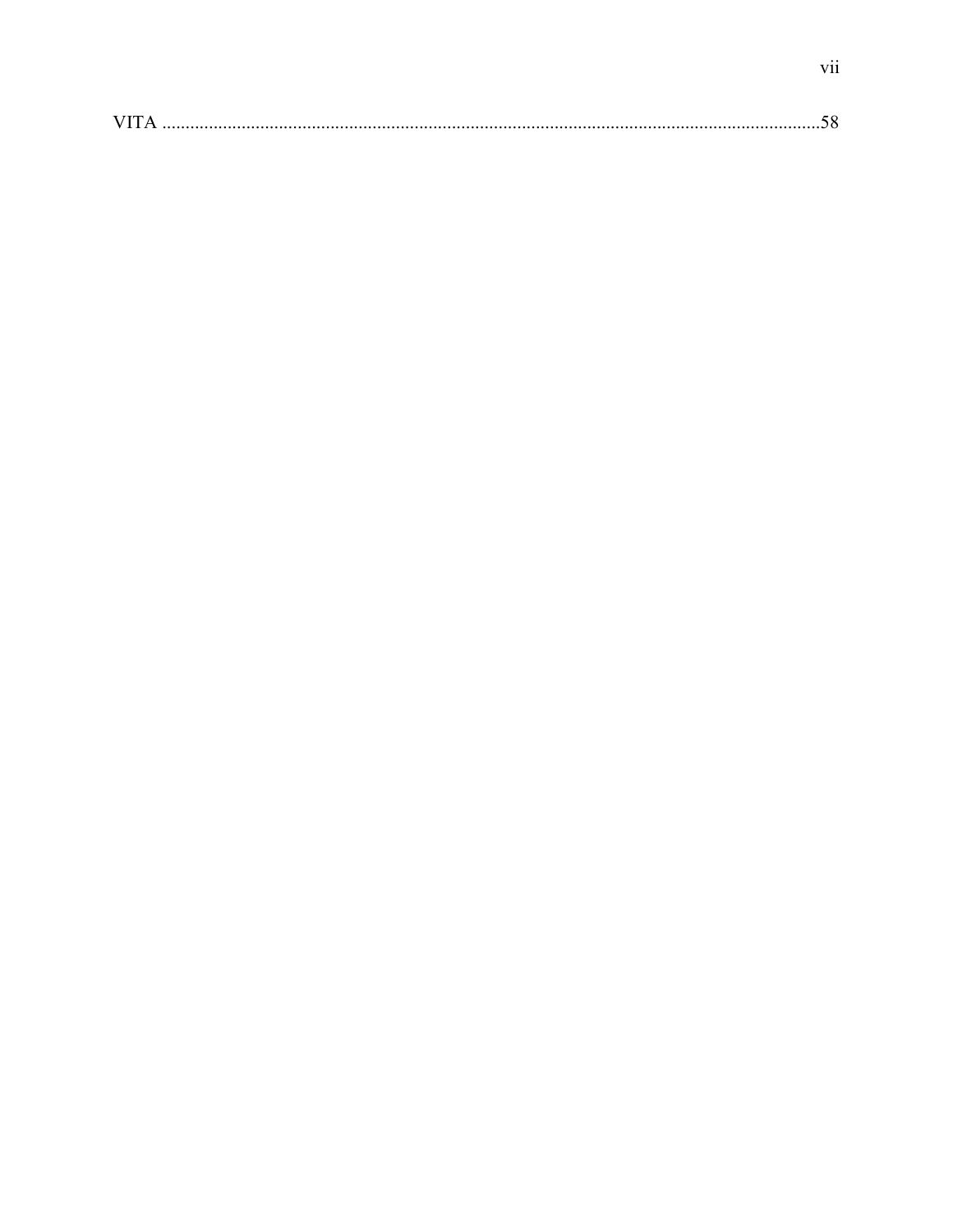VITA ........................................................................................................................................58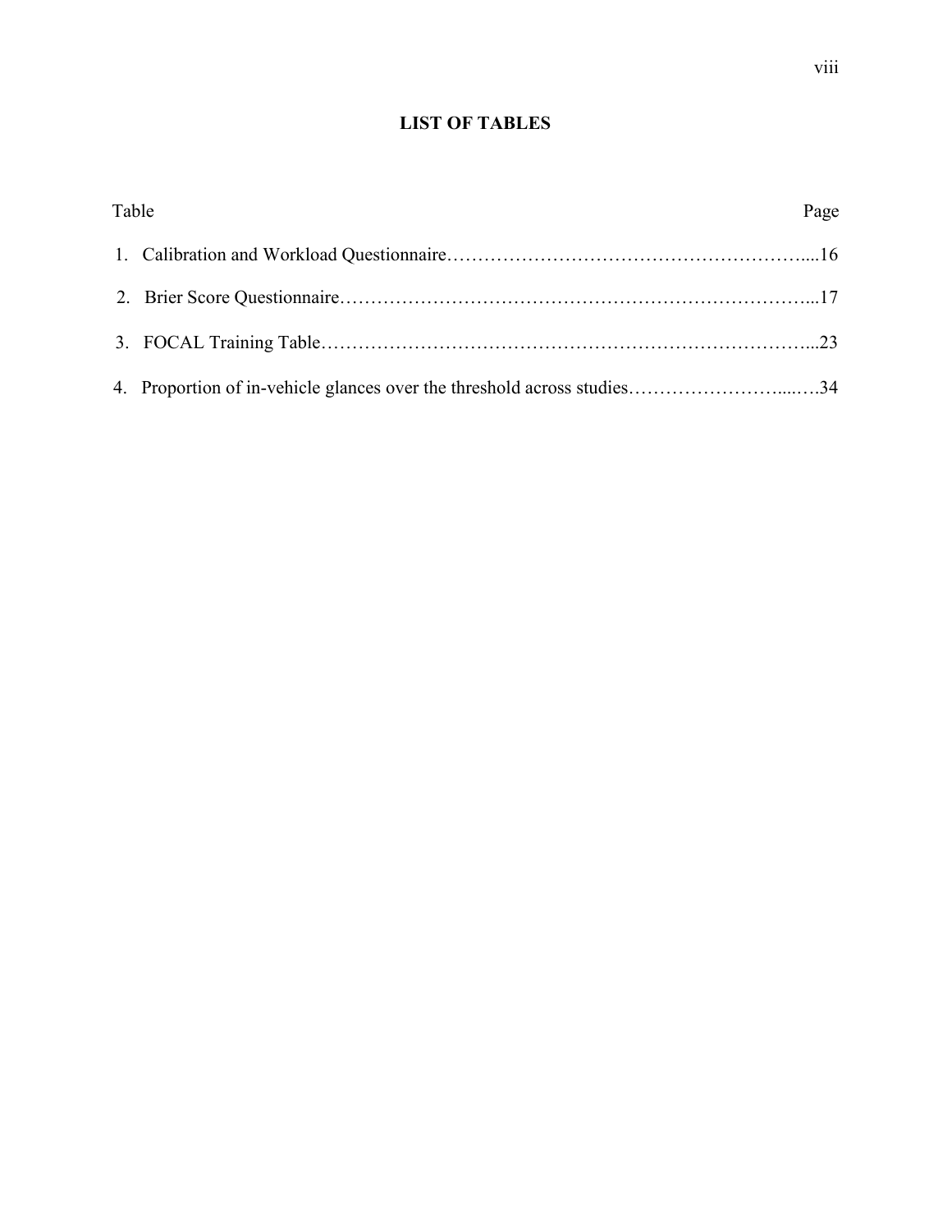# LIST OF TABLES

| Table | Page |
|---|---|
| 1. Calibration and Workload Questionnaire | 16 |
| 2. Brier Score Questionnaire | 17 |
| 3. FOCAL Training Table | 23 |
| 4. Proportion of in-vehicle glances over the threshold across studies | 34 |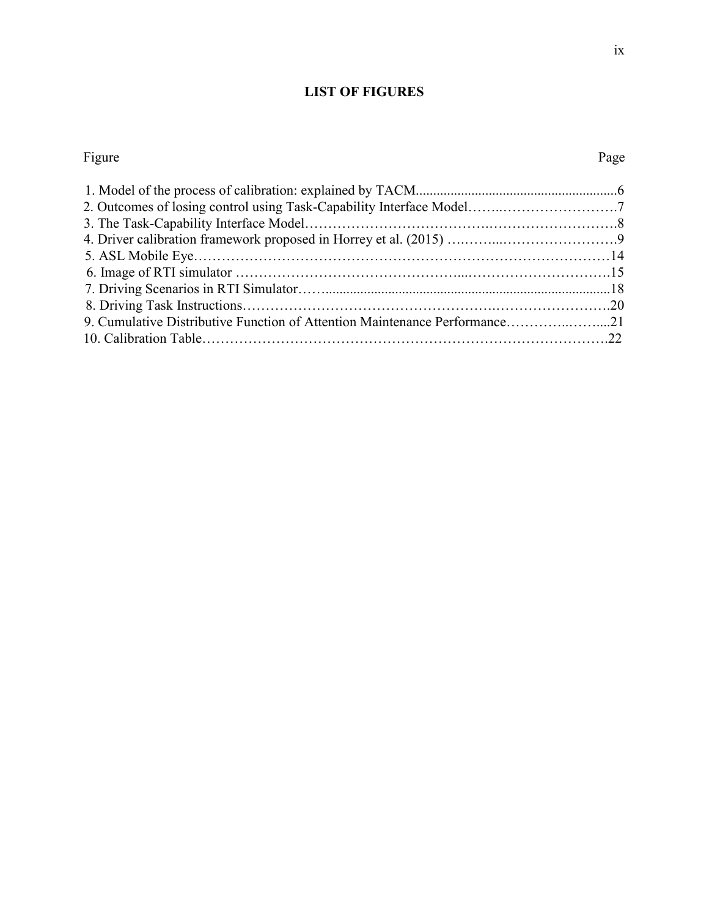# LIST OF FIGURES

| Figure | Page |
| --- | --- |
| 1. Model of the process of calibration: explained by TACM | 6 |
| 2. Outcomes of losing control using Task-Capability Interface Model | 7 |
| 3. The Task-Capability Interface Model | 8 |
| 4. Driver calibration framework proposed in Horrey et al. (2015) | 9 |
| 5. ASL Mobile Eye | 14 |
| 6. Image of RTI simulator | 15 |
| 7. Driving Scenarios in RTI Simulator | 18 |
| 8. Driving Task Instructions | 20 |
| 9. Cumulative Distributive Function of Attention Maintenance Performance | 21 |
| 10. Calibration Table | 22 |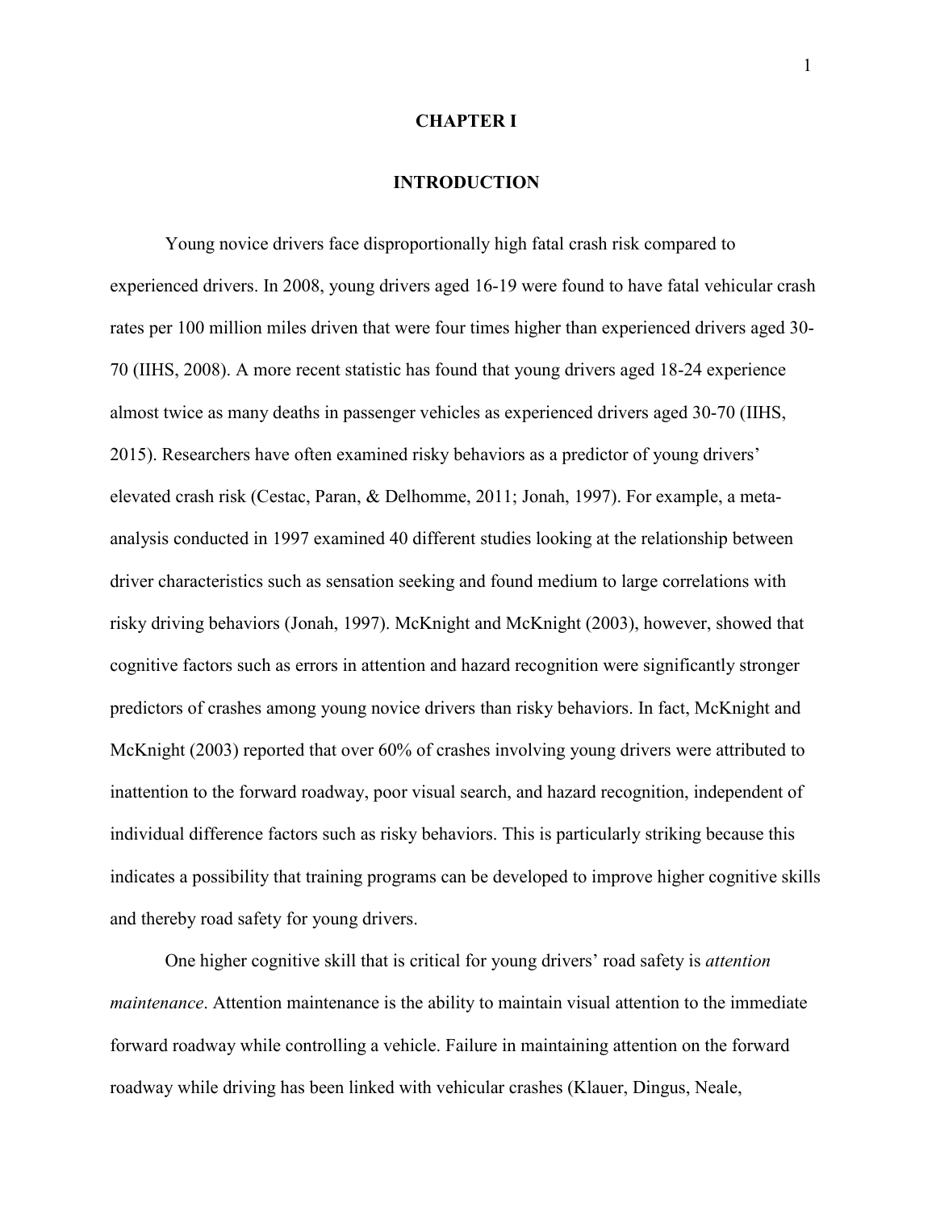# CHAPTER I

# INTRODUCTION

Young novice drivers face disproportionally high fatal crash risk compared to experienced drivers. In 2008, young drivers aged 16-19 were found to have fatal vehicular crash rates per 100 million miles driven that were four times higher than experienced drivers aged 30-70 (IIHS, 2008). A more recent statistic has found that young drivers aged 18-24 experience almost twice as many deaths in passenger vehicles as experienced drivers aged 30-70 (IIHS, 2015). Researchers have often examined risky behaviors as a predictor of young drivers' elevated crash risk (Cestac, Paran, & Delhomme, 2011; Jonah, 1997). For example, a meta-analysis conducted in 1997 examined 40 different studies looking at the relationship between driver characteristics such as sensation seeking and found medium to large correlations with risky driving behaviors (Jonah, 1997). McKnight and McKnight (2003), however, showed that cognitive factors such as errors in attention and hazard recognition were significantly stronger predictors of crashes among young novice drivers than risky behaviors. In fact, McKnight and McKnight (2003) reported that over 60% of crashes involving young drivers were attributed to inattention to the forward roadway, poor visual search, and hazard recognition, independent of individual difference factors such as risky behaviors. This is particularly striking because this indicates a possibility that training programs can be developed to improve higher cognitive skills and thereby road safety for young drivers.

One higher cognitive skill that is critical for young drivers' road safety is *attention maintenance*. Attention maintenance is the ability to maintain visual attention to the immediate forward roadway while controlling a vehicle. Failure in maintaining attention on the forward roadway while driving has been linked with vehicular crashes (Klauer, Dingus, Neale,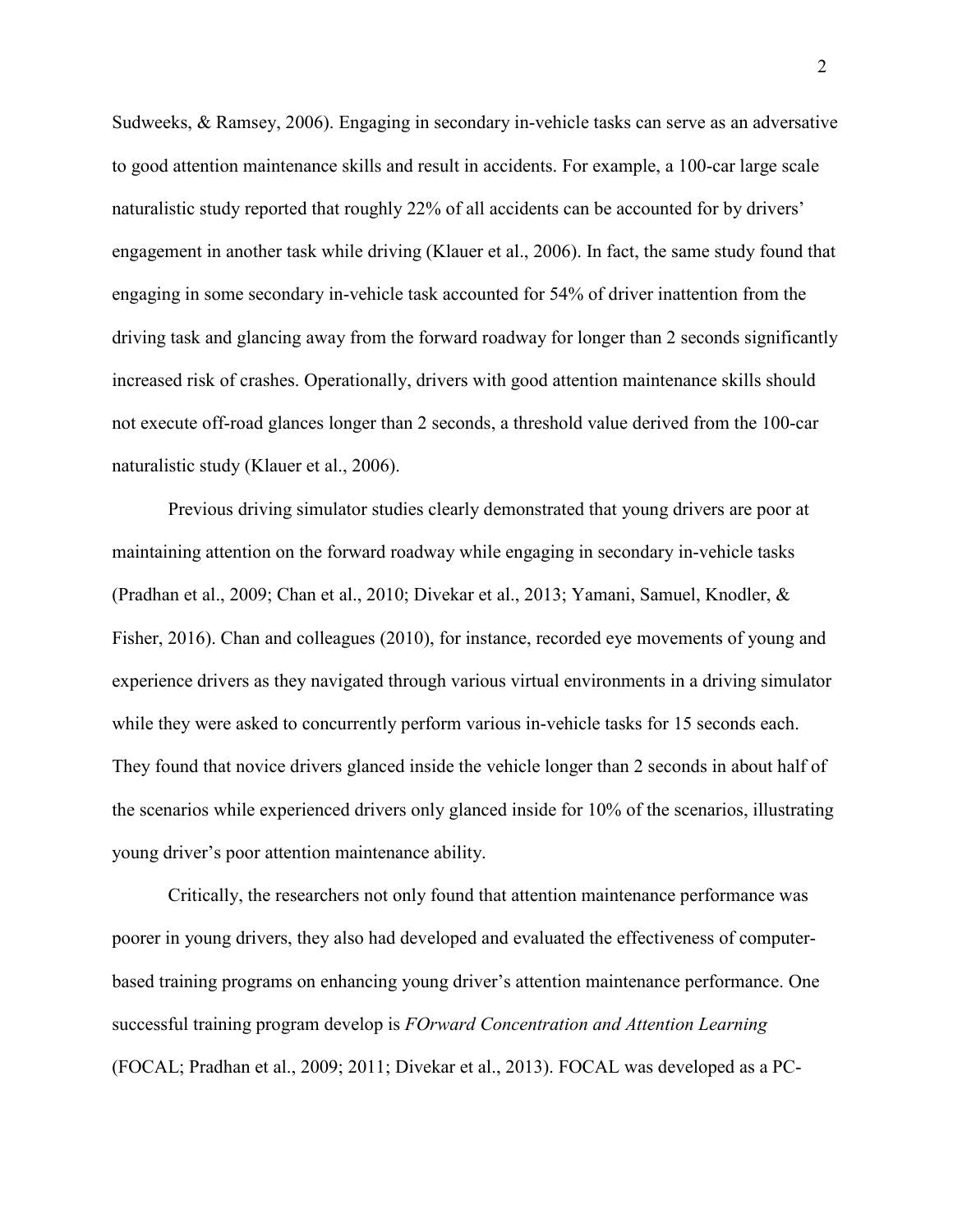Sudweeks, & Ramsey, 2006). Engaging in secondary in-vehicle tasks can serve as an adversative to good attention maintenance skills and result in accidents. For example, a 100-car large scale naturalistic study reported that roughly 22% of all accidents can be accounted for by drivers' engagement in another task while driving (Klauer et al., 2006). In fact, the same study found that engaging in some secondary in-vehicle task accounted for 54% of driver inattention from the driving task and glancing away from the forward roadway for longer than 2 seconds significantly increased risk of crashes. Operationally, drivers with good attention maintenance skills should not execute off-road glances longer than 2 seconds, a threshold value derived from the 100-car naturalistic study (Klauer et al., 2006).

Previous driving simulator studies clearly demonstrated that young drivers are poor at maintaining attention on the forward roadway while engaging in secondary in-vehicle tasks (Pradhan et al., 2009; Chan et al., 2010; Divekar et al., 2013; Yamani, Samuel, Knodler, & Fisher, 2016). Chan and colleagues (2010), for instance, recorded eye movements of young and experience drivers as they navigated through various virtual environments in a driving simulator while they were asked to concurrently perform various in-vehicle tasks for 15 seconds each. They found that novice drivers glanced inside the vehicle longer than 2 seconds in about half of the scenarios while experienced drivers only glanced inside for 10% of the scenarios, illustrating young driver's poor attention maintenance ability.

Critically, the researchers not only found that attention maintenance performance was poorer in young drivers, they also had developed and evaluated the effectiveness of computer-based training programs on enhancing young driver's attention maintenance performance. One successful training program develop is *FOrward Concentration and Attention Learning* (FOCAL; Pradhan et al., 2009; 2011; Divekar et al., 2013). FOCAL was developed as a PC-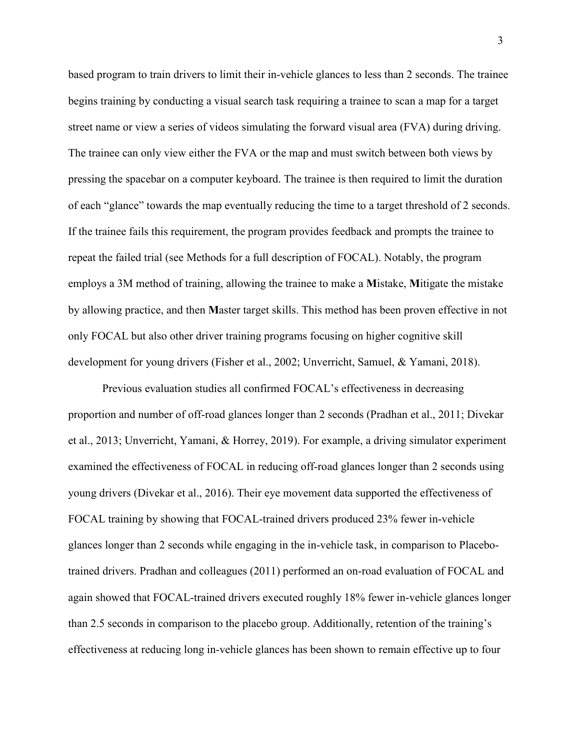based program to train drivers to limit their in-vehicle glances to less than 2 seconds. The trainee begins training by conducting a visual search task requiring a trainee to scan a map for a target street name or view a series of videos simulating the forward visual area (FVA) during driving. The trainee can only view either the FVA or the map and must switch between both views by pressing the spacebar on a computer keyboard. The trainee is then required to limit the duration of each "glance" towards the map eventually reducing the time to a target threshold of 2 seconds. If the trainee fails this requirement, the program provides feedback and prompts the trainee to repeat the failed trial (see Methods for a full description of FOCAL). Notably, the program employs a 3M method of training, allowing the trainee to make a **M**istake, **M**itigate the mistake by allowing practice, and then **M**aster target skills. This method has been proven effective in not only FOCAL but also other driver training programs focusing on higher cognitive skill development for young drivers (Fisher et al., 2002; Unverricht, Samuel, & Yamani, 2018).

Previous evaluation studies all confirmed FOCAL's effectiveness in decreasing proportion and number of off-road glances longer than 2 seconds (Pradhan et al., 2011; Divekar et al., 2013; Unverricht, Yamani, & Horrey, 2019). For example, a driving simulator experiment examined the effectiveness of FOCAL in reducing off-road glances longer than 2 seconds using young drivers (Divekar et al., 2016). Their eye movement data supported the effectiveness of FOCAL training by showing that FOCAL-trained drivers produced 23% fewer in-vehicle glances longer than 2 seconds while engaging in the in-vehicle task, in comparison to Placebo-trained drivers. Pradhan and colleagues (2011) performed an on-road evaluation of FOCAL and again showed that FOCAL-trained drivers executed roughly 18% fewer in-vehicle glances longer than 2.5 seconds in comparison to the placebo group. Additionally, retention of the training's effectiveness at reducing long in-vehicle glances has been shown to remain effective up to four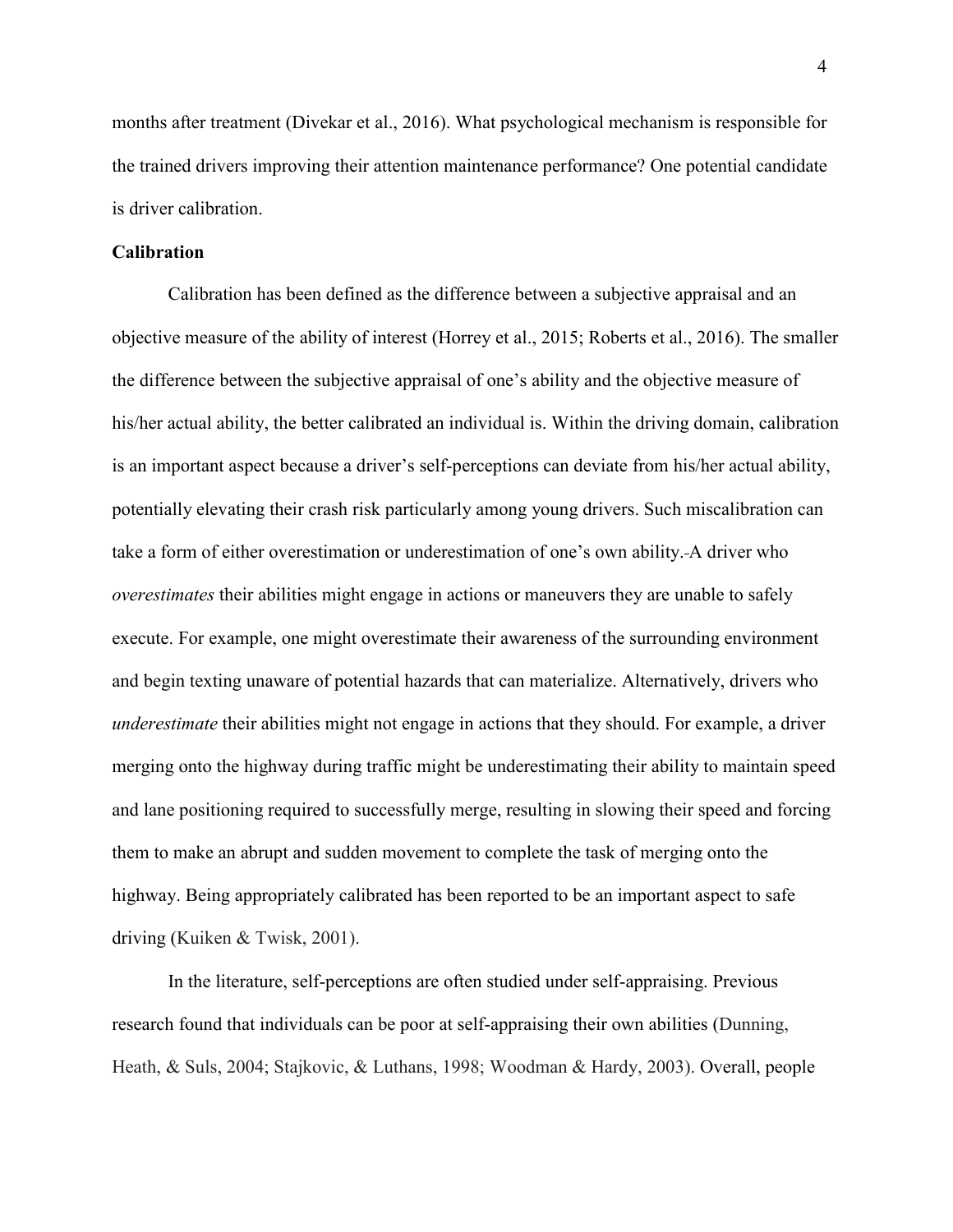months after treatment (Divekar et al., 2016). What psychological mechanism is responsible for the trained drivers improving their attention maintenance performance? One potential candidate is driver calibration.

**Calibration**

Calibration has been defined as the difference between a subjective appraisal and an objective measure of the ability of interest (Horrey et al., 2015; Roberts et al., 2016). The smaller the difference between the subjective appraisal of one's ability and the objective measure of his/her actual ability, the better calibrated an individual is. Within the driving domain, calibration is an important aspect because a driver's self-perceptions can deviate from his/her actual ability, potentially elevating their crash risk particularly among young drivers. Such miscalibration can take a form of either overestimation or underestimation of one's own ability. A driver who *overestimates* their abilities might engage in actions or maneuvers they are unable to safely execute. For example, one might overestimate their awareness of the surrounding environment and begin texting unaware of potential hazards that can materialize. Alternatively, drivers who *underestimate* their abilities might not engage in actions that they should. For example, a driver merging onto the highway during traffic might be underestimating their ability to maintain speed and lane positioning required to successfully merge, resulting in slowing their speed and forcing them to make an abrupt and sudden movement to complete the task of merging onto the highway. Being appropriately calibrated has been reported to be an important aspect to safe driving (Kuiken & Twisk, 2001).

In the literature, self-perceptions are often studied under self-appraising. Previous research found that individuals can be poor at self-appraising their own abilities (Dunning, Heath, & Suls, 2004; Stajkovic, & Luthans, 1998; Woodman & Hardy, 2003). Overall, people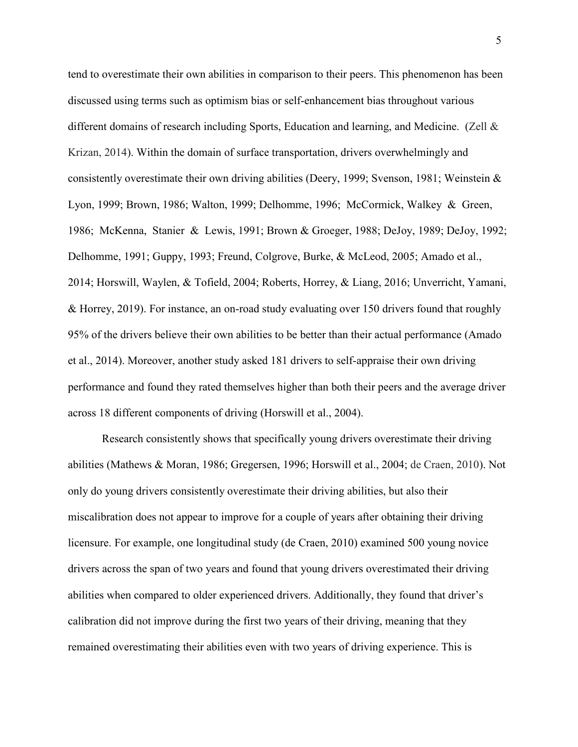tend to overestimate their own abilities in comparison to their peers. This phenomenon has been discussed using terms such as optimism bias or self-enhancement bias throughout various different domains of research including Sports, Education and learning, and Medicine. (Zell & Krizan, 2014). Within the domain of surface transportation, drivers overwhelmingly and consistently overestimate their own driving abilities (Deery, 1999; Svenson, 1981; Weinstein & Lyon, 1999; Brown, 1986; Walton, 1999; Delhomme, 1996; McCormick, Walkey & Green, 1986; McKenna, Stanier & Lewis, 1991; Brown & Groeger, 1988; DeJoy, 1989; DeJoy, 1992; Delhomme, 1991; Guppy, 1993; Freund, Colgrove, Burke, & McLeod, 2005; Amado et al., 2014; Horswill, Waylen, & Tofield, 2004; Roberts, Horrey, & Liang, 2016; Unverricht, Yamani, & Horrey, 2019). For instance, an on-road study evaluating over 150 drivers found that roughly 95% of the drivers believe their own abilities to be better than their actual performance (Amado et al., 2014). Moreover, another study asked 181 drivers to self-appraise their own driving performance and found they rated themselves higher than both their peers and the average driver across 18 different components of driving (Horswill et al., 2004).

Research consistently shows that specifically young drivers overestimate their driving abilities (Mathews & Moran, 1986; Gregersen, 1996; Horswill et al., 2004; de Craen, 2010). Not only do young drivers consistently overestimate their driving abilities, but also their miscalibration does not appear to improve for a couple of years after obtaining their driving licensure. For example, one longitudinal study (de Craen, 2010) examined 500 young novice drivers across the span of two years and found that young drivers overestimated their driving abilities when compared to older experienced drivers. Additionally, they found that driver's calibration did not improve during the first two years of their driving, meaning that they remained overestimating their abilities even with two years of driving experience. This is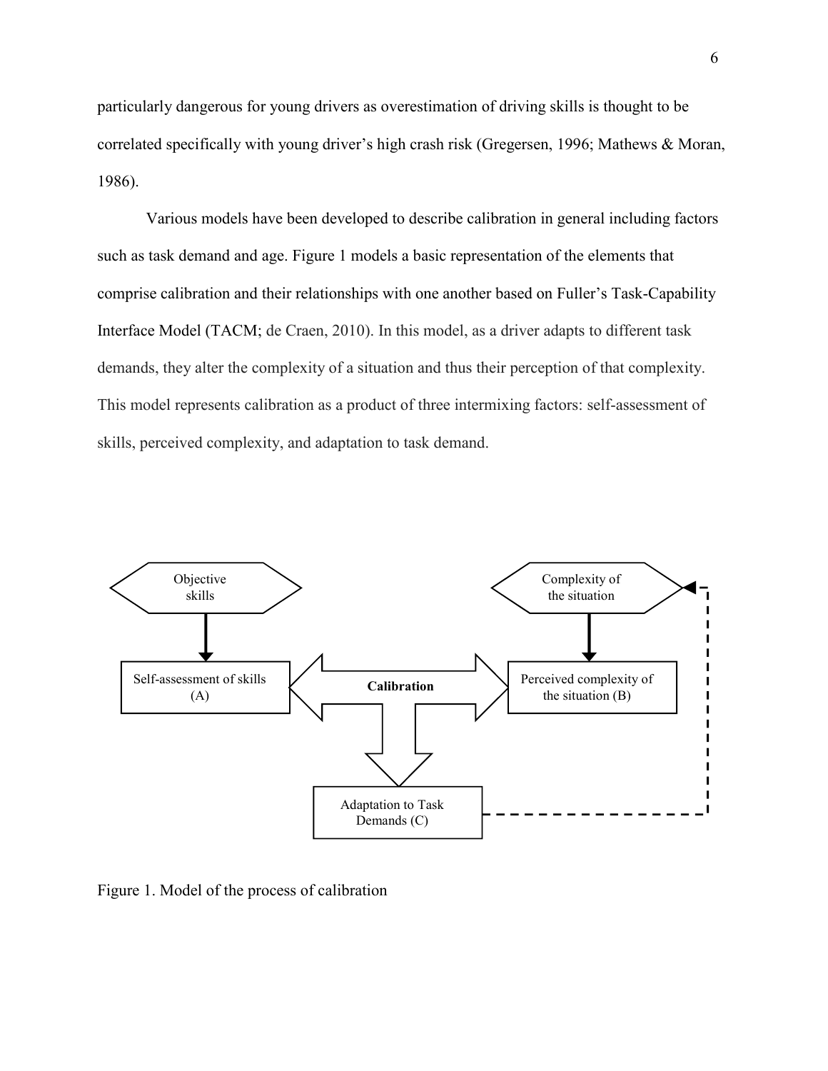particularly dangerous for young drivers as overestimation of driving skills is thought to be correlated specifically with young driver's high crash risk (Gregersen, 1996; Mathews & Moran, 1986).

Various models have been developed to describe calibration in general including factors such as task demand and age. Figure 1 models a basic representation of the elements that comprise calibration and their relationships with one another based on Fuller's Task-Capability Interface Model (TACM; de Craen, 2010). In this model, as a driver adapts to different task demands, they alter the complexity of a situation and thus their perception of that complexity. This model represents calibration as a product of three intermixing factors: self-assessment of skills, perceived complexity, and adaptation to task demand.

Objective skills

Complexity of the situation

Self-assessment of skills (A)

Calibration

Perceived complexity of the situation (B)

Adaptation to Task Demands (C)

Figure 1. Model of the process of calibration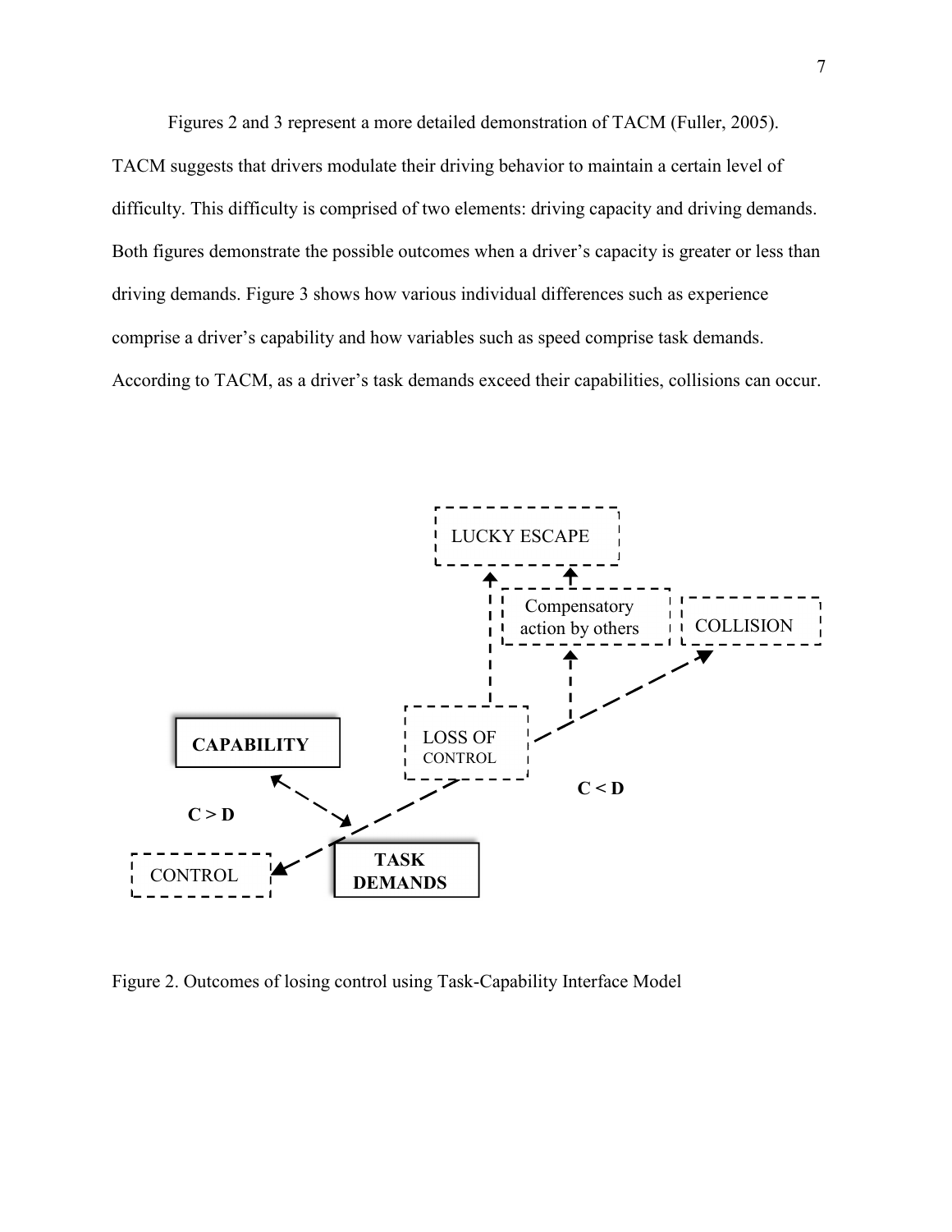Figures 2 and 3 represent a more detailed demonstration of TACM (Fuller, 2005). TACM suggests that drivers modulate their driving behavior to maintain a certain level of difficulty. This difficulty is comprised of two elements: driving capacity and driving demands. Both figures demonstrate the possible outcomes when a driver's capacity is greater or less than driving demands. Figure 3 shows how various individual differences such as experience comprise a driver's capability and how variables such as speed comprise task demands. According to TACM, as a driver's task demands exceed their capabilities, collisions can occur.

Figure 2. Outcomes of losing control using Task-Capability Interface Model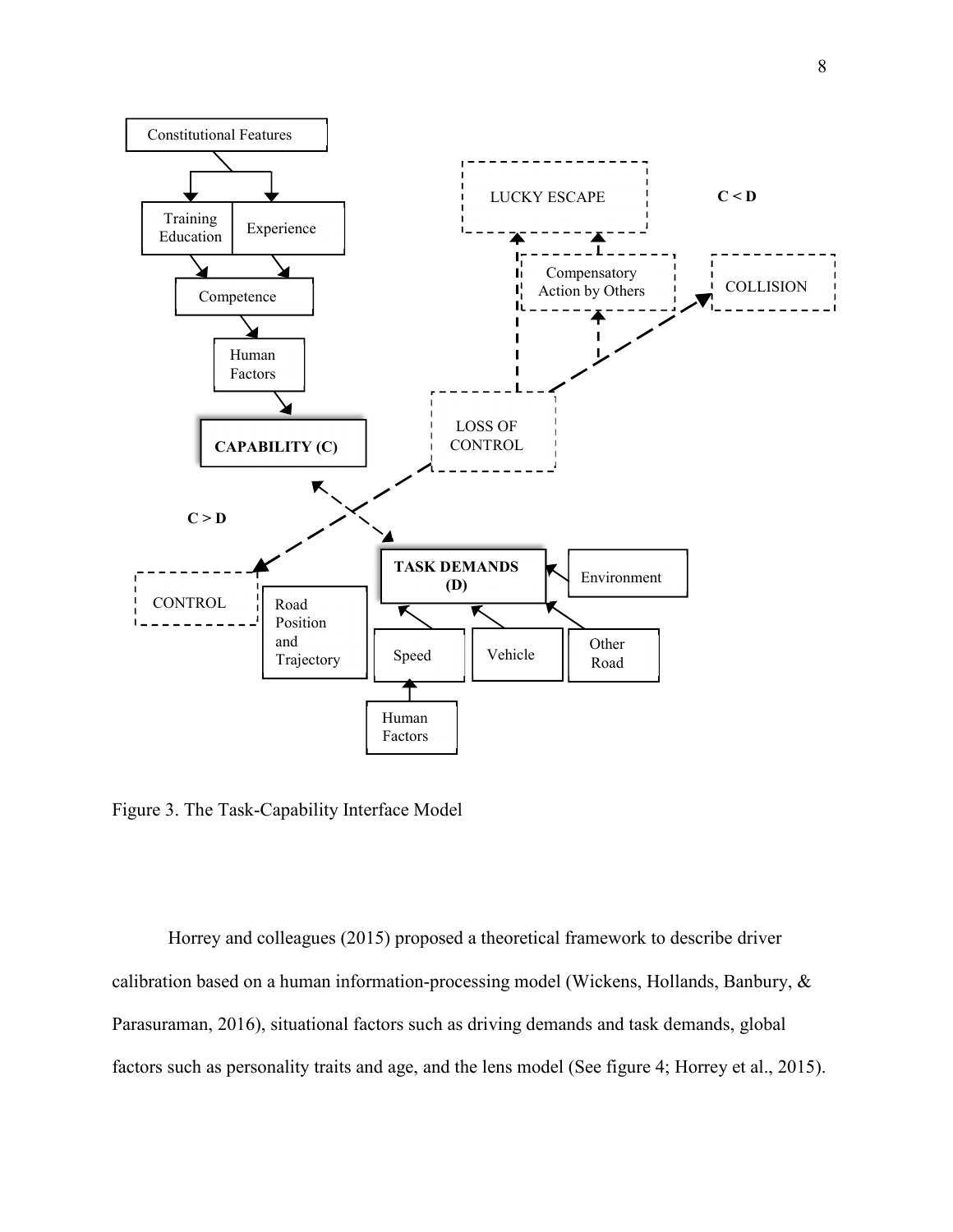Figure 3. The Task-Capability Interface Model

Horrey and colleagues (2015) proposed a theoretical framework to describe driver calibration based on a human information-processing model (Wickens, Hollands, Banbury, & Parasuraman, 2016), situational factors such as driving demands and task demands, global factors such as personality traits and age, and the lens model (See figure 4; Horrey et al., 2015).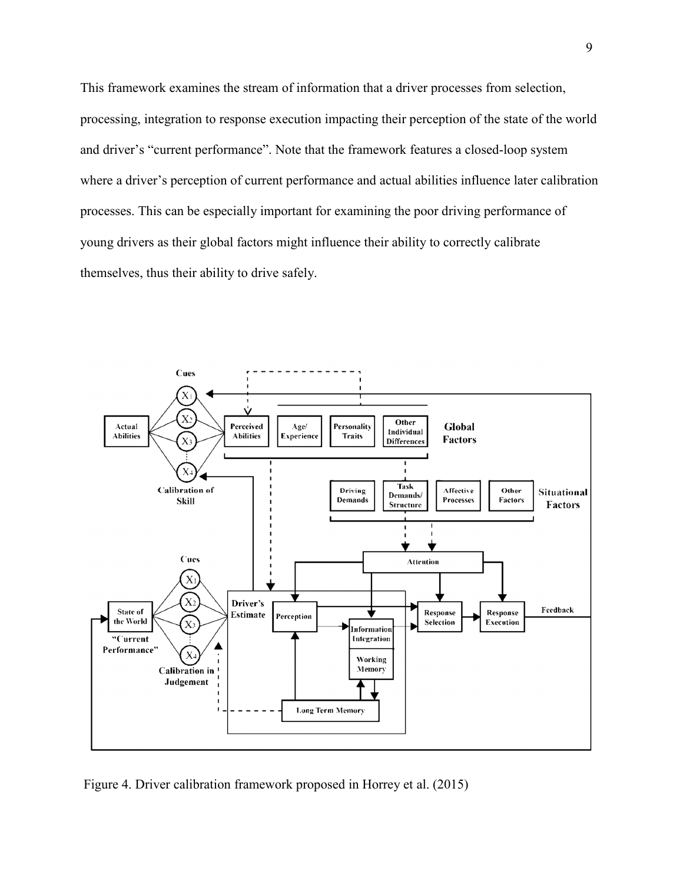This framework examines the stream of information that a driver processes from selection, processing, integration to response execution impacting their perception of the state of the world and driver's "current performance". Note that the framework features a closed-loop system where a driver's perception of current performance and actual abilities influence later calibration processes. This can be especially important for examining the poor driving performance of young drivers as their global factors might influence their ability to correctly calibrate themselves, thus their ability to drive safely.

Figure 4. Driver calibration framework proposed in Horrey et al. (2015)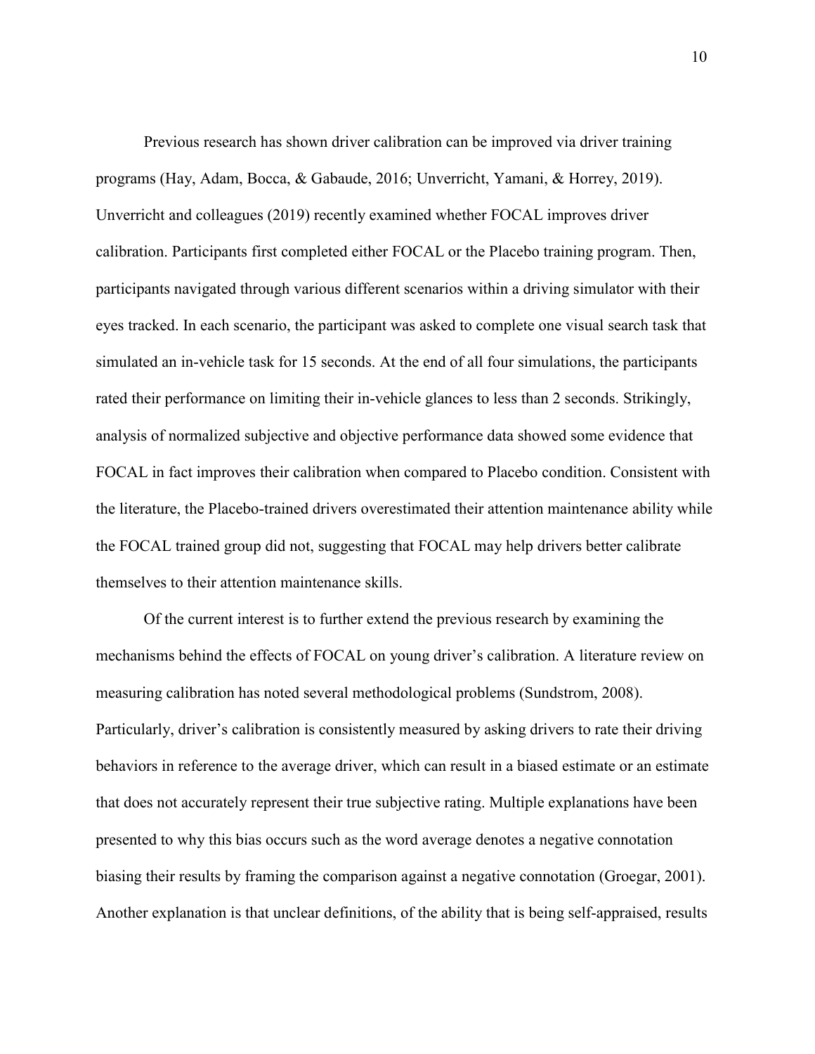Previous research has shown driver calibration can be improved via driver training programs (Hay, Adam, Bocca, & Gabaude, 2016; Unverricht, Yamani, & Horrey, 2019). Unverricht and colleagues (2019) recently examined whether FOCAL improves driver calibration. Participants first completed either FOCAL or the Placebo training program. Then, participants navigated through various different scenarios within a driving simulator with their eyes tracked. In each scenario, the participant was asked to complete one visual search task that simulated an in-vehicle task for 15 seconds. At the end of all four simulations, the participants rated their performance on limiting their in-vehicle glances to less than 2 seconds. Strikingly, analysis of normalized subjective and objective performance data showed some evidence that FOCAL in fact improves their calibration when compared to Placebo condition. Consistent with the literature, the Placebo-trained drivers overestimated their attention maintenance ability while the FOCAL trained group did not, suggesting that FOCAL may help drivers better calibrate themselves to their attention maintenance skills.

Of the current interest is to further extend the previous research by examining the mechanisms behind the effects of FOCAL on young driver's calibration. A literature review on measuring calibration has noted several methodological problems (Sundstrom, 2008). Particularly, driver's calibration is consistently measured by asking drivers to rate their driving behaviors in reference to the average driver, which can result in a biased estimate or an estimate that does not accurately represent their true subjective rating. Multiple explanations have been presented to why this bias occurs such as the word average denotes a negative connotation biasing their results by framing the comparison against a negative connotation (Groegar, 2001). Another explanation is that unclear definitions, of the ability that is being self-appraised, results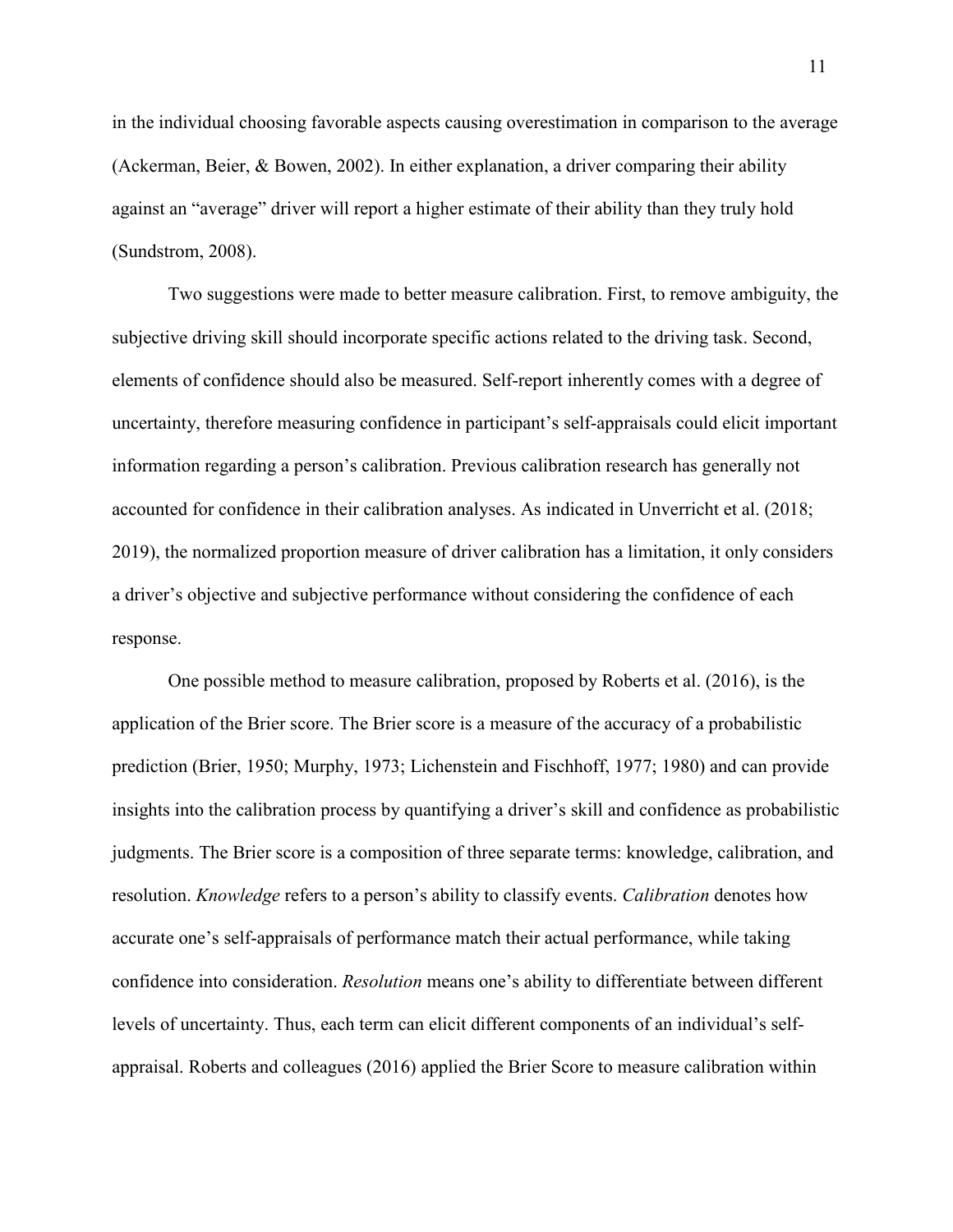in the individual choosing favorable aspects causing overestimation in comparison to the average (Ackerman, Beier, & Bowen, 2002). In either explanation, a driver comparing their ability against an "average" driver will report a higher estimate of their ability than they truly hold (Sundstrom, 2008).

Two suggestions were made to better measure calibration. First, to remove ambiguity, the subjective driving skill should incorporate specific actions related to the driving task. Second, elements of confidence should also be measured. Self-report inherently comes with a degree of uncertainty, therefore measuring confidence in participant's self-appraisals could elicit important information regarding a person's calibration. Previous calibration research has generally not accounted for confidence in their calibration analyses. As indicated in Unverricht et al. (2018; 2019), the normalized proportion measure of driver calibration has a limitation, it only considers a driver's objective and subjective performance without considering the confidence of each response.

One possible method to measure calibration, proposed by Roberts et al. (2016), is the application of the Brier score. The Brier score is a measure of the accuracy of a probabilistic prediction (Brier, 1950; Murphy, 1973; Lichenstein and Fischhoff, 1977; 1980) and can provide insights into the calibration process by quantifying a driver's skill and confidence as probabilistic judgments. The Brier score is a composition of three separate terms: knowledge, calibration, and resolution. *Knowledge* refers to a person's ability to classify events. *Calibration* denotes how accurate one's self-appraisals of performance match their actual performance, while taking confidence into consideration. *Resolution* means one's ability to differentiate between different levels of uncertainty. Thus, each term can elicit different components of an individual's self-appraisal. Roberts and colleagues (2016) applied the Brier Score to measure calibration within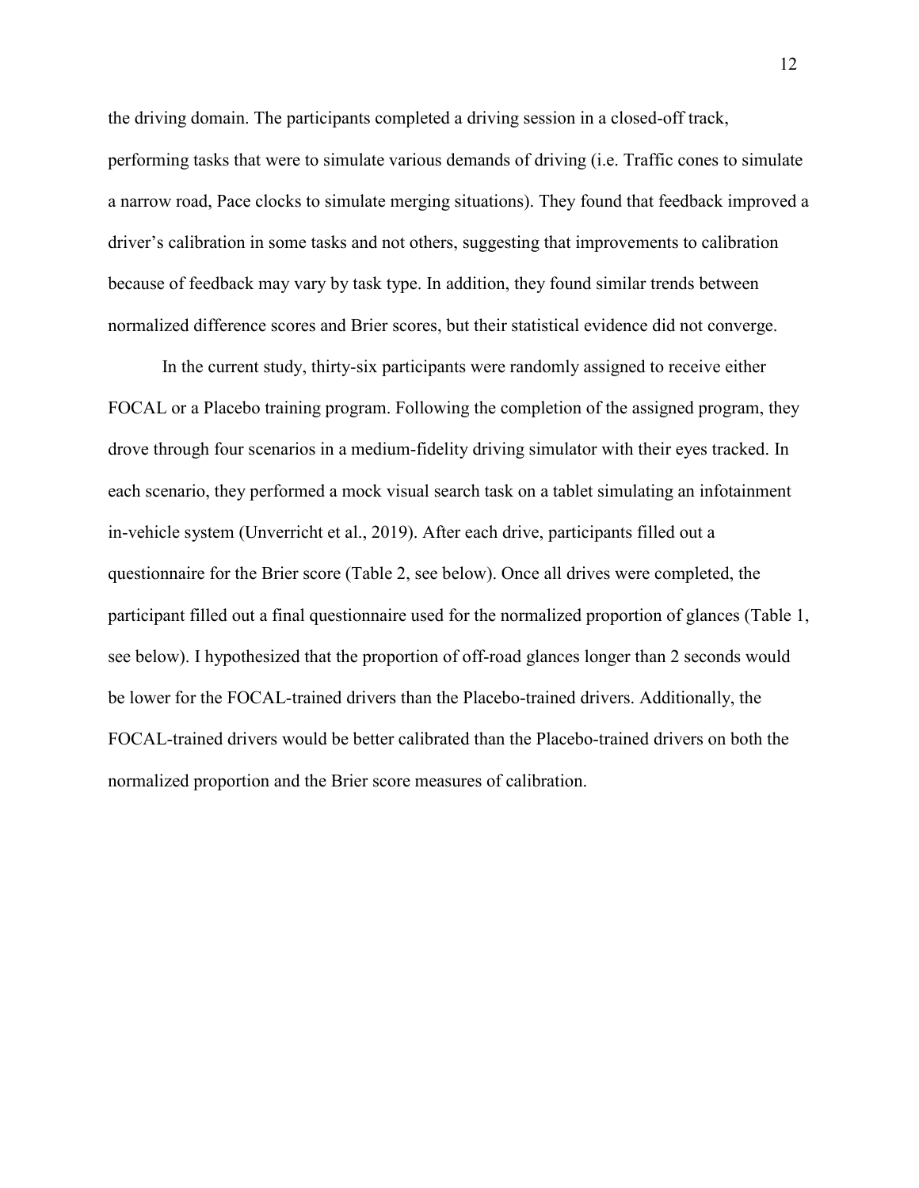the driving domain. The participants completed a driving session in a closed-off track, performing tasks that were to simulate various demands of driving (i.e. Traffic cones to simulate a narrow road, Pace clocks to simulate merging situations). They found that feedback improved a driver's calibration in some tasks and not others, suggesting that improvements to calibration because of feedback may vary by task type. In addition, they found similar trends between normalized difference scores and Brier scores, but their statistical evidence did not converge.

In the current study, thirty-six participants were randomly assigned to receive either FOCAL or a Placebo training program. Following the completion of the assigned program, they drove through four scenarios in a medium-fidelity driving simulator with their eyes tracked. In each scenario, they performed a mock visual search task on a tablet simulating an infotainment in-vehicle system (Unverricht et al., 2019). After each drive, participants filled out a questionnaire for the Brier score (Table 2, see below). Once all drives were completed, the participant filled out a final questionnaire used for the normalized proportion of glances (Table 1, see below). I hypothesized that the proportion of off-road glances longer than 2 seconds would be lower for the FOCAL-trained drivers than the Placebo-trained drivers. Additionally, the FOCAL-trained drivers would be better calibrated than the Placebo-trained drivers on both the normalized proportion and the Brier score measures of calibration.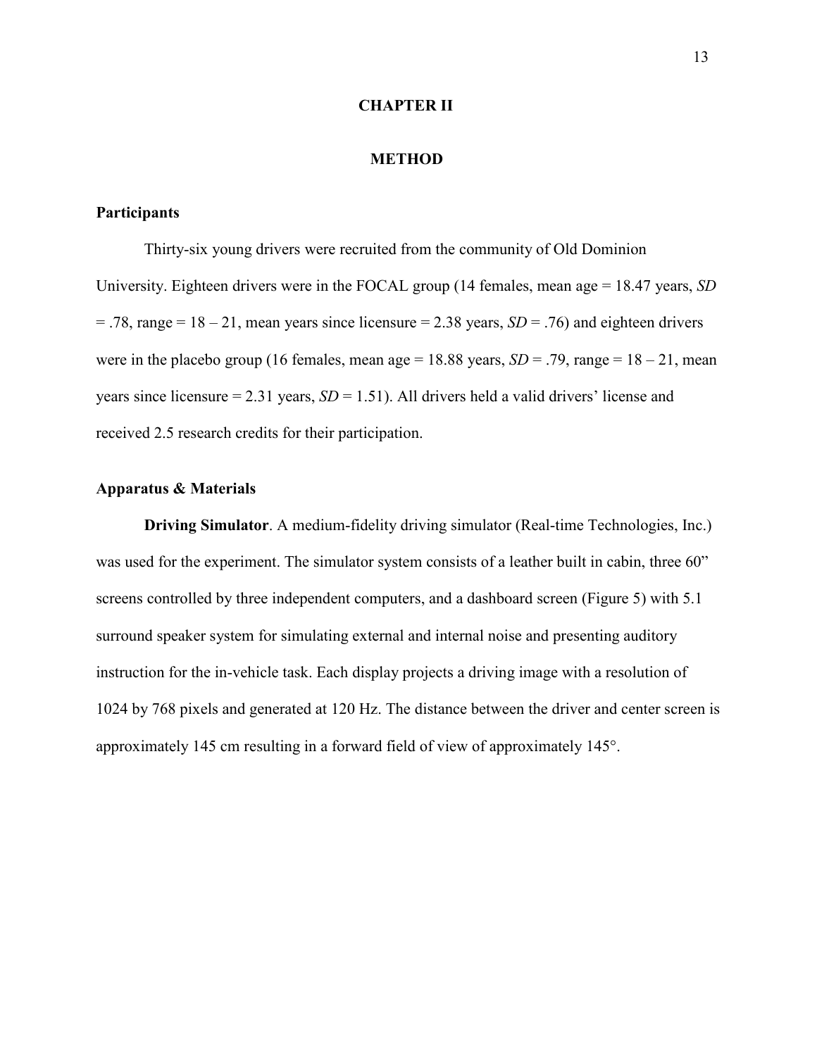# CHAPTER II

# METHOD

## Participants

Thirty-six young drivers were recruited from the community of Old Dominion University. Eighteen drivers were in the FOCAL group (14 females, mean age = 18.47 years, *SD* = .78, range = 18 – 21, mean years since licensure = 2.38 years, *SD* = .76) and eighteen drivers were in the placebo group (16 females, mean age = 18.88 years, *SD* = .79, range = 18 – 21, mean years since licensure = 2.31 years, *SD* = 1.51). All drivers held a valid drivers' license and received 2.5 research credits for their participation.

## Apparatus & Materials

**Driving Simulator**. A medium-fidelity driving simulator (Real-time Technologies, Inc.) was used for the experiment. The simulator system consists of a leather built in cabin, three 60" screens controlled by three independent computers, and a dashboard screen (Figure 5) with 5.1 surround speaker system for simulating external and internal noise and presenting auditory instruction for the in-vehicle task. Each display projects a driving image with a resolution of 1024 by 768 pixels and generated at 120 Hz. The distance between the driver and center screen is approximately 145 cm resulting in a forward field of view of approximately 145°.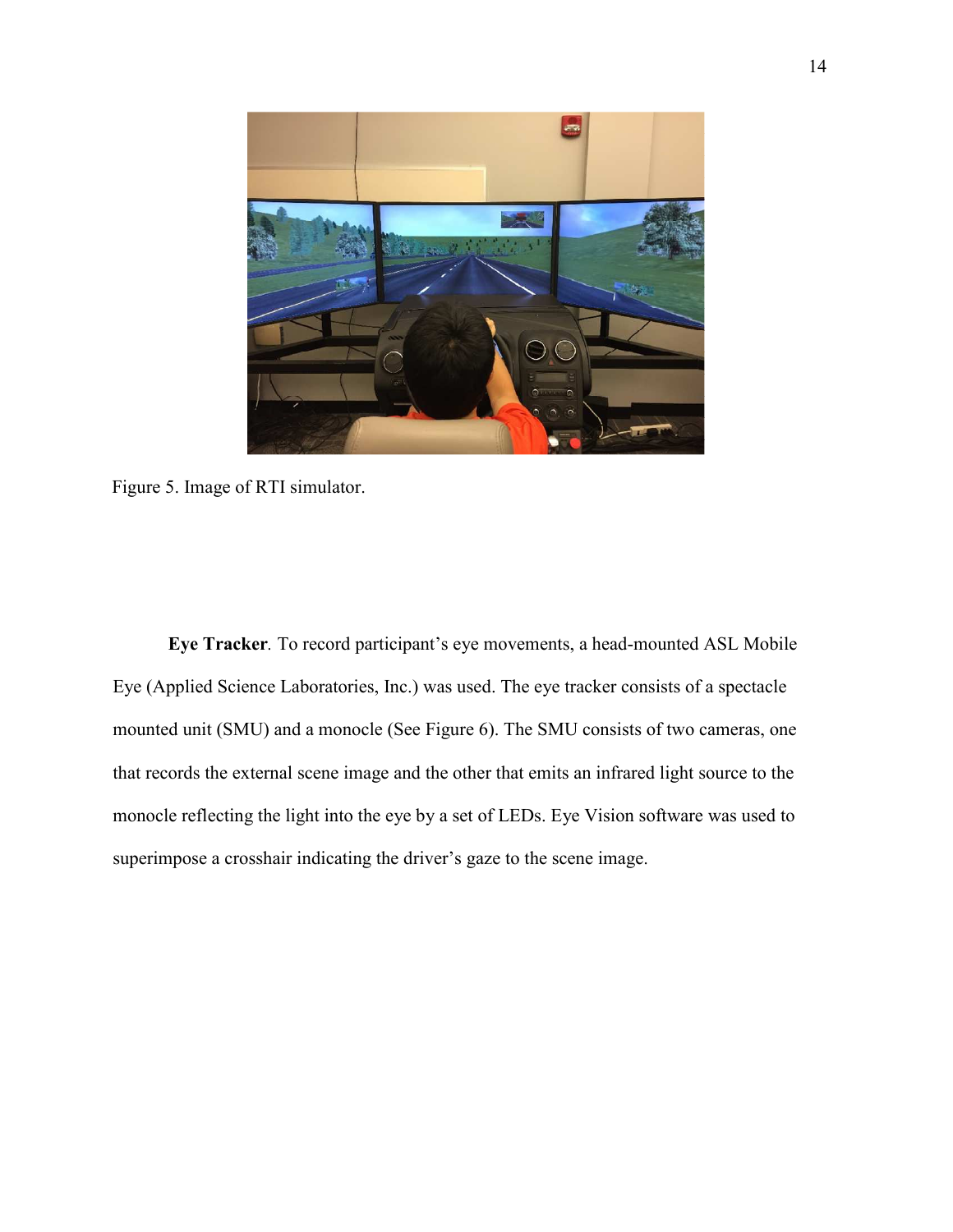Figure 5. Image of RTI simulator.

**Eye Tracker**. To record participant's eye movements, a head-mounted ASL Mobile Eye (Applied Science Laboratories, Inc.) was used. The eye tracker consists of a spectacle mounted unit (SMU) and a monocle (See Figure 6). The SMU consists of two cameras, one that records the external scene image and the other that emits an infrared light source to the monocle reflecting the light into the eye by a set of LEDs. Eye Vision software was used to superimpose a crosshair indicating the driver's gaze to the scene image.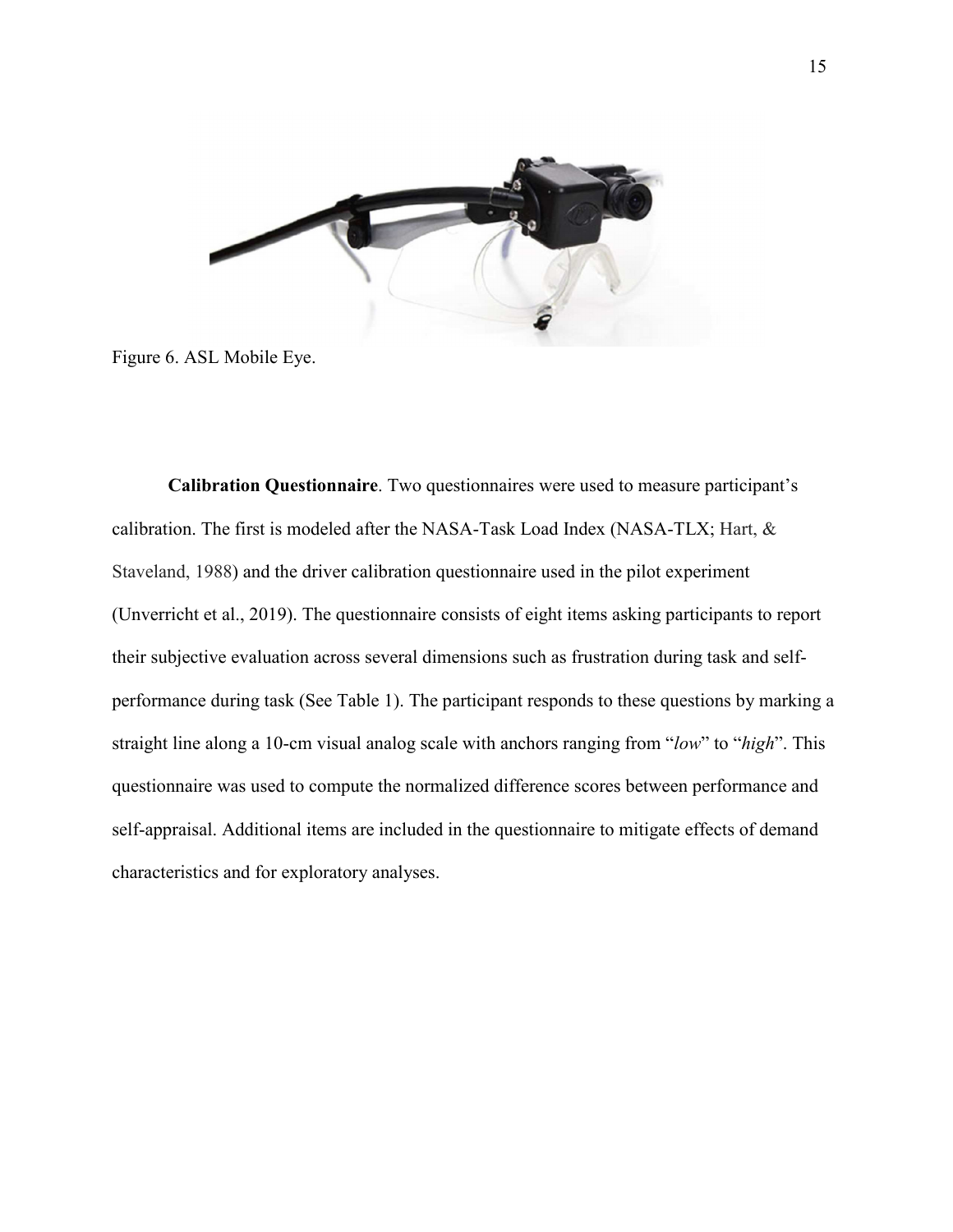Figure 6. ASL Mobile Eye.

**Calibration Questionnaire**. Two questionnaires were used to measure participant's calibration. The first is modeled after the NASA-Task Load Index (NASA-TLX; Hart, & Staveland, 1988) and the driver calibration questionnaire used in the pilot experiment (Unverricht et al., 2019). The questionnaire consists of eight items asking participants to report their subjective evaluation across several dimensions such as frustration during task and self-performance during task (See Table 1). The participant responds to these questions by marking a straight line along a 10-cm visual analog scale with anchors ranging from "*low*" to "*high*". This questionnaire was used to compute the normalized difference scores between performance and self-appraisal. Additional items are included in the questionnaire to mitigate effects of demand characteristics and for exploratory analyses.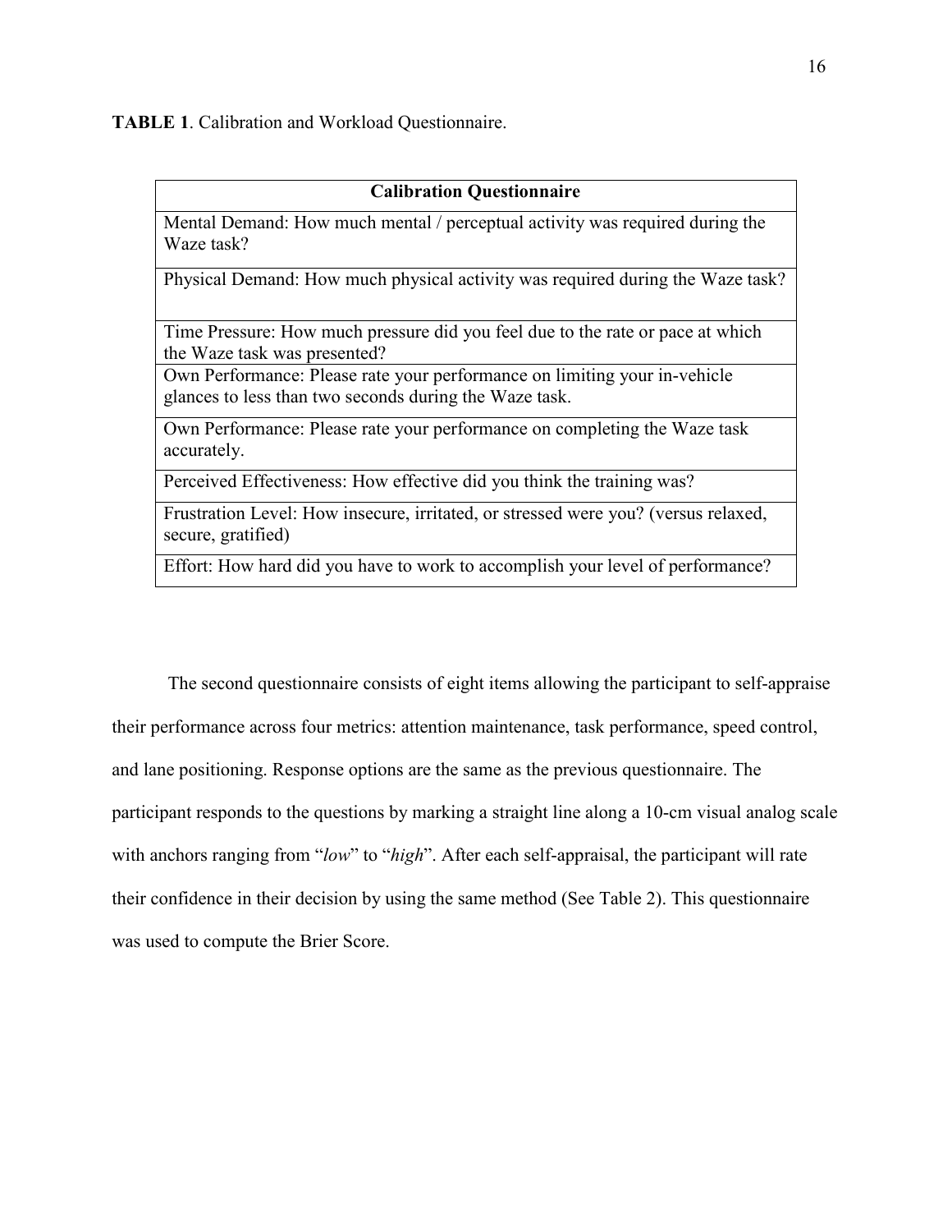**TABLE 1**. Calibration and Workload Questionnaire.

| Calibration Questionnaire |
| --- |
| Mental Demand: How much mental / perceptual activity was required during the Waze task? |
| Physical Demand: How much physical activity was required during the Waze task? |
| Time Pressure: How much pressure did you feel due to the rate or pace at which the Waze task was presented? |
| Own Performance: Please rate your performance on limiting your in-vehicle glances to less than two seconds during the Waze task. |
| Own Performance: Please rate your performance on completing the Waze task accurately. |
| Perceived Effectiveness: How effective did you think the training was? |
| Frustration Level: How insecure, irritated, or stressed were you? (versus relaxed, secure, gratified) |
| Effort: How hard did you have to work to accomplish your level of performance? |

The second questionnaire consists of eight items allowing the participant to self-appraise their performance across four metrics: attention maintenance, task performance, speed control, and lane positioning. Response options are the same as the previous questionnaire. The participant responds to the questions by marking a straight line along a 10-cm visual analog scale with anchors ranging from "*low*" to "*high*". After each self-appraisal, the participant will rate their confidence in their decision by using the same method (See Table 2). This questionnaire was used to compute the Brier Score.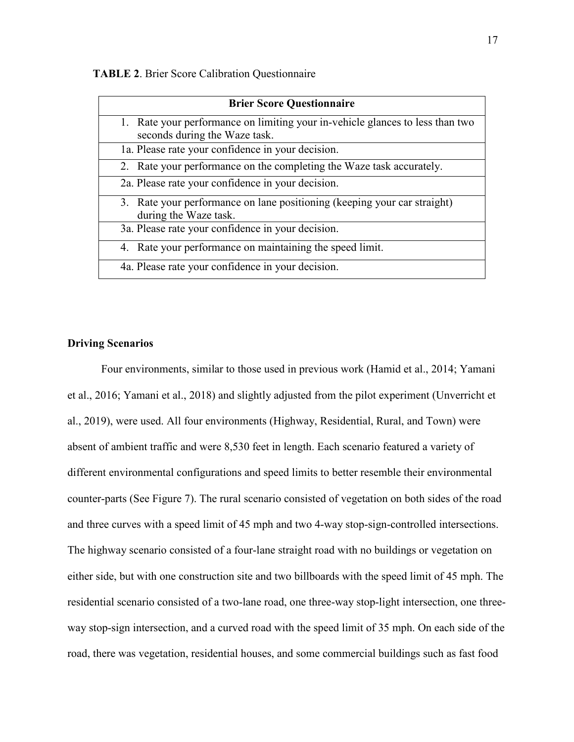**TABLE 2**. Brier Score Calibration Questionnaire

| Brier Score Questionnaire |
|---|
| 1. Rate your performance on limiting your in-vehicle glances to less than two seconds during the Waze task. |
| 1a. Please rate your confidence in your decision. |
| 2. Rate your performance on the completing the Waze task accurately. |
| 2a. Please rate your confidence in your decision. |
| 3. Rate your performance on lane positioning (keeping your car straight) during the Waze task. |
| 3a. Please rate your confidence in your decision. |
| 4. Rate your performance on maintaining the speed limit. |
| 4a. Please rate your confidence in your decision. |

**Driving Scenarios**

Four environments, similar to those used in previous work (Hamid et al., 2014; Yamani et al., 2016; Yamani et al., 2018) and slightly adjusted from the pilot experiment (Unverricht et al., 2019), were used. All four environments (Highway, Residential, Rural, and Town) were absent of ambient traffic and were 8,530 feet in length. Each scenario featured a variety of different environmental configurations and speed limits to better resemble their environmental counter-parts (See Figure 7). The rural scenario consisted of vegetation on both sides of the road and three curves with a speed limit of 45 mph and two 4-way stop-sign-controlled intersections. The highway scenario consisted of a four-lane straight road with no buildings or vegetation on either side, but with one construction site and two billboards with the speed limit of 45 mph. The residential scenario consisted of a two-lane road, one three-way stop-light intersection, one three-way stop-sign intersection, and a curved road with the speed limit of 35 mph. On each side of the road, there was vegetation, residential houses, and some commercial buildings such as fast food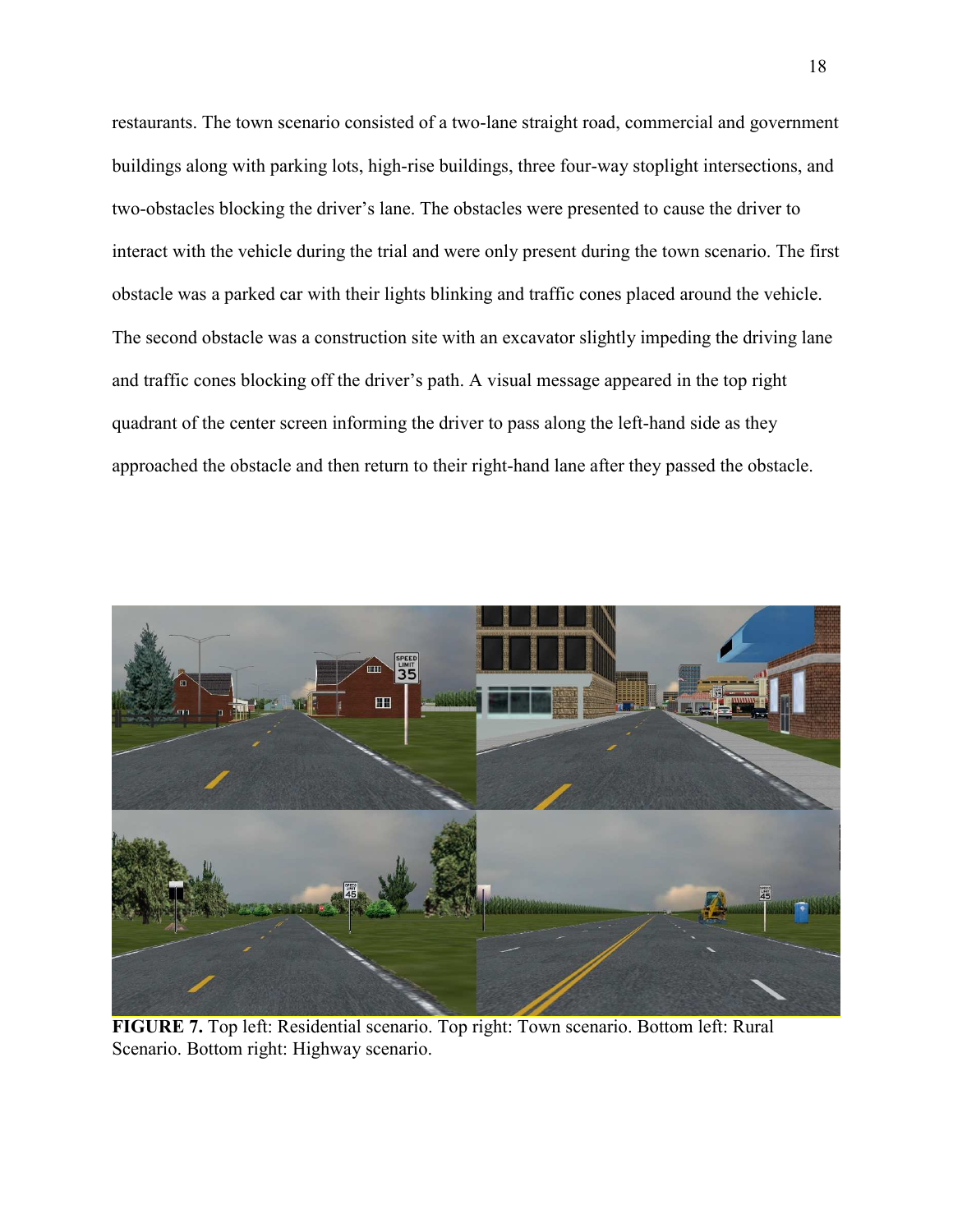restaurants. The town scenario consisted of a two-lane straight road, commercial and government buildings along with parking lots, high-rise buildings, three four-way stoplight intersections, and two-obstacles blocking the driver's lane. The obstacles were presented to cause the driver to interact with the vehicle during the trial and were only present during the town scenario. The first obstacle was a parked car with their lights blinking and traffic cones placed around the vehicle. The second obstacle was a construction site with an excavator slightly impeding the driving lane and traffic cones blocking off the driver's path. A visual message appeared in the top right quadrant of the center screen informing the driver to pass along the left-hand side as they approached the obstacle and then return to their right-hand lane after they passed the obstacle.

**FIGURE 7.** Top left: Residential scenario. Top right: Town scenario. Bottom left: Rural Scenario. Bottom right: Highway scenario.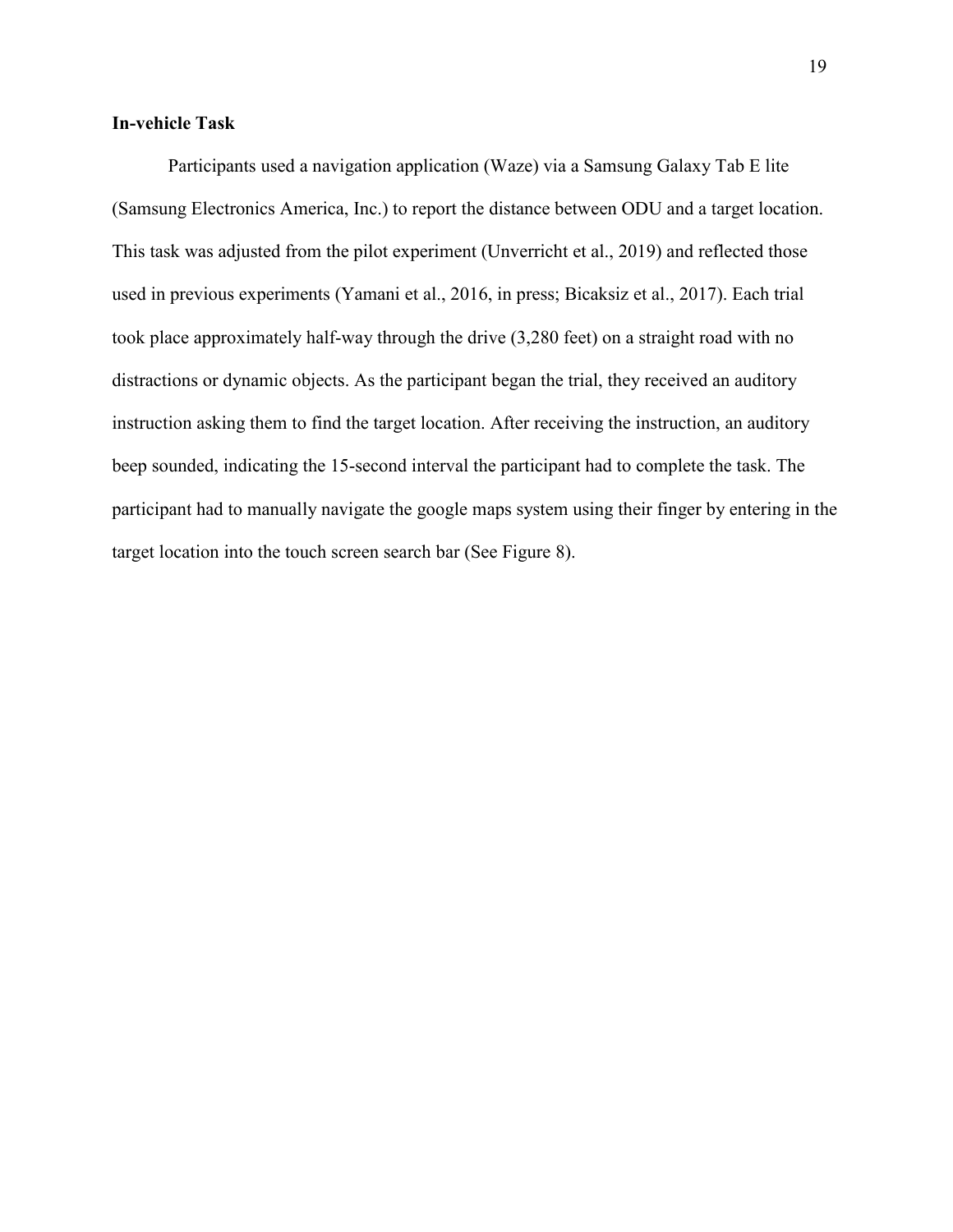**In-vehicle Task**

Participants used a navigation application (Waze) via a Samsung Galaxy Tab E lite (Samsung Electronics America, Inc.) to report the distance between ODU and a target location. This task was adjusted from the pilot experiment (Unverricht et al., 2019) and reflected those used in previous experiments (Yamani et al., 2016, in press; Bicaksiz et al., 2017). Each trial took place approximately half-way through the drive (3,280 feet) on a straight road with no distractions or dynamic objects. As the participant began the trial, they received an auditory instruction asking them to find the target location. After receiving the instruction, an auditory beep sounded, indicating the 15-second interval the participant had to complete the task. The participant had to manually navigate the google maps system using their finger by entering in the target location into the touch screen search bar (See Figure 8).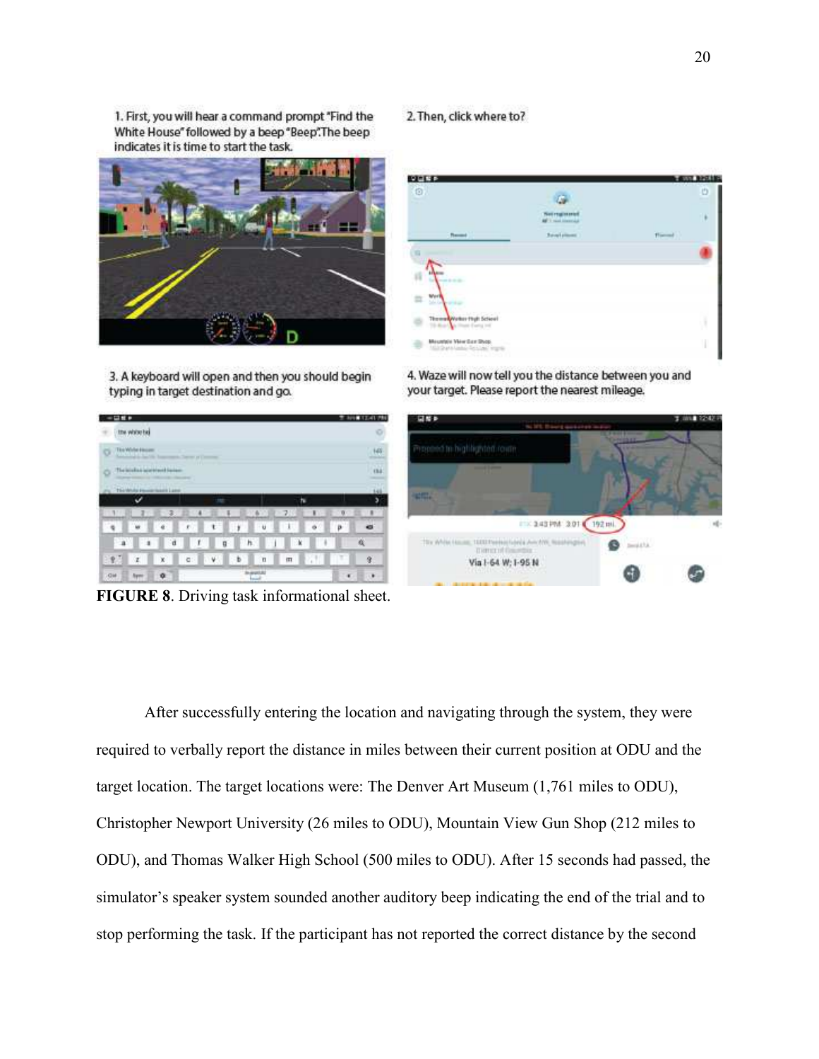1. First, you will hear a command prompt "Find the White House" followed by a beep "Beep". The beep indicates it is time to start the task.

2. Then, click where to?

3. A keyboard will open and then you should begin typing in target destination and go.

4. Waze will now tell you the distance between you and your target. Please report the nearest mileage.

**FIGURE 8**. Driving task informational sheet.

After successfully entering the location and navigating through the system, they were required to verbally report the distance in miles between their current position at ODU and the target location. The target locations were: The Denver Art Museum (1,761 miles to ODU), Christopher Newport University (26 miles to ODU), Mountain View Gun Shop (212 miles to ODU), and Thomas Walker High School (500 miles to ODU). After 15 seconds had passed, the simulator's speaker system sounded another auditory beep indicating the end of the trial and to stop performing the task. If the participant has not reported the correct distance by the second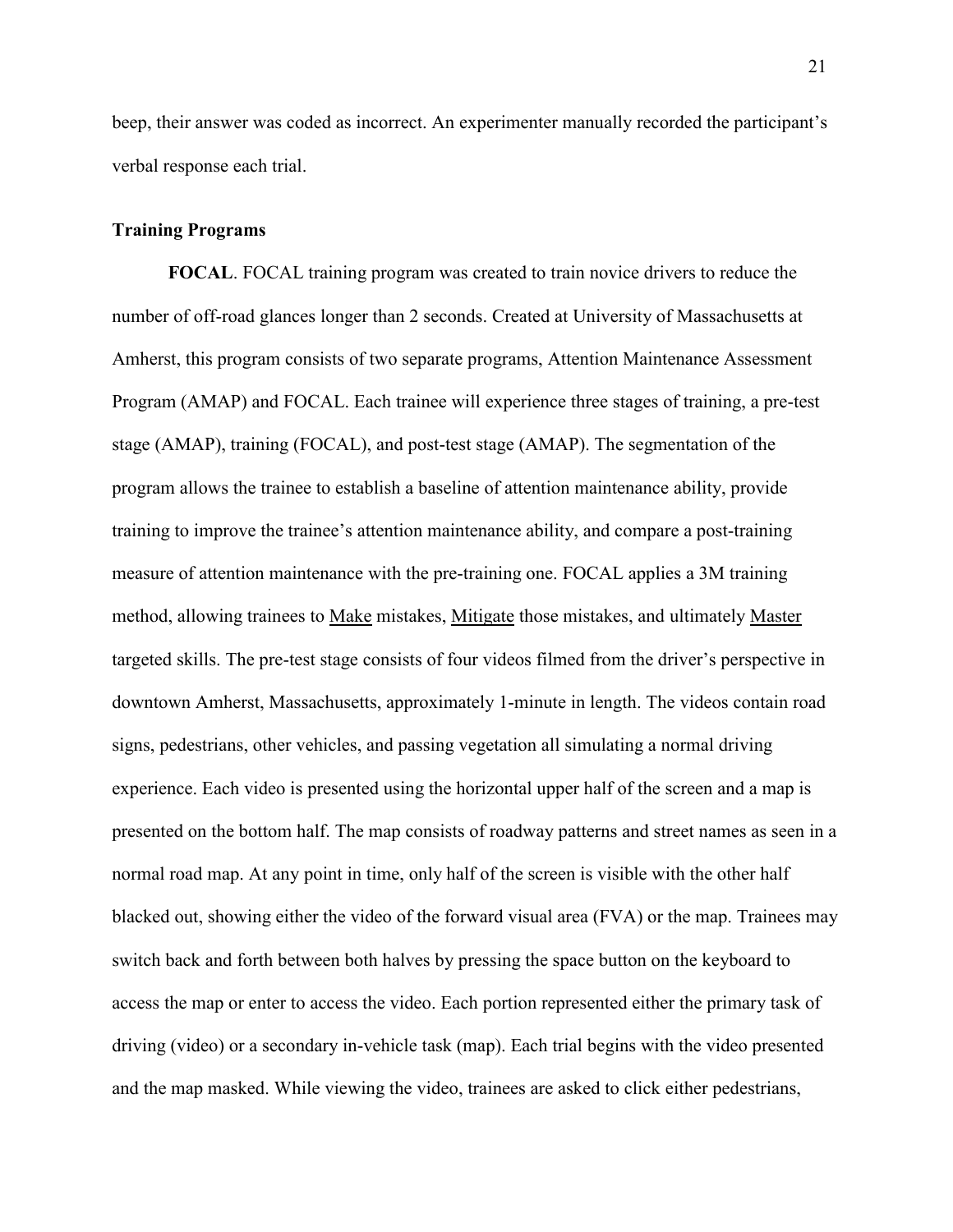beep, their answer was coded as incorrect. An experimenter manually recorded the participant's verbal response each trial.

## Training Programs

**FOCAL**. FOCAL training program was created to train novice drivers to reduce the number of off-road glances longer than 2 seconds. Created at University of Massachusetts at Amherst, this program consists of two separate programs, Attention Maintenance Assessment Program (AMAP) and FOCAL. Each trainee will experience three stages of training, a pre-test stage (AMAP), training (FOCAL), and post-test stage (AMAP). The segmentation of the program allows the trainee to establish a baseline of attention maintenance ability, provide training to improve the trainee's attention maintenance ability, and compare a post-training measure of attention maintenance with the pre-training one. FOCAL applies a 3M training method, allowing trainees to <u>Make</u> mistakes, <u>Mitigate</u> those mistakes, and ultimately <u>Master</u> targeted skills. The pre-test stage consists of four videos filmed from the driver's perspective in downtown Amherst, Massachusetts, approximately 1-minute in length. The videos contain road signs, pedestrians, other vehicles, and passing vegetation all simulating a normal driving experience. Each video is presented using the horizontal upper half of the screen and a map is presented on the bottom half. The map consists of roadway patterns and street names as seen in a normal road map. At any point in time, only half of the screen is visible with the other half blacked out, showing either the video of the forward visual area (FVA) or the map. Trainees may switch back and forth between both halves by pressing the space button on the keyboard to access the map or enter to access the video. Each portion represented either the primary task of driving (video) or a secondary in-vehicle task (map). Each trial begins with the video presented and the map masked. While viewing the video, trainees are asked to click either pedestrians,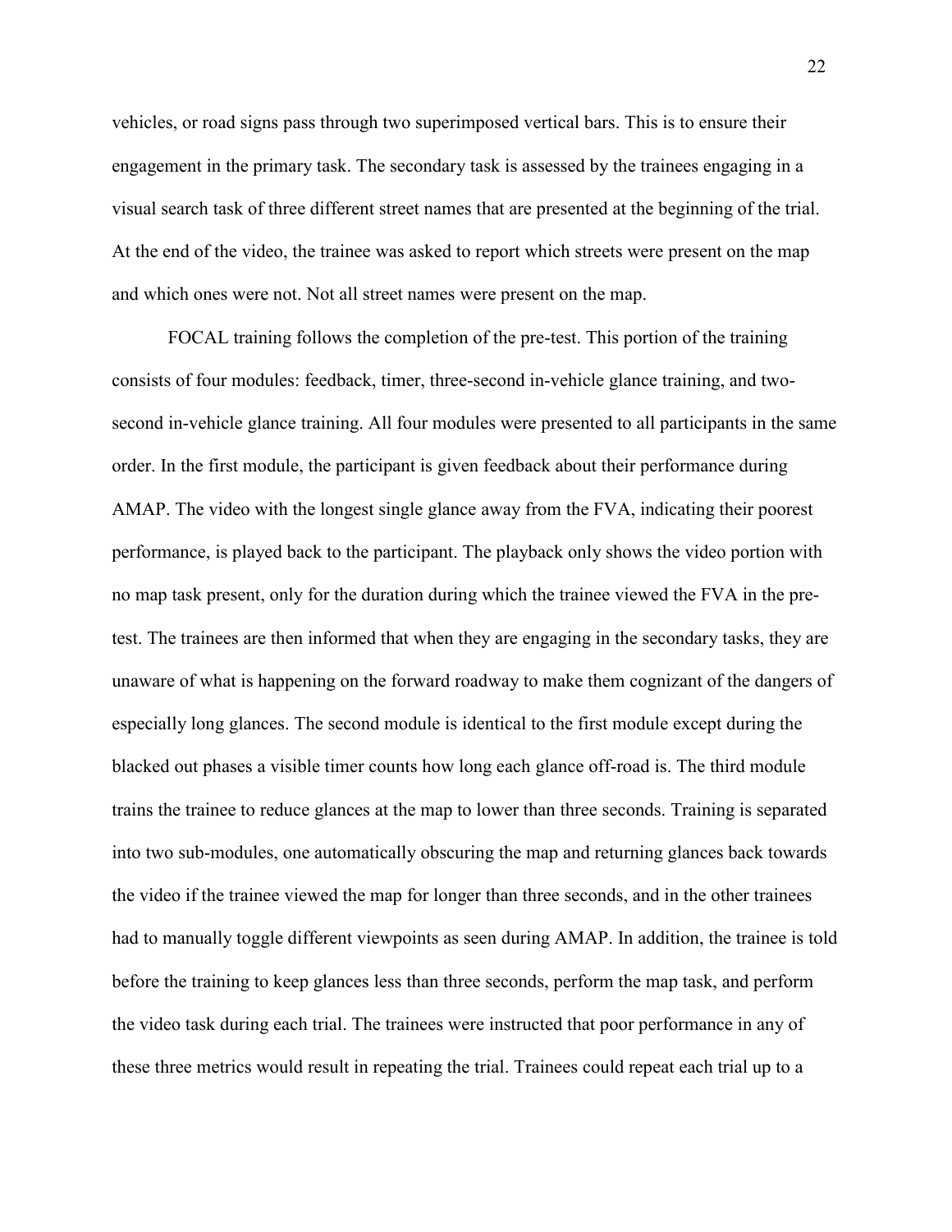vehicles, or road signs pass through two superimposed vertical bars. This is to ensure their engagement in the primary task. The secondary task is assessed by the trainees engaging in a visual search task of three different street names that are presented at the beginning of the trial. At the end of the video, the trainee was asked to report which streets were present on the map and which ones were not. Not all street names were present on the map.

FOCAL training follows the completion of the pre-test. This portion of the training consists of four modules: feedback, timer, three-second in-vehicle glance training, and two-second in-vehicle glance training. All four modules were presented to all participants in the same order. In the first module, the participant is given feedback about their performance during AMAP. The video with the longest single glance away from the FVA, indicating their poorest performance, is played back to the participant. The playback only shows the video portion with no map task present, only for the duration during which the trainee viewed the FVA in the pre-test. The trainees are then informed that when they are engaging in the secondary tasks, they are unaware of what is happening on the forward roadway to make them cognizant of the dangers of especially long glances. The second module is identical to the first module except during the blacked out phases a visible timer counts how long each glance off-road is. The third module trains the trainee to reduce glances at the map to lower than three seconds. Training is separated into two sub-modules, one automatically obscuring the map and returning glances back towards the video if the trainee viewed the map for longer than three seconds, and in the other trainees had to manually toggle different viewpoints as seen during AMAP. In addition, the trainee is told before the training to keep glances less than three seconds, perform the map task, and perform the video task during each trial. The trainees were instructed that poor performance in any of these three metrics would result in repeating the trial. Trainees could repeat each trial up to a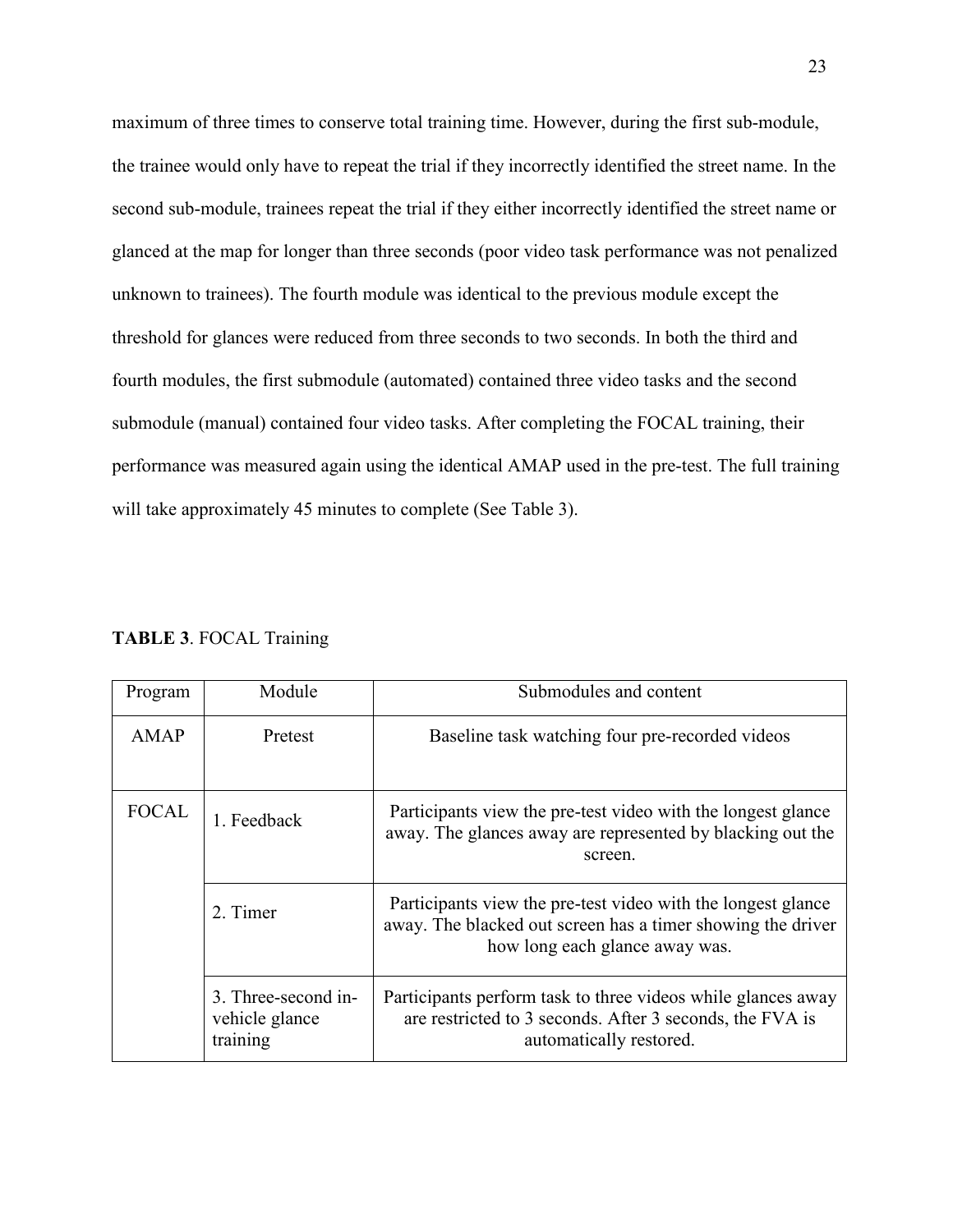maximum of three times to conserve total training time. However, during the first sub-module, the trainee would only have to repeat the trial if they incorrectly identified the street name. In the second sub-module, trainees repeat the trial if they either incorrectly identified the street name or glanced at the map for longer than three seconds (poor video task performance was not penalized unknown to trainees). The fourth module was identical to the previous module except the threshold for glances were reduced from three seconds to two seconds. In both the third and fourth modules, the first submodule (automated) contained three video tasks and the second submodule (manual) contained four video tasks. After completing the FOCAL training, their performance was measured again using the identical AMAP used in the pre-test. The full training will take approximately 45 minutes to complete (See Table 3).

**TABLE 3**. FOCAL Training

| Program | Module | Submodules and content |
| --- | --- | --- |
| AMAP | Pretest | Baseline task watching four pre-recorded videos |
| FOCAL | 1. Feedback | Participants view the pre-test video with the longest glance away. The glances away are represented by blacking out the screen. |
| | 2. Timer | Participants view the pre-test video with the longest glance away. The blacked out screen has a timer showing the driver how long each glance away was. |
| | 3. Three-second in-vehicle glance training | Participants perform task to three videos while glances away are restricted to 3 seconds. After 3 seconds, the FVA is automatically restored. |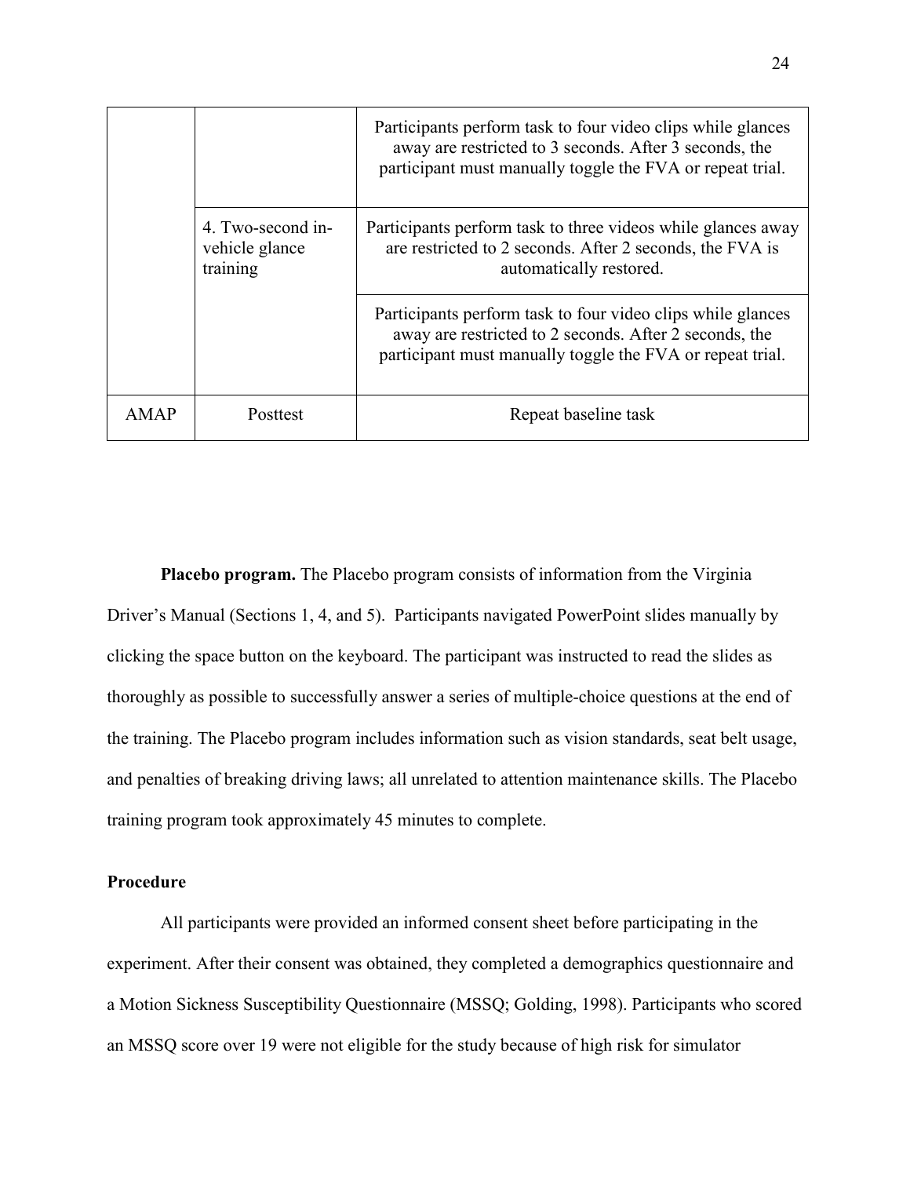| | | |
|---|---|---|
| | | Participants perform task to four video clips while glances away are restricted to 3 seconds. After 3 seconds, the participant must manually toggle the FVA or repeat trial. |
| | 4. Two-second in-vehicle glance training | Participants perform task to three videos while glances away are restricted to 2 seconds. After 2 seconds, the FVA is automatically restored. |
| | | Participants perform task to four video clips while glances away are restricted to 2 seconds. After 2 seconds, the participant must manually toggle the FVA or repeat trial. |
| AMAP | Posttest | Repeat baseline task |

**Placebo program.** The Placebo program consists of information from the Virginia Driver's Manual (Sections 1, 4, and 5). Participants navigated PowerPoint slides manually by clicking the space button on the keyboard. The participant was instructed to read the slides as thoroughly as possible to successfully answer a series of multiple-choice questions at the end of the training. The Placebo program includes information such as vision standards, seat belt usage, and penalties of breaking driving laws; all unrelated to attention maintenance skills. The Placebo training program took approximately 45 minutes to complete.

### Procedure

All participants were provided an informed consent sheet before participating in the experiment. After their consent was obtained, they completed a demographics questionnaire and a Motion Sickness Susceptibility Questionnaire (MSSQ; Golding, 1998). Participants who scored an MSSQ score over 19 were not eligible for the study because of high risk for simulator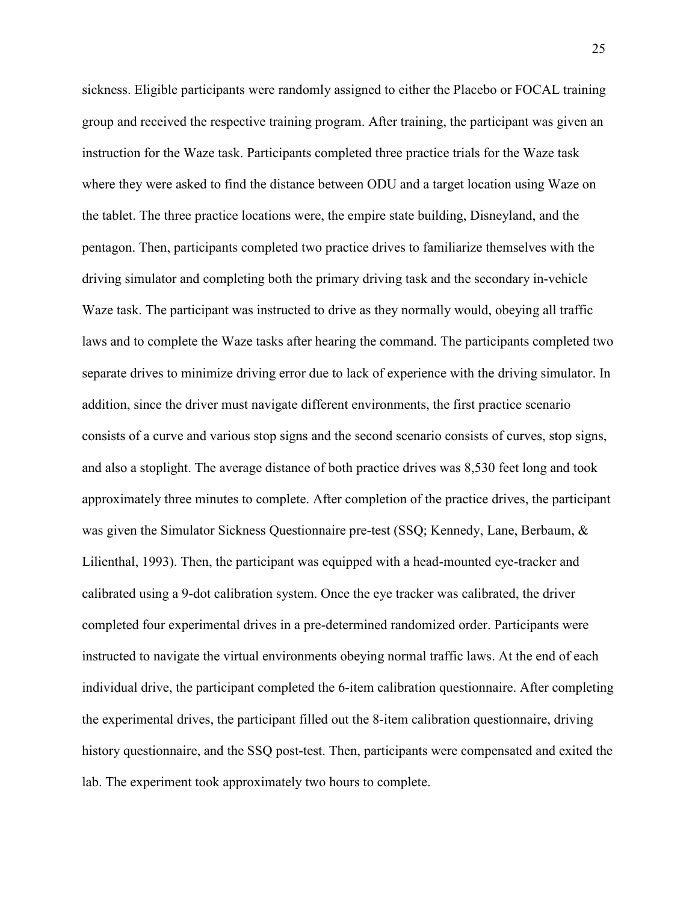sickness. Eligible participants were randomly assigned to either the Placebo or FOCAL training group and received the respective training program. After training, the participant was given an instruction for the Waze task. Participants completed three practice trials for the Waze task where they were asked to find the distance between ODU and a target location using Waze on the tablet. The three practice locations were, the empire state building, Disneyland, and the pentagon. Then, participants completed two practice drives to familiarize themselves with the driving simulator and completing both the primary driving task and the secondary in-vehicle Waze task. The participant was instructed to drive as they normally would, obeying all traffic laws and to complete the Waze tasks after hearing the command. The participants completed two separate drives to minimize driving error due to lack of experience with the driving simulator. In addition, since the driver must navigate different environments, the first practice scenario consists of a curve and various stop signs and the second scenario consists of curves, stop signs, and also a stoplight. The average distance of both practice drives was 8,530 feet long and took approximately three minutes to complete. After completion of the practice drives, the participant was given the Simulator Sickness Questionnaire pre-test (SSQ; Kennedy, Lane, Berbaum, & Lilienthal, 1993). Then, the participant was equipped with a head-mounted eye-tracker and calibrated using a 9-dot calibration system. Once the eye tracker was calibrated, the driver completed four experimental drives in a pre-determined randomized order. Participants were instructed to navigate the virtual environments obeying normal traffic laws. At the end of each individual drive, the participant completed the 6-item calibration questionnaire. After completing the experimental drives, the participant filled out the 8-item calibration questionnaire, driving history questionnaire, and the SSQ post-test. Then, participants were compensated and exited the lab. The experiment took approximately two hours to complete.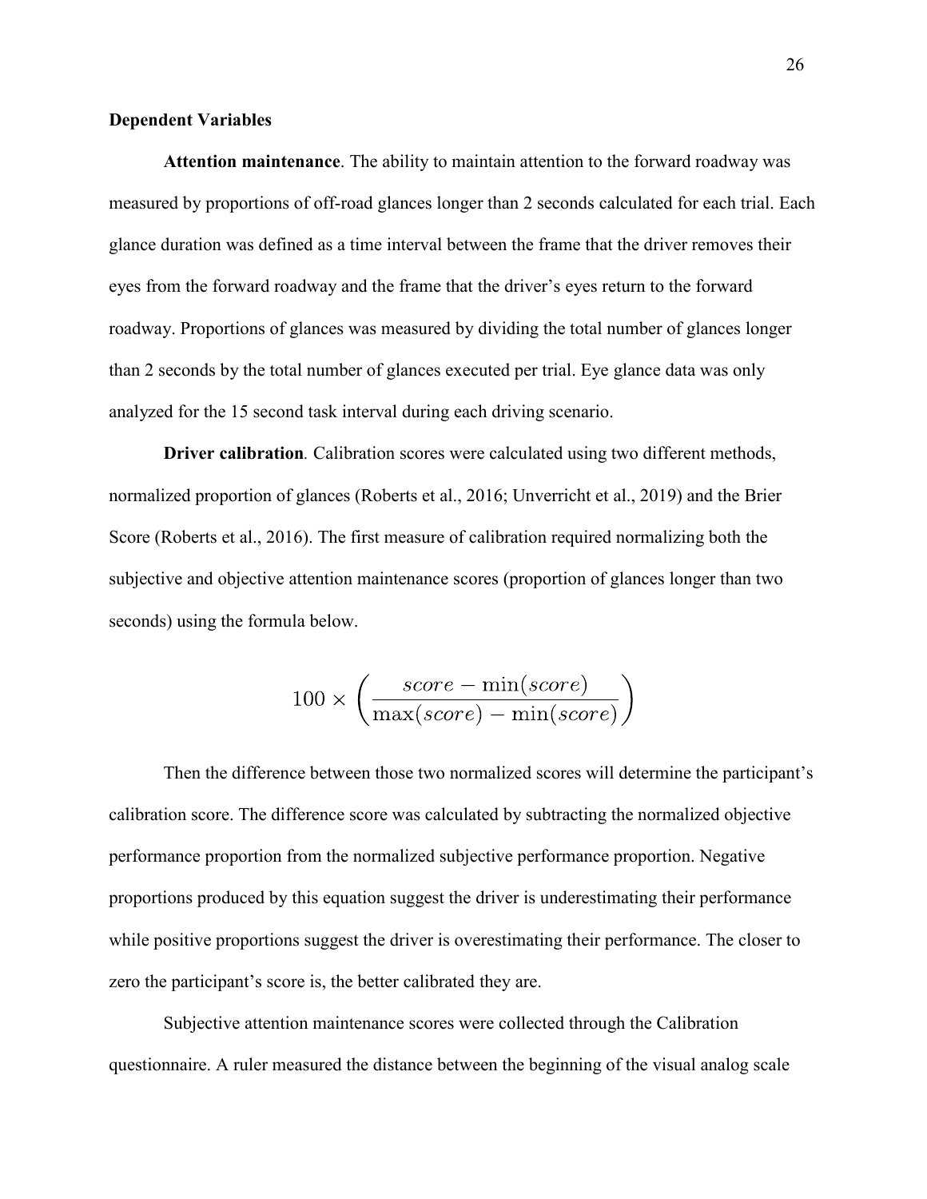**Dependent Variables**

**Attention maintenance**. The ability to maintain attention to the forward roadway was measured by proportions of off-road glances longer than 2 seconds calculated for each trial. Each glance duration was defined as a time interval between the frame that the driver removes their eyes from the forward roadway and the frame that the driver's eyes return to the forward roadway. Proportions of glances was measured by dividing the total number of glances longer than 2 seconds by the total number of glances executed per trial. Eye glance data was only analyzed for the 15 second task interval during each driving scenario.

**Driver calibration***.* Calibration scores were calculated using two different methods, normalized proportion of glances (Roberts et al., 2016; Unverricht et al., 2019) and the Brier Score (Roberts et al., 2016). The first measure of calibration required normalizing both the subjective and objective attention maintenance scores (proportion of glances longer than two seconds) using the formula below.

$$100 \times \left( \frac{score - \min(score)}{\max(score) - \min(score)} \right)$$

Then the difference between those two normalized scores will determine the participant's calibration score. The difference score was calculated by subtracting the normalized objective performance proportion from the normalized subjective performance proportion. Negative proportions produced by this equation suggest the driver is underestimating their performance while positive proportions suggest the driver is overestimating their performance. The closer to zero the participant's score is, the better calibrated they are.

Subjective attention maintenance scores were collected through the Calibration questionnaire. A ruler measured the distance between the beginning of the visual analog scale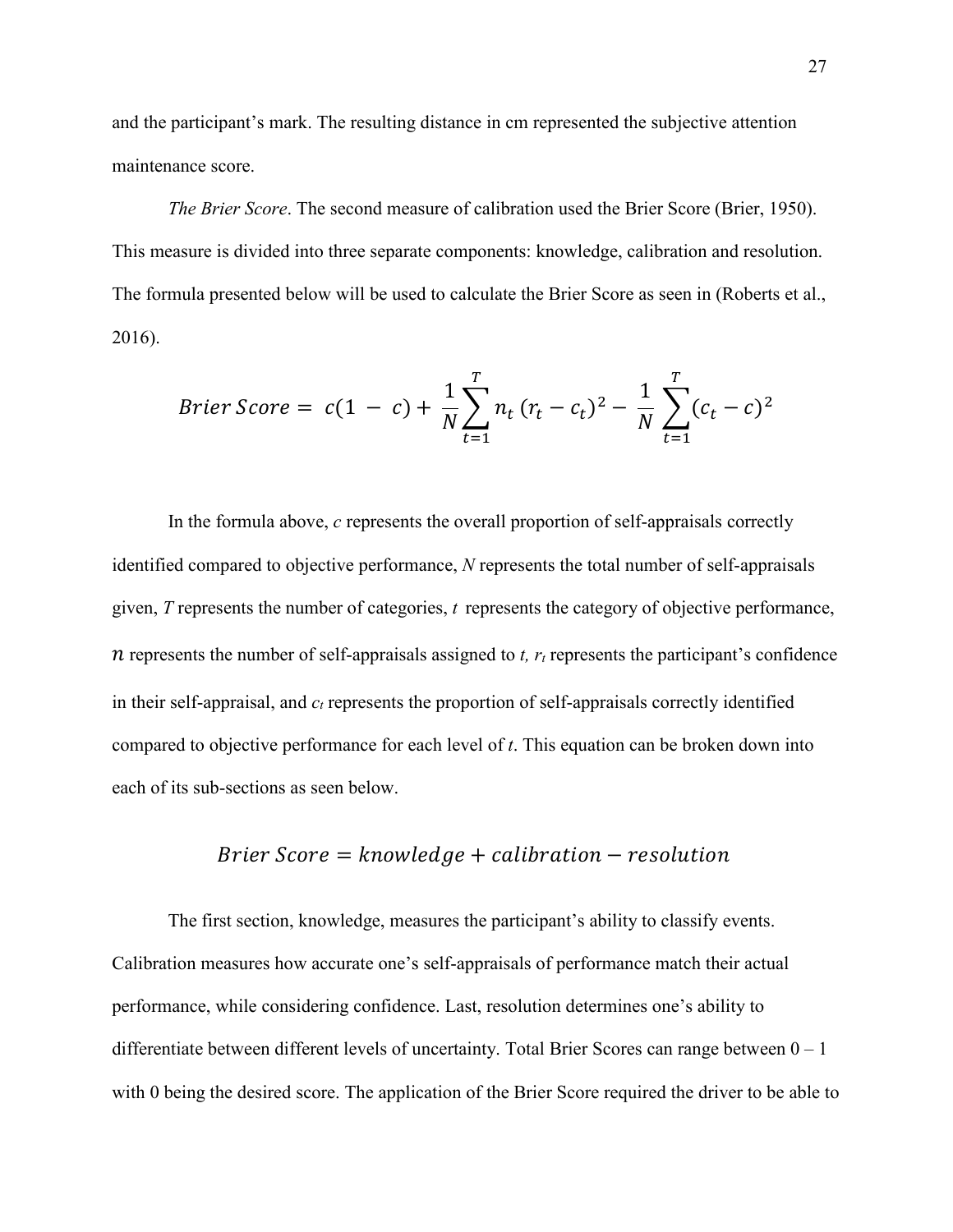and the participant's mark. The resulting distance in cm represented the subjective attention maintenance score.

*The Brier Score*. The second measure of calibration used the Brier Score (Brier, 1950). This measure is divided into three separate components: knowledge, calibration and resolution. The formula presented below will be used to calculate the Brier Score as seen in (Roberts et al., 2016).

$$Brier\ Score = c(1 - c) + \frac{1}{N}\sum_{t=1}^{T} n_t\,(r_t - c_t)^2 - \frac{1}{N}\sum_{t=1}^{T}(c_t - c)^2$$

In the formula above, $c$ represents the overall proportion of self-appraisals correctly identified compared to objective performance, $N$ represents the total number of self-appraisals given, $T$ represents the number of categories, $t$ represents the category of objective performance, $n$ represents the number of self-appraisals assigned to $t$, $r_t$ represents the participant's confidence in their self-appraisal, and $c_t$ represents the proportion of self-appraisals correctly identified compared to objective performance for each level of $t$. This equation can be broken down into each of its sub-sections as seen below.

$$Brier\ Score = knowledge + calibration - resolution$$

The first section, knowledge, measures the participant's ability to classify events. Calibration measures how accurate one's self-appraisals of performance match their actual performance, while considering confidence. Last, resolution determines one's ability to differentiate between different levels of uncertainty. Total Brier Scores can range between 0 – 1 with 0 being the desired score. The application of the Brier Score required the driver to be able to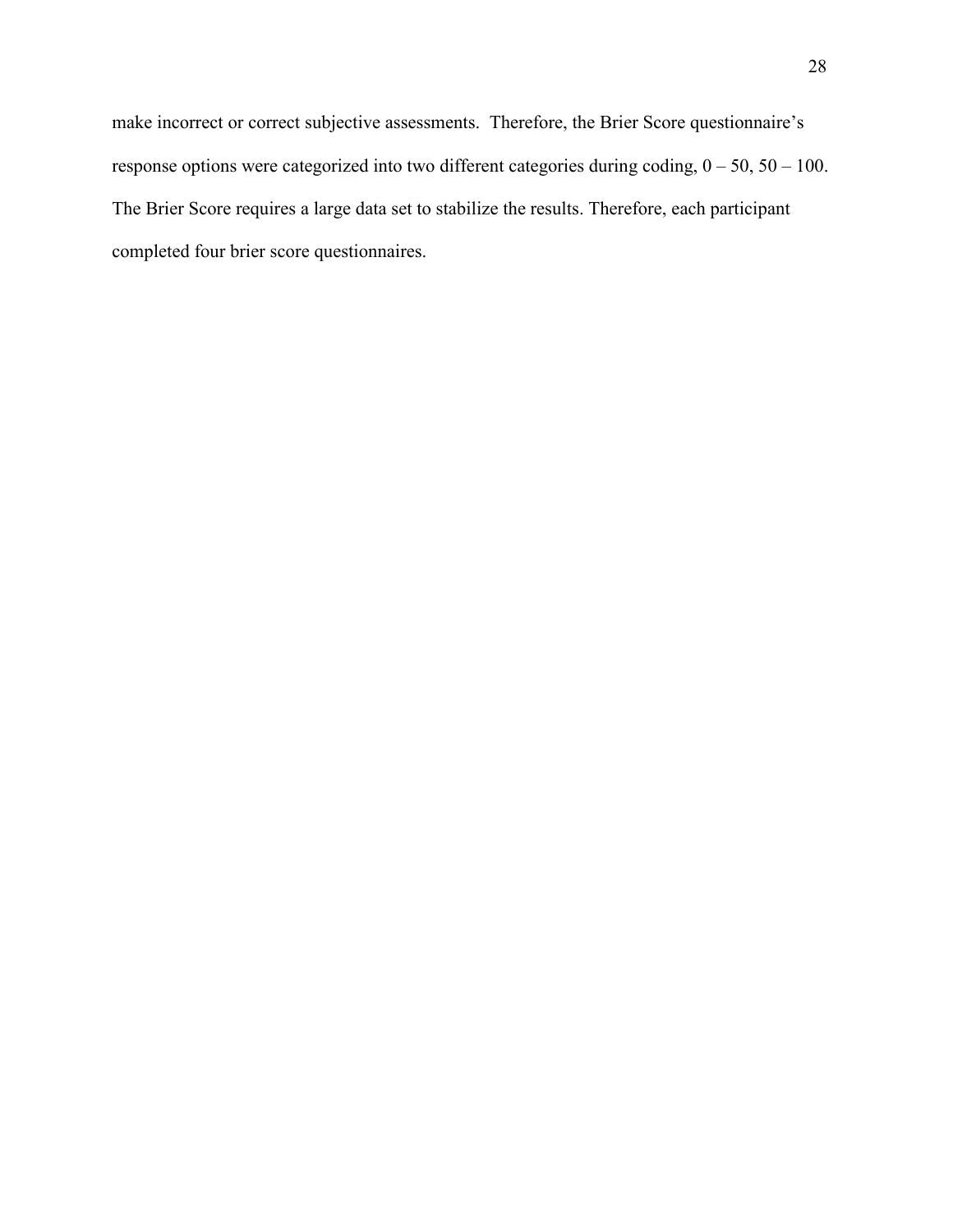make incorrect or correct subjective assessments. Therefore, the Brier Score questionnaire's response options were categorized into two different categories during coding, 0 – 50, 50 – 100. The Brier Score requires a large data set to stabilize the results. Therefore, each participant completed four brier score questionnaires.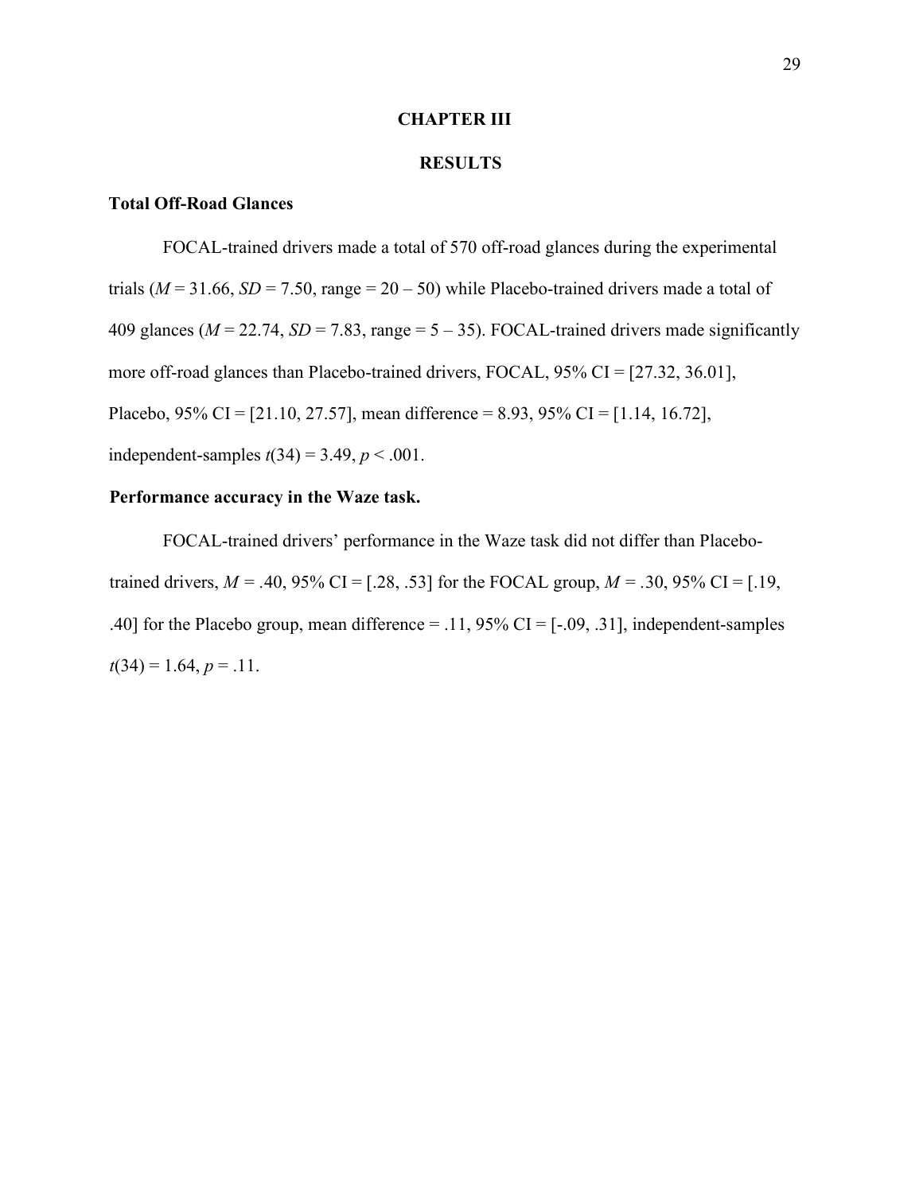# CHAPTER III

# RESULTS

## Total Off-Road Glances

FOCAL-trained drivers made a total of 570 off-road glances during the experimental trials ($M$ = 31.66, $SD$ = 7.50, range = 20 – 50) while Placebo-trained drivers made a total of 409 glances ($M$ = 22.74, $SD$ = 7.83, range = 5 – 35). FOCAL-trained drivers made significantly more off-road glances than Placebo-trained drivers, FOCAL, 95% CI = [27.32, 36.01], Placebo, 95% CI = [21.10, 27.57], mean difference = 8.93, 95% CI = [1.14, 16.72], independent-samples $t(34) = 3.49$, $p < .001$.

## Performance accuracy in the Waze task.

FOCAL-trained drivers' performance in the Waze task did not differ than Placebo-trained drivers, $M$ = .40, 95% CI = [.28, .53] for the FOCAL group, $M$ = .30, 95% CI = [.19, .40] for the Placebo group, mean difference = .11, 95% CI = [-.09, .31], independent-samples $t(34) = 1.64$, $p = .11$.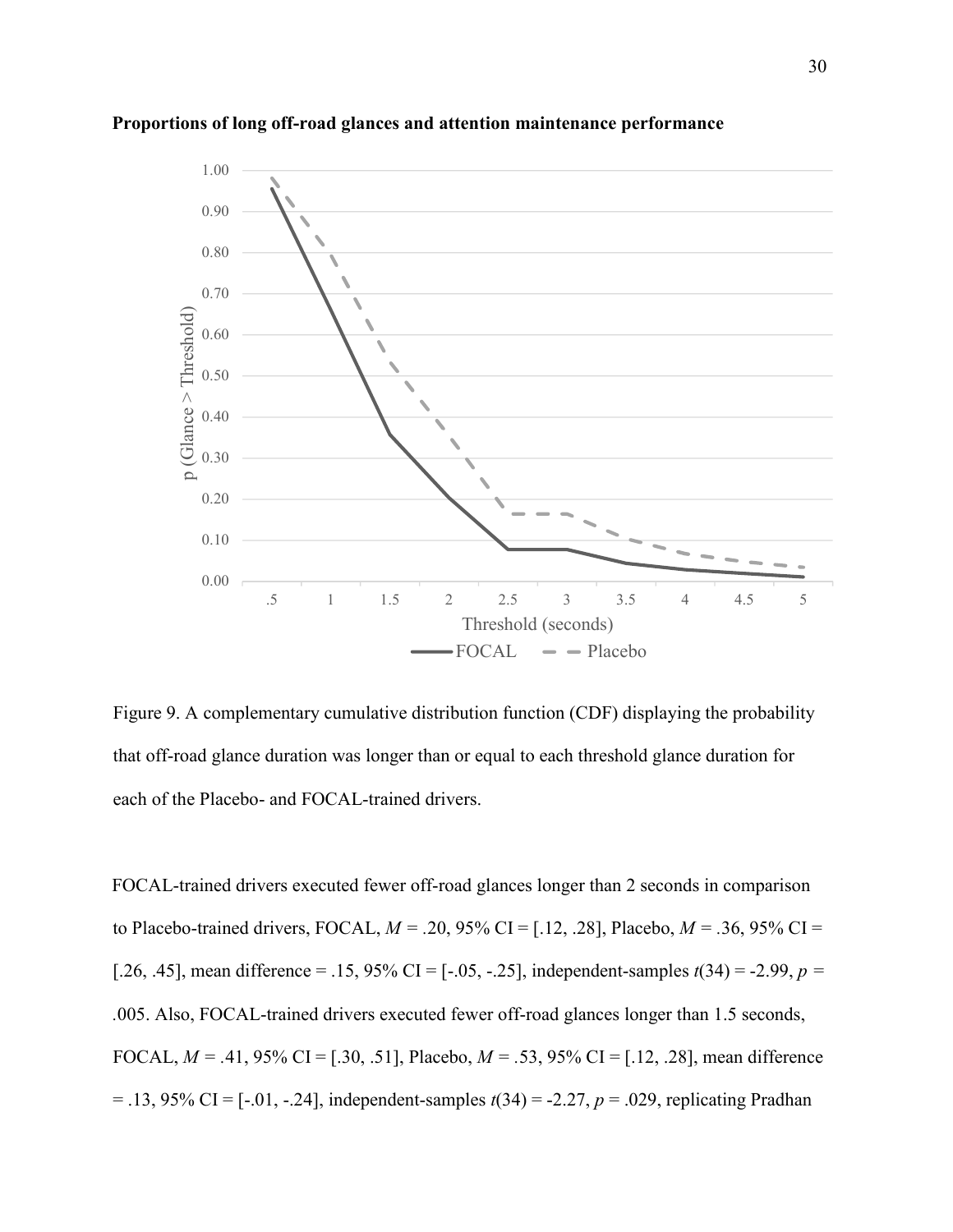**Proportions of long off-road glances and attention maintenance performance**

Figure 9. A complementary cumulative distribution function (CDF) displaying the probability that off-road glance duration was longer than or equal to each threshold glance duration for each of the Placebo- and FOCAL-trained drivers.

FOCAL-trained drivers executed fewer off-road glances longer than 2 seconds in comparison to Placebo-trained drivers, FOCAL, $M$ = .20, 95% CI = [.12, .28], Placebo, $M$ = .36, 95% CI = [.26, .45], mean difference = .15, 95% CI = [-.05, -.25], independent-samples $t(34) = -2.99$, $p$ = .005. Also, FOCAL-trained drivers executed fewer off-road glances longer than 1.5 seconds, FOCAL, $M$ = .41, 95% CI = [.30, .51], Placebo, $M$ = .53, 95% CI = [.12, .28], mean difference = .13, 95% CI = [-.01, -.24], independent-samples $t(34) = -2.27$, $p$ = .029, replicating Pradhan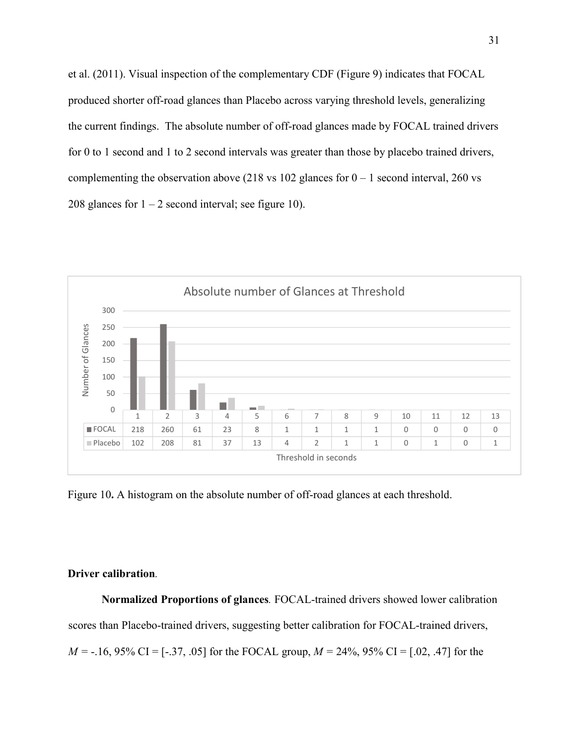et al. (2011). Visual inspection of the complementary CDF (Figure 9) indicates that FOCAL produced shorter off-road glances than Placebo across varying threshold levels, generalizing the current findings. The absolute number of off-road glances made by FOCAL trained drivers for 0 to 1 second and 1 to 2 second intervals was greater than those by placebo trained drivers, complementing the observation above (218 vs 102 glances for 0 – 1 second interval, 260 vs 208 glances for 1 – 2 second interval; see figure 10).

**Absolute number of Glances at Threshold**

| Threshold in seconds | 1 | 2 | 3 | 4 | 5 | 6 | 7 | 8 | 9 | 10 | 11 | 12 | 13 |
|---|---|---|---|---|---|---|---|---|---|---|---|---|---|
| FOCAL | 218 | 260 | 61 | 23 | 8 | 1 | 1 | 1 | 1 | 0 | 0 | 0 | 0 |
| Placebo | 102 | 208 | 81 | 37 | 13 | 4 | 2 | 1 | 1 | 0 | 1 | 0 | 1 |

Figure 10**.** A histogram on the absolute number of off-road glances at each threshold.

**Driver calibration**.

**Normalized Proportions of glances***.* FOCAL-trained drivers showed lower calibration scores than Placebo-trained drivers, suggesting better calibration for FOCAL-trained drivers, $M$ = -.16, 95% CI = [-.37, .05] for the FOCAL group, $M$ = 24%, 95% CI = [.02, .47] for the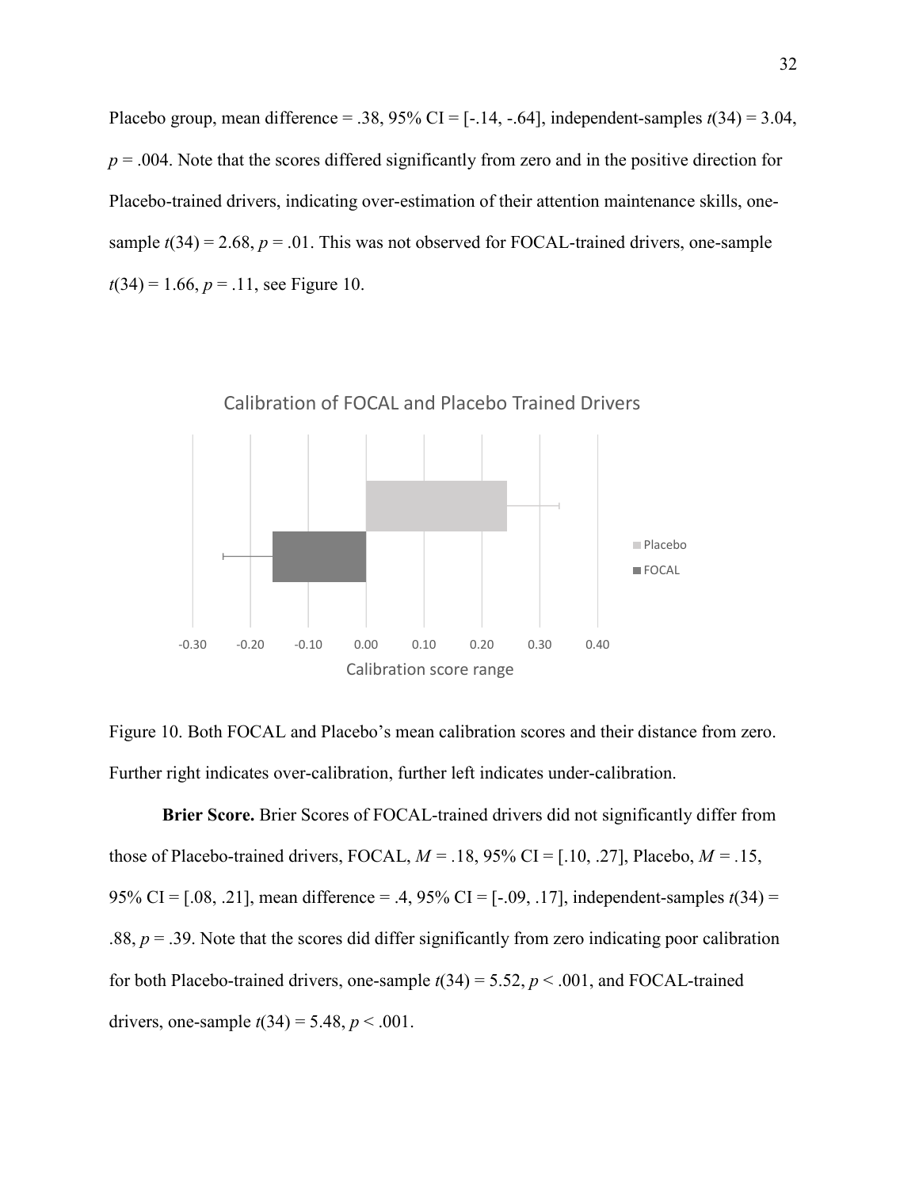Placebo group, mean difference = .38, 95% CI = [-.14, -.64], independent-samples $t(34) = 3.04$, $p = .004$. Note that the scores differed significantly from zero and in the positive direction for Placebo-trained drivers, indicating over-estimation of their attention maintenance skills, one-sample $t(34) = 2.68$, $p = .01$. This was not observed for FOCAL-trained drivers, one-sample $t(34) = 1.66$, $p = .11$, see Figure 10.

Figure 10. Both FOCAL and Placebo's mean calibration scores and their distance from zero. Further right indicates over-calibration, further left indicates under-calibration.

**Brier Score.** Brier Scores of FOCAL-trained drivers did not significantly differ from those of Placebo-trained drivers, FOCAL, $M = .18$, 95% CI = [.10, .27], Placebo, $M = .15$, 95% CI = [.08, .21], mean difference = .4, 95% CI = [-.09, .17], independent-samples $t(34) = .88$, $p = .39$. Note that the scores did differ significantly from zero indicating poor calibration for both Placebo-trained drivers, one-sample $t(34) = 5.52$, $p < .001$, and FOCAL-trained drivers, one-sample $t(34) = 5.48$, $p < .001$.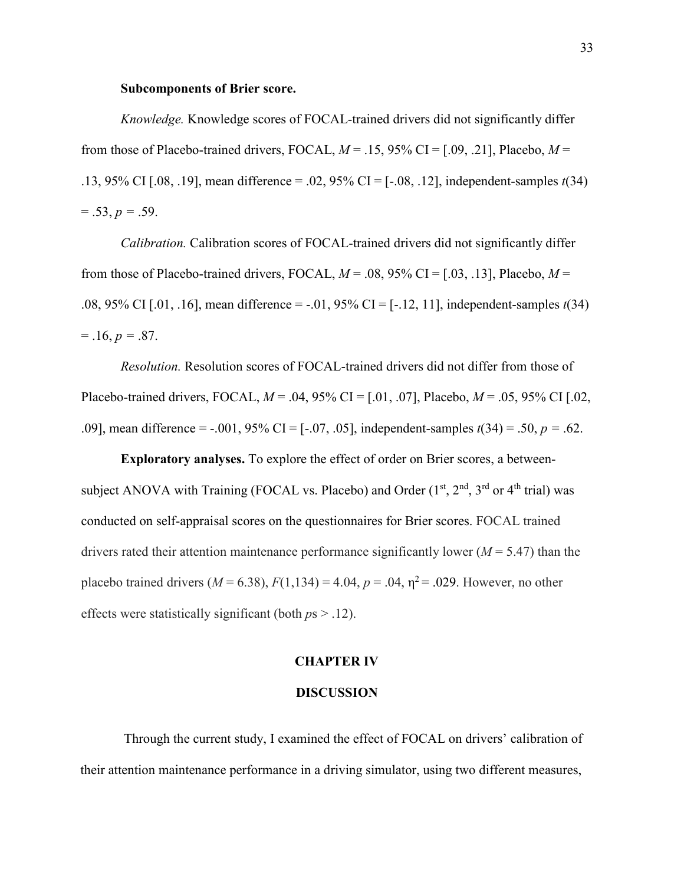**Subcomponents of Brier score.**

*Knowledge.* Knowledge scores of FOCAL-trained drivers did not significantly differ from those of Placebo-trained drivers, FOCAL, $M$ = .15, 95% CI = [.09, .21], Placebo, $M$ = .13, 95% CI [.08, .19], mean difference = .02, 95% CI = [-.08, .12], independent-samples $t(34)$ = .53, $p$ = .59.

*Calibration.* Calibration scores of FOCAL-trained drivers did not significantly differ from those of Placebo-trained drivers, FOCAL, $M$ = .08, 95% CI = [.03, .13], Placebo, $M$ = .08, 95% CI [.01, .16], mean difference = -.01, 95% CI = [-.12, 11], independent-samples $t(34)$ = .16, $p$ = .87.

*Resolution.* Resolution scores of FOCAL-trained drivers did not differ from those of Placebo-trained drivers, FOCAL, $M$ = .04, 95% CI = [.01, .07], Placebo, $M$ = .05, 95% CI [.02, .09], mean difference = -.001, 95% CI = [-.07, .05], independent-samples $t(34)$ = .50, $p$ = .62.

**Exploratory analyses.** To explore the effect of order on Brier scores, a between-subject ANOVA with Training (FOCAL vs. Placebo) and Order (1st, 2nd, 3rd or 4th trial) was conducted on self-appraisal scores on the questionnaires for Brier scores. FOCAL trained drivers rated their attention maintenance performance significantly lower ($M$ = 5.47) than the placebo trained drivers ($M$ = 6.38), $F(1,134)$ = 4.04, $p$ = .04, $\eta^2$ = .029. However, no other effects were statistically significant (both $p$s > .12).

## CHAPTER IV

## DISCUSSION

Through the current study, I examined the effect of FOCAL on drivers' calibration of their attention maintenance performance in a driving simulator, using two different measures,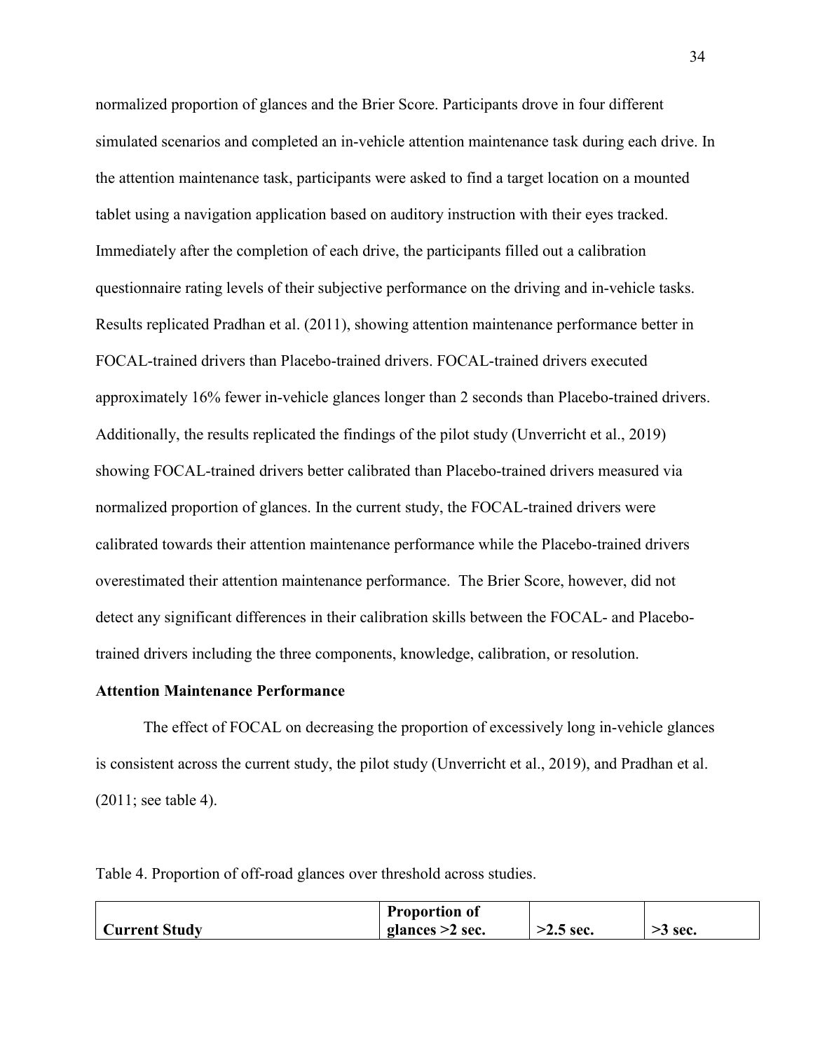normalized proportion of glances and the Brier Score. Participants drove in four different simulated scenarios and completed an in-vehicle attention maintenance task during each drive. In the attention maintenance task, participants were asked to find a target location on a mounted tablet using a navigation application based on auditory instruction with their eyes tracked. Immediately after the completion of each drive, the participants filled out a calibration questionnaire rating levels of their subjective performance on the driving and in-vehicle tasks. Results replicated Pradhan et al. (2011), showing attention maintenance performance better in FOCAL-trained drivers than Placebo-trained drivers. FOCAL-trained drivers executed approximately 16% fewer in-vehicle glances longer than 2 seconds than Placebo-trained drivers. Additionally, the results replicated the findings of the pilot study (Unverricht et al., 2019) showing FOCAL-trained drivers better calibrated than Placebo-trained drivers measured via normalized proportion of glances. In the current study, the FOCAL-trained drivers were calibrated towards their attention maintenance performance while the Placebo-trained drivers overestimated their attention maintenance performance. The Brier Score, however, did not detect any significant differences in their calibration skills between the FOCAL- and Placebo-trained drivers including the three components, knowledge, calibration, or resolution.

### Attention Maintenance Performance

The effect of FOCAL on decreasing the proportion of excessively long in-vehicle glances is consistent across the current study, the pilot study (Unverricht et al., 2019), and Pradhan et al. (2011; see table 4).

Table 4. Proportion of off-road glances over threshold across studies.

| **Current Study** | **Proportion of glances >2 sec.** | **>2.5 sec.** | **>3 sec.** |
|---|---|---|---|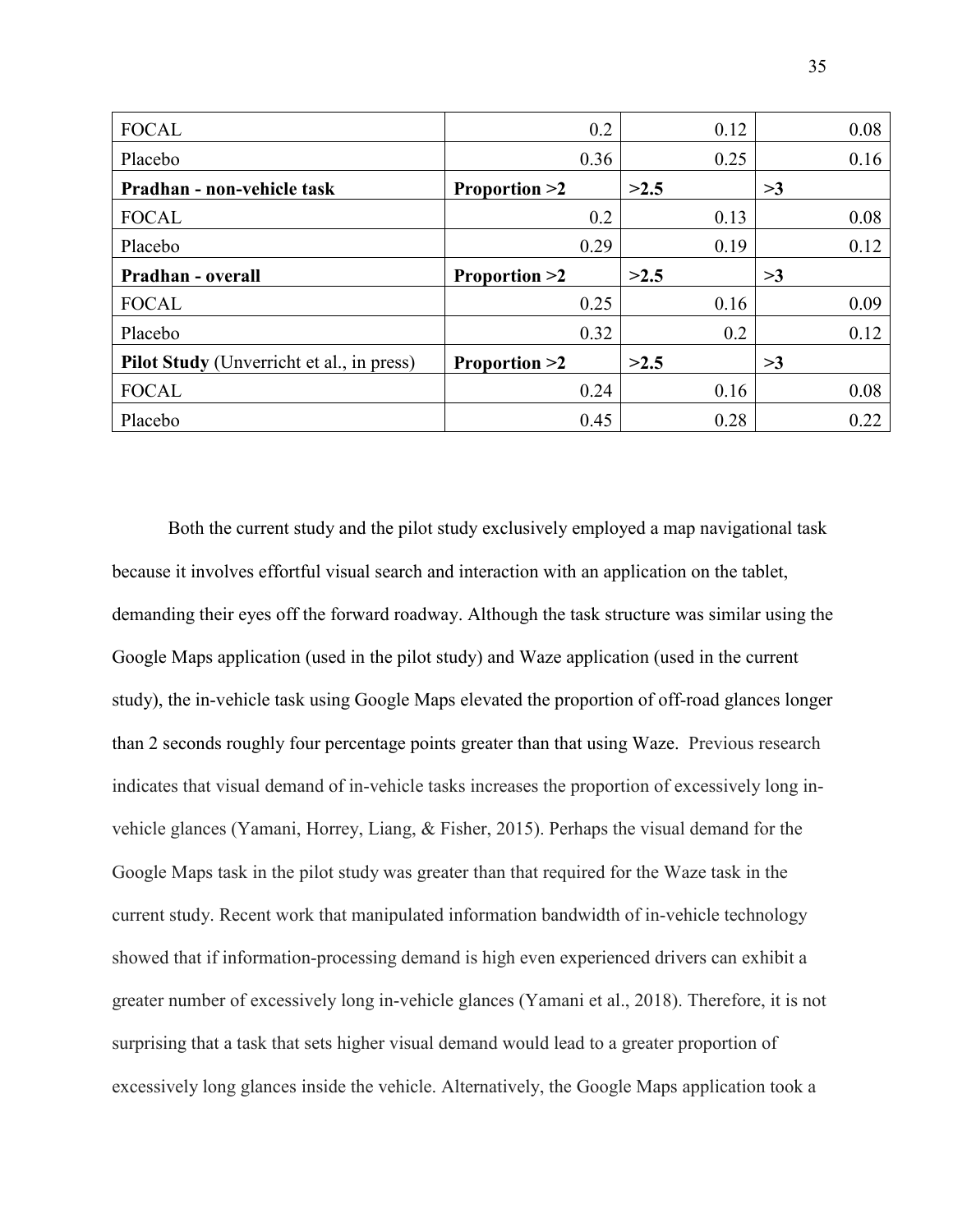| FOCAL | 0.2 | 0.12 | 0.08 |
|---|---|---|---|
| Placebo | 0.36 | 0.25 | 0.16 |
| **Pradhan - non-vehicle task** | **Proportion >2** | **>2.5** | **>3** |
| FOCAL | 0.2 | 0.13 | 0.08 |
| Placebo | 0.29 | 0.19 | 0.12 |
| **Pradhan - overall** | **Proportion >2** | **>2.5** | **>3** |
| FOCAL | 0.25 | 0.16 | 0.09 |
| Placebo | 0.32 | 0.2 | 0.12 |
| **Pilot Study** (Unverricht et al., in press) | **Proportion >2** | **>2.5** | **>3** |
| FOCAL | 0.24 | 0.16 | 0.08 |
| Placebo | 0.45 | 0.28 | 0.22 |

Both the current study and the pilot study exclusively employed a map navigational task because it involves effortful visual search and interaction with an application on the tablet, demanding their eyes off the forward roadway. Although the task structure was similar using the Google Maps application (used in the pilot study) and Waze application (used in the current study), the in-vehicle task using Google Maps elevated the proportion of off-road glances longer than 2 seconds roughly four percentage points greater than that using Waze. Previous research indicates that visual demand of in-vehicle tasks increases the proportion of excessively long in-vehicle glances (Yamani, Horrey, Liang, & Fisher, 2015). Perhaps the visual demand for the Google Maps task in the pilot study was greater than that required for the Waze task in the current study. Recent work that manipulated information bandwidth of in-vehicle technology showed that if information-processing demand is high even experienced drivers can exhibit a greater number of excessively long in-vehicle glances (Yamani et al., 2018). Therefore, it is not surprising that a task that sets higher visual demand would lead to a greater proportion of excessively long glances inside the vehicle. Alternatively, the Google Maps application took a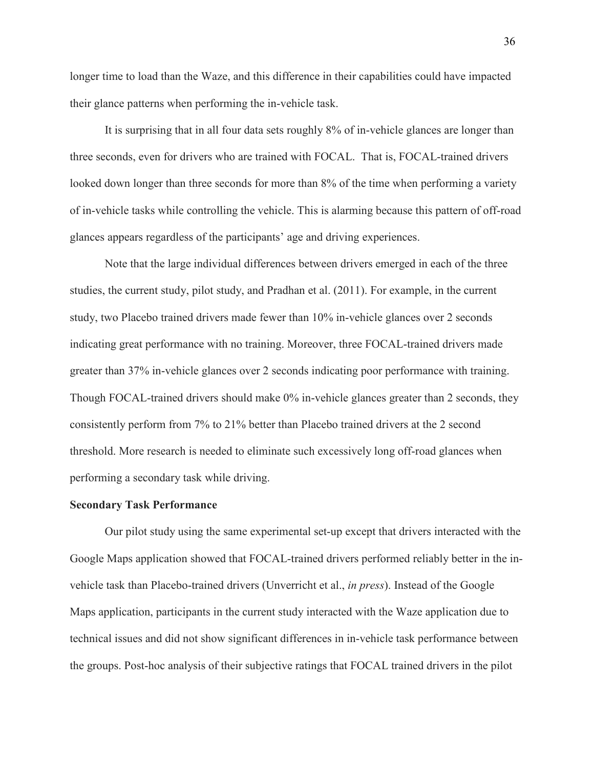longer time to load than the Waze, and this difference in their capabilities could have impacted their glance patterns when performing the in-vehicle task.

It is surprising that in all four data sets roughly 8% of in-vehicle glances are longer than three seconds, even for drivers who are trained with FOCAL. That is, FOCAL-trained drivers looked down longer than three seconds for more than 8% of the time when performing a variety of in-vehicle tasks while controlling the vehicle. This is alarming because this pattern of off-road glances appears regardless of the participants' age and driving experiences.

Note that the large individual differences between drivers emerged in each of the three studies, the current study, pilot study, and Pradhan et al. (2011). For example, in the current study, two Placebo trained drivers made fewer than 10% in-vehicle glances over 2 seconds indicating great performance with no training. Moreover, three FOCAL-trained drivers made greater than 37% in-vehicle glances over 2 seconds indicating poor performance with training. Though FOCAL-trained drivers should make 0% in-vehicle glances greater than 2 seconds, they consistently perform from 7% to 21% better than Placebo trained drivers at the 2 second threshold. More research is needed to eliminate such excessively long off-road glances when performing a secondary task while driving.

**Secondary Task Performance**

Our pilot study using the same experimental set-up except that drivers interacted with the Google Maps application showed that FOCAL-trained drivers performed reliably better in the in-vehicle task than Placebo-trained drivers (Unverricht et al., *in press*). Instead of the Google Maps application, participants in the current study interacted with the Waze application due to technical issues and did not show significant differences in in-vehicle task performance between the groups. Post-hoc analysis of their subjective ratings that FOCAL trained drivers in the pilot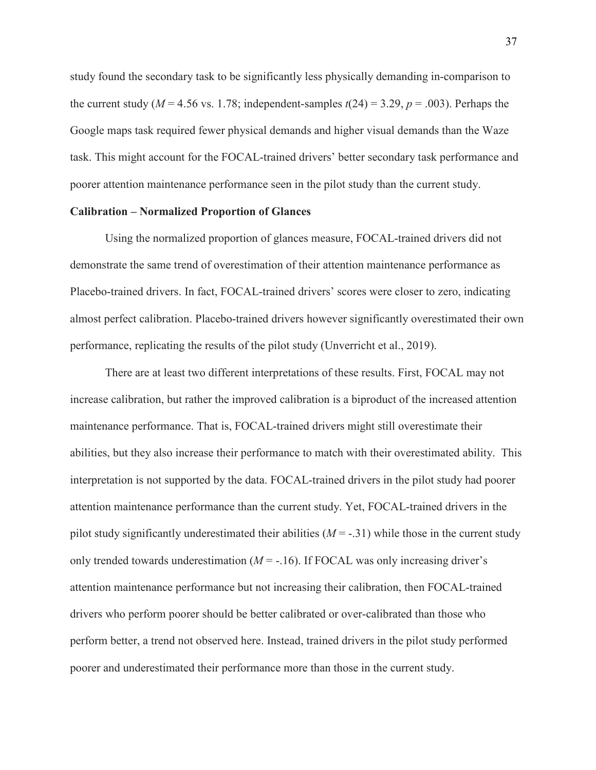study found the secondary task to be significantly less physically demanding in-comparison to the current study (*M* = 4.56 vs. 1.78; independent-samples $t(24) = 3.29$, $p = .003$). Perhaps the Google maps task required fewer physical demands and higher visual demands than the Waze task. This might account for the FOCAL-trained drivers' better secondary task performance and poorer attention maintenance performance seen in the pilot study than the current study.

**Calibration – Normalized Proportion of Glances**

Using the normalized proportion of glances measure, FOCAL-trained drivers did not demonstrate the same trend of overestimation of their attention maintenance performance as Placebo-trained drivers. In fact, FOCAL-trained drivers' scores were closer to zero, indicating almost perfect calibration. Placebo-trained drivers however significantly overestimated their own performance, replicating the results of the pilot study (Unverricht et al., 2019).

There are at least two different interpretations of these results. First, FOCAL may not increase calibration, but rather the improved calibration is a biproduct of the increased attention maintenance performance. That is, FOCAL-trained drivers might still overestimate their abilities, but they also increase their performance to match with their overestimated ability. This interpretation is not supported by the data. FOCAL-trained drivers in the pilot study had poorer attention maintenance performance than the current study. Yet, FOCAL-trained drivers in the pilot study significantly underestimated their abilities (*M* = -.31) while those in the current study only trended towards underestimation (*M* = -.16). If FOCAL was only increasing driver's attention maintenance performance but not increasing their calibration, then FOCAL-trained drivers who perform poorer should be better calibrated or over-calibrated than those who perform better, a trend not observed here. Instead, trained drivers in the pilot study performed poorer and underestimated their performance more than those in the current study.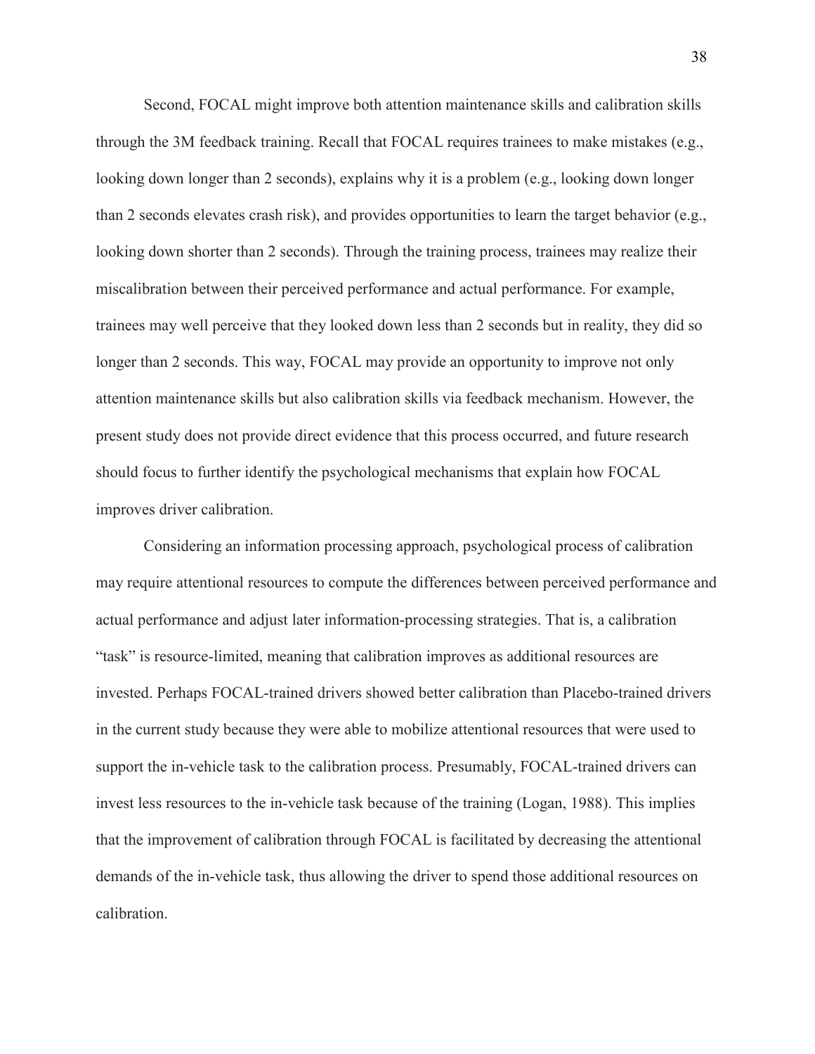Second, FOCAL might improve both attention maintenance skills and calibration skills through the 3M feedback training. Recall that FOCAL requires trainees to make mistakes (e.g., looking down longer than 2 seconds), explains why it is a problem (e.g., looking down longer than 2 seconds elevates crash risk), and provides opportunities to learn the target behavior (e.g., looking down shorter than 2 seconds). Through the training process, trainees may realize their miscalibration between their perceived performance and actual performance. For example, trainees may well perceive that they looked down less than 2 seconds but in reality, they did so longer than 2 seconds. This way, FOCAL may provide an opportunity to improve not only attention maintenance skills but also calibration skills via feedback mechanism. However, the present study does not provide direct evidence that this process occurred, and future research should focus to further identify the psychological mechanisms that explain how FOCAL improves driver calibration.

Considering an information processing approach, psychological process of calibration may require attentional resources to compute the differences between perceived performance and actual performance and adjust later information-processing strategies. That is, a calibration "task" is resource-limited, meaning that calibration improves as additional resources are invested. Perhaps FOCAL-trained drivers showed better calibration than Placebo-trained drivers in the current study because they were able to mobilize attentional resources that were used to support the in-vehicle task to the calibration process. Presumably, FOCAL-trained drivers can invest less resources to the in-vehicle task because of the training (Logan, 1988). This implies that the improvement of calibration through FOCAL is facilitated by decreasing the attentional demands of the in-vehicle task, thus allowing the driver to spend those additional resources on calibration.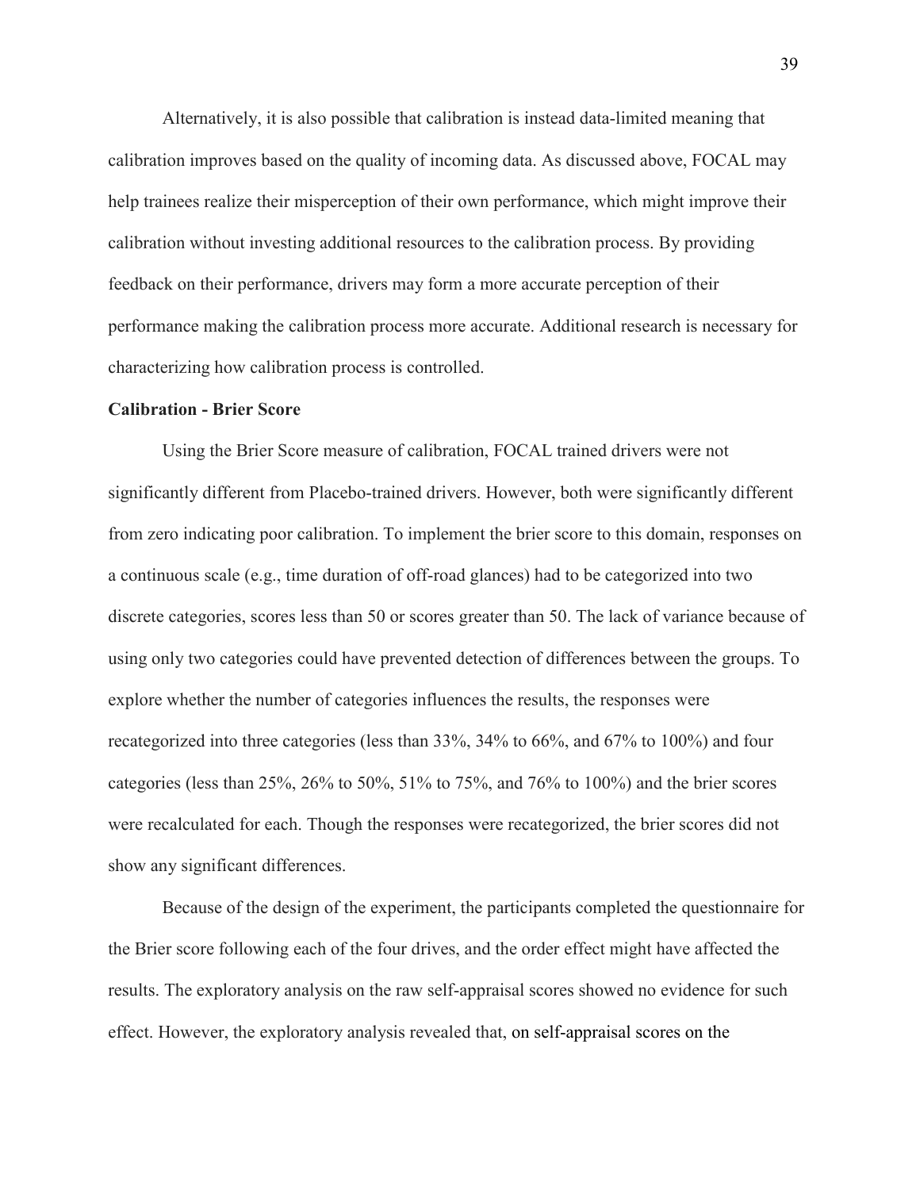Alternatively, it is also possible that calibration is instead data-limited meaning that calibration improves based on the quality of incoming data. As discussed above, FOCAL may help trainees realize their misperception of their own performance, which might improve their calibration without investing additional resources to the calibration process. By providing feedback on their performance, drivers may form a more accurate perception of their performance making the calibration process more accurate. Additional research is necessary for characterizing how calibration process is controlled.

**Calibration - Brier Score**

Using the Brier Score measure of calibration, FOCAL trained drivers were not significantly different from Placebo-trained drivers. However, both were significantly different from zero indicating poor calibration. To implement the brier score to this domain, responses on a continuous scale (e.g., time duration of off-road glances) had to be categorized into two discrete categories, scores less than 50 or scores greater than 50. The lack of variance because of using only two categories could have prevented detection of differences between the groups. To explore whether the number of categories influences the results, the responses were recategorized into three categories (less than 33%, 34% to 66%, and 67% to 100%) and four categories (less than 25%, 26% to 50%, 51% to 75%, and 76% to 100%) and the brier scores were recalculated for each. Though the responses were recategorized, the brier scores did not show any significant differences.

Because of the design of the experiment, the participants completed the questionnaire for the Brier score following each of the four drives, and the order effect might have affected the results. The exploratory analysis on the raw self-appraisal scores showed no evidence for such effect. However, the exploratory analysis revealed that, on self-appraisal scores on the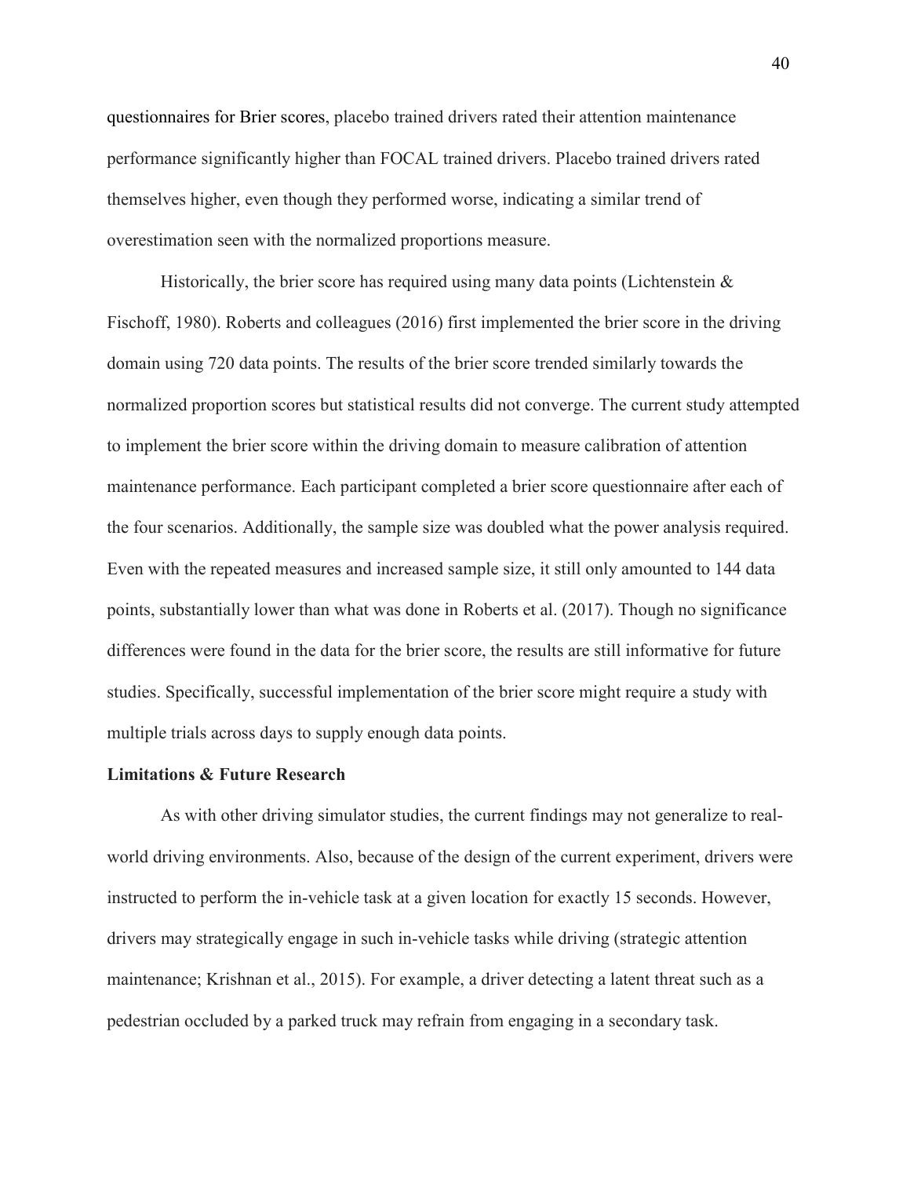questionnaires for Brier scores, placebo trained drivers rated their attention maintenance performance significantly higher than FOCAL trained drivers. Placebo trained drivers rated themselves higher, even though they performed worse, indicating a similar trend of overestimation seen with the normalized proportions measure.

Historically, the brier score has required using many data points (Lichtenstein & Fischoff, 1980). Roberts and colleagues (2016) first implemented the brier score in the driving domain using 720 data points. The results of the brier score trended similarly towards the normalized proportion scores but statistical results did not converge. The current study attempted to implement the brier score within the driving domain to measure calibration of attention maintenance performance. Each participant completed a brier score questionnaire after each of the four scenarios. Additionally, the sample size was doubled what the power analysis required. Even with the repeated measures and increased sample size, it still only amounted to 144 data points, substantially lower than what was done in Roberts et al. (2017). Though no significance differences were found in the data for the brier score, the results are still informative for future studies. Specifically, successful implementation of the brier score might require a study with multiple trials across days to supply enough data points.

**Limitations & Future Research**

As with other driving simulator studies, the current findings may not generalize to real-world driving environments. Also, because of the design of the current experiment, drivers were instructed to perform the in-vehicle task at a given location for exactly 15 seconds. However, drivers may strategically engage in such in-vehicle tasks while driving (strategic attention maintenance; Krishnan et al., 2015). For example, a driver detecting a latent threat such as a pedestrian occluded by a parked truck may refrain from engaging in a secondary task.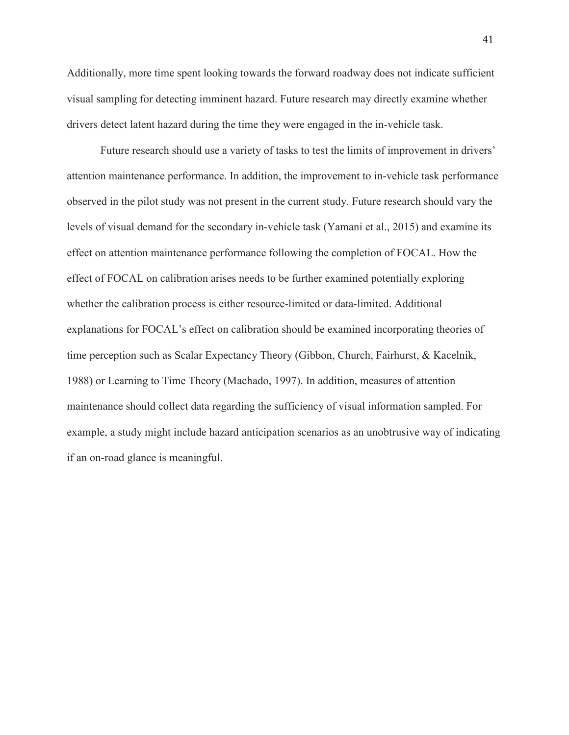Additionally, more time spent looking towards the forward roadway does not indicate sufficient visual sampling for detecting imminent hazard. Future research may directly examine whether drivers detect latent hazard during the time they were engaged in the in-vehicle task.

Future research should use a variety of tasks to test the limits of improvement in drivers' attention maintenance performance. In addition, the improvement to in-vehicle task performance observed in the pilot study was not present in the current study. Future research should vary the levels of visual demand for the secondary in-vehicle task (Yamani et al., 2015) and examine its effect on attention maintenance performance following the completion of FOCAL. How the effect of FOCAL on calibration arises needs to be further examined potentially exploring whether the calibration process is either resource-limited or data-limited. Additional explanations for FOCAL's effect on calibration should be examined incorporating theories of time perception such as Scalar Expectancy Theory (Gibbon, Church, Fairhurst, & Kacelnik, 1988) or Learning to Time Theory (Machado, 1997). In addition, measures of attention maintenance should collect data regarding the sufficiency of visual information sampled. For example, a study might include hazard anticipation scenarios as an unobtrusive way of indicating if an on-road glance is meaningful.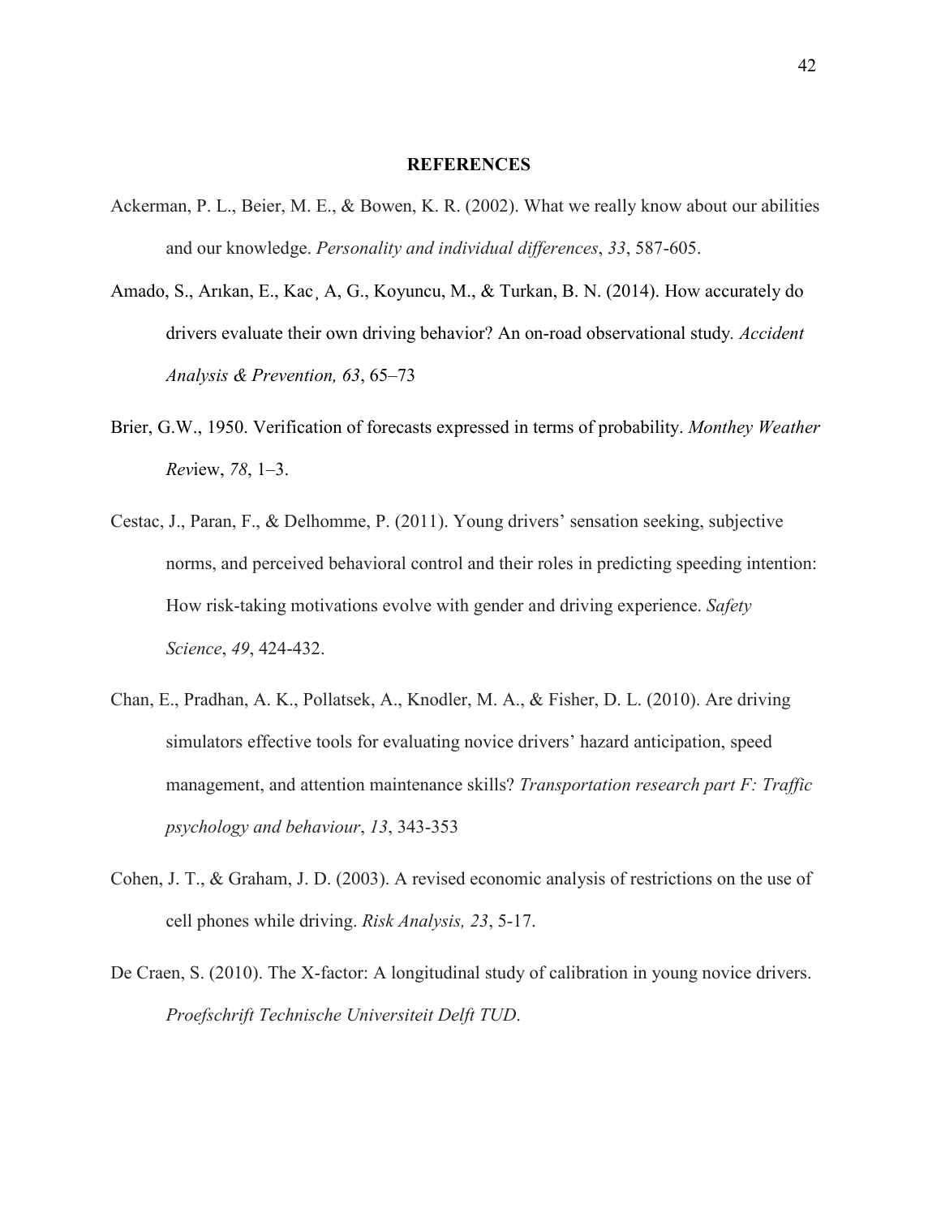# REFERENCES

Ackerman, P. L., Beier, M. E., & Bowen, K. R. (2002). What we really know about our abilities and our knowledge. *Personality and individual differences*, *33*, 587-605.

Amado, S., Arıkan, E., Kac¸ A, G., Koyuncu, M., & Turkan, B. N. (2014). How accurately do drivers evaluate their own driving behavior? An on-road observational study. *Accident Analysis & Prevention, 63*, 65–73

Brier, G.W., 1950. Verification of forecasts expressed in terms of probability. *Monthey Weather Rev*iew, *78*, 1–3.

Cestac, J., Paran, F., & Delhomme, P. (2011). Young drivers' sensation seeking, subjective norms, and perceived behavioral control and their roles in predicting speeding intention: How risk-taking motivations evolve with gender and driving experience. *Safety Science*, *49*, 424-432.

Chan, E., Pradhan, A. K., Pollatsek, A., Knodler, M. A., & Fisher, D. L. (2010). Are driving simulators effective tools for evaluating novice drivers' hazard anticipation, speed management, and attention maintenance skills? *Transportation research part F: Traffic psychology and behaviour*, *13*, 343-353

Cohen, J. T., & Graham, J. D. (2003). A revised economic analysis of restrictions on the use of cell phones while driving. *Risk Analysis, 23*, 5-17.

De Craen, S. (2010). The X-factor: A longitudinal study of calibration in young novice drivers. *Proefschrift Technische Universiteit Delft TUD*.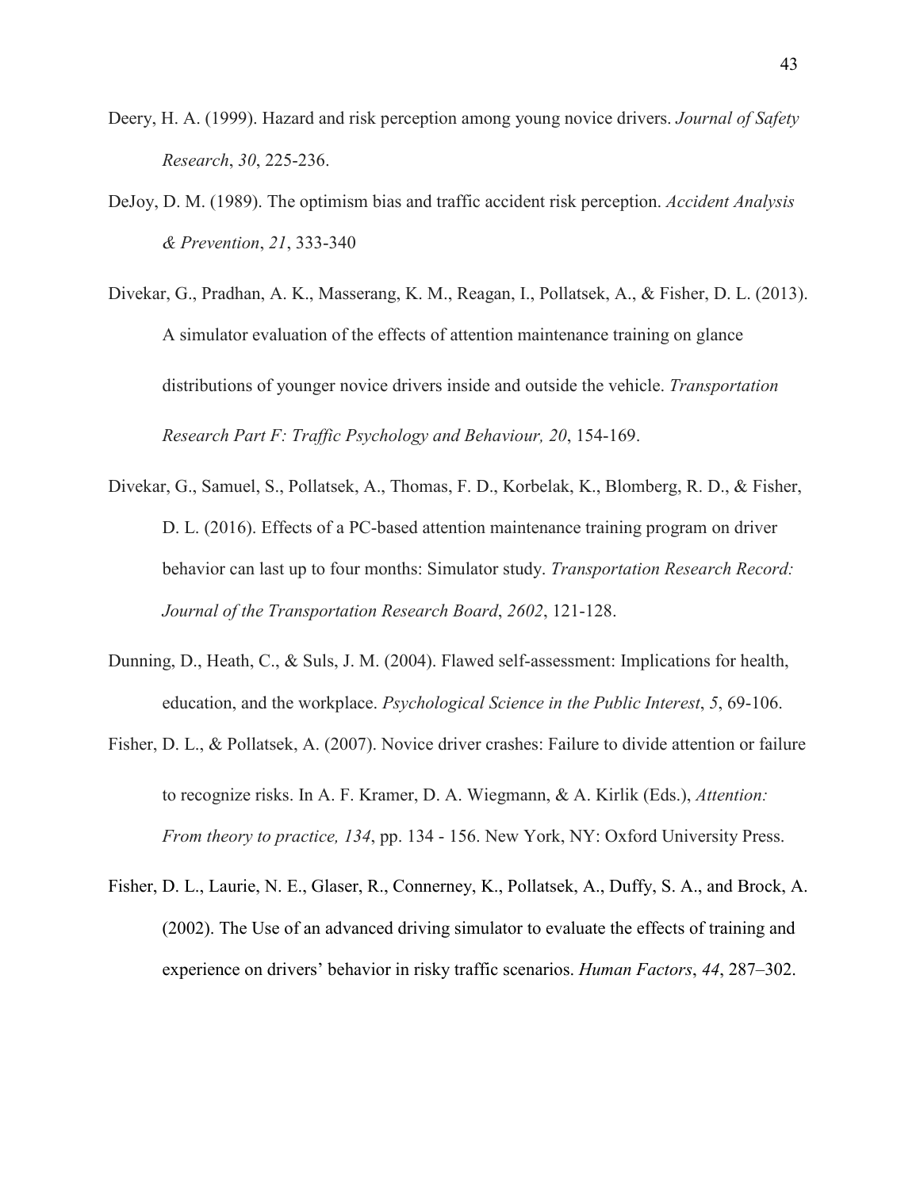Deery, H. A. (1999). Hazard and risk perception among young novice drivers. *Journal of Safety Research*, *30*, 225-236.

DeJoy, D. M. (1989). The optimism bias and traffic accident risk perception. *Accident Analysis & Prevention*, *21*, 333-340

Divekar, G., Pradhan, A. K., Masserang, K. M., Reagan, I., Pollatsek, A., & Fisher, D. L. (2013). A simulator evaluation of the effects of attention maintenance training on glance distributions of younger novice drivers inside and outside the vehicle. *Transportation Research Part F: Traffic Psychology and Behaviour, 20*, 154-169.

Divekar, G., Samuel, S., Pollatsek, A., Thomas, F. D., Korbelak, K., Blomberg, R. D., & Fisher, D. L. (2016). Effects of a PC-based attention maintenance training program on driver behavior can last up to four months: Simulator study. *Transportation Research Record: Journal of the Transportation Research Board*, *2602*, 121-128.

Dunning, D., Heath, C., & Suls, J. M. (2004). Flawed self-assessment: Implications for health, education, and the workplace. *Psychological Science in the Public Interest*, *5*, 69-106.

Fisher, D. L., & Pollatsek, A. (2007). Novice driver crashes: Failure to divide attention or failure to recognize risks. In A. F. Kramer, D. A. Wiegmann, & A. Kirlik (Eds.), *Attention: From theory to practice, 134*, pp. 134 - 156. New York, NY: Oxford University Press.

Fisher, D. L., Laurie, N. E., Glaser, R., Connerney, K., Pollatsek, A., Duffy, S. A., and Brock, A. (2002). The Use of an advanced driving simulator to evaluate the effects of training and experience on drivers' behavior in risky traffic scenarios. *Human Factors*, *44*, 287–302.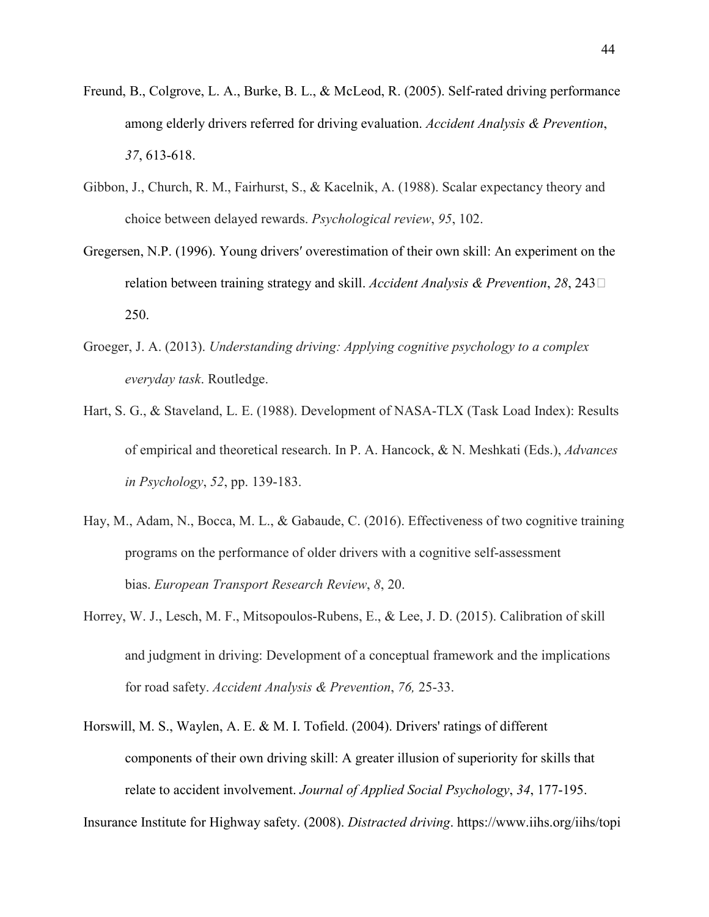Freund, B., Colgrove, L. A., Burke, B. L., & McLeod, R. (2005). Self-rated driving performance among elderly drivers referred for driving evaluation. *Accident Analysis & Prevention*, *37*, 613-618.

Gibbon, J., Church, R. M., Fairhurst, S., & Kacelnik, A. (1988). Scalar expectancy theory and choice between delayed rewards. *Psychological review*, *95*, 102.

Gregersen, N.P. (1996). Young drivers′ overestimation of their own skill: An experiment on the relation between training strategy and skill. *Accident Analysis & Prevention*, *28*, 243□250.

Groeger, J. A. (2013). *Understanding driving: Applying cognitive psychology to a complex everyday task*. Routledge.

Hart, S. G., & Staveland, L. E. (1988). Development of NASA-TLX (Task Load Index): Results of empirical and theoretical research. In P. A. Hancock, & N. Meshkati (Eds.), *Advances in Psychology*, *52*, pp. 139-183.

Hay, M., Adam, N., Bocca, M. L., & Gabaude, C. (2016). Effectiveness of two cognitive training programs on the performance of older drivers with a cognitive self-assessment bias. *European Transport Research Review*, *8*, 20.

Horrey, W. J., Lesch, M. F., Mitsopoulos-Rubens, E., & Lee, J. D. (2015). Calibration of skill and judgment in driving: Development of a conceptual framework and the implications for road safety. *Accident Analysis & Prevention*, *76,* 25-33.

Horswill, M. S., Waylen, A. E. & M. I. Tofield. (2004). Drivers' ratings of different components of their own driving skill: A greater illusion of superiority for skills that relate to accident involvement. *Journal of Applied Social Psychology*, *34*, 177-195.

Insurance Institute for Highway safety. (2008). *Distracted driving*. https://www.iihs.org/iihs/topi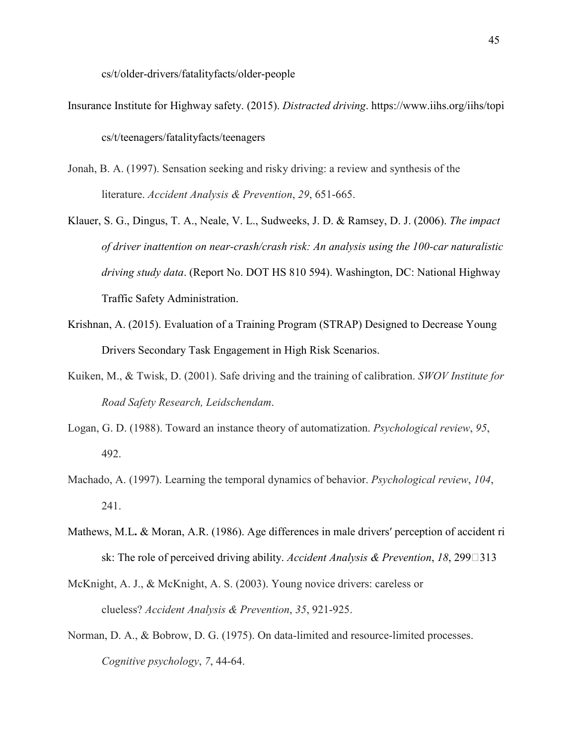cs/t/older-drivers/fatalityfacts/older-people

Insurance Institute for Highway safety. (2015). *Distracted driving*. https://www.iihs.org/iihs/topi cs/t/teenagers/fatalityfacts/teenagers

Jonah, B. A. (1997). Sensation seeking and risky driving: a review and synthesis of the literature. *Accident Analysis & Prevention*, *29*, 651-665.

Klauer, S. G., Dingus, T. A., Neale, V. L., Sudweeks, J. D. & Ramsey, D. J. (2006). *The impact of driver inattention on near-crash/crash risk: An analysis using the 100-car naturalistic driving study data*. (Report No. DOT HS 810 594). Washington, DC: National Highway Traffic Safety Administration.

Krishnan, A. (2015). Evaluation of a Training Program (STRAP) Designed to Decrease Young Drivers Secondary Task Engagement in High Risk Scenarios.

Kuiken, M., & Twisk, D. (2001). Safe driving and the training of calibration. *SWOV Institute for Road Safety Research, Leidschendam*.

Logan, G. D. (1988). Toward an instance theory of automatization. *Psychological review*, *95*, 492.

Machado, A. (1997). Learning the temporal dynamics of behavior. *Psychological review*, *104*, 241.

Mathews, M.L**.** & Moran, A.R. (1986). Age differences in male drivers′ perception of accident ri sk: The role of perceived driving ability. *Accident Analysis & Prevention*, *18*, 299□313

McKnight, A. J., & McKnight, A. S. (2003). Young novice drivers: careless or clueless? *Accident Analysis & Prevention*, *35*, 921-925.

Norman, D. A., & Bobrow, D. G. (1975). On data-limited and resource-limited processes. *Cognitive psychology*, *7*, 44-64.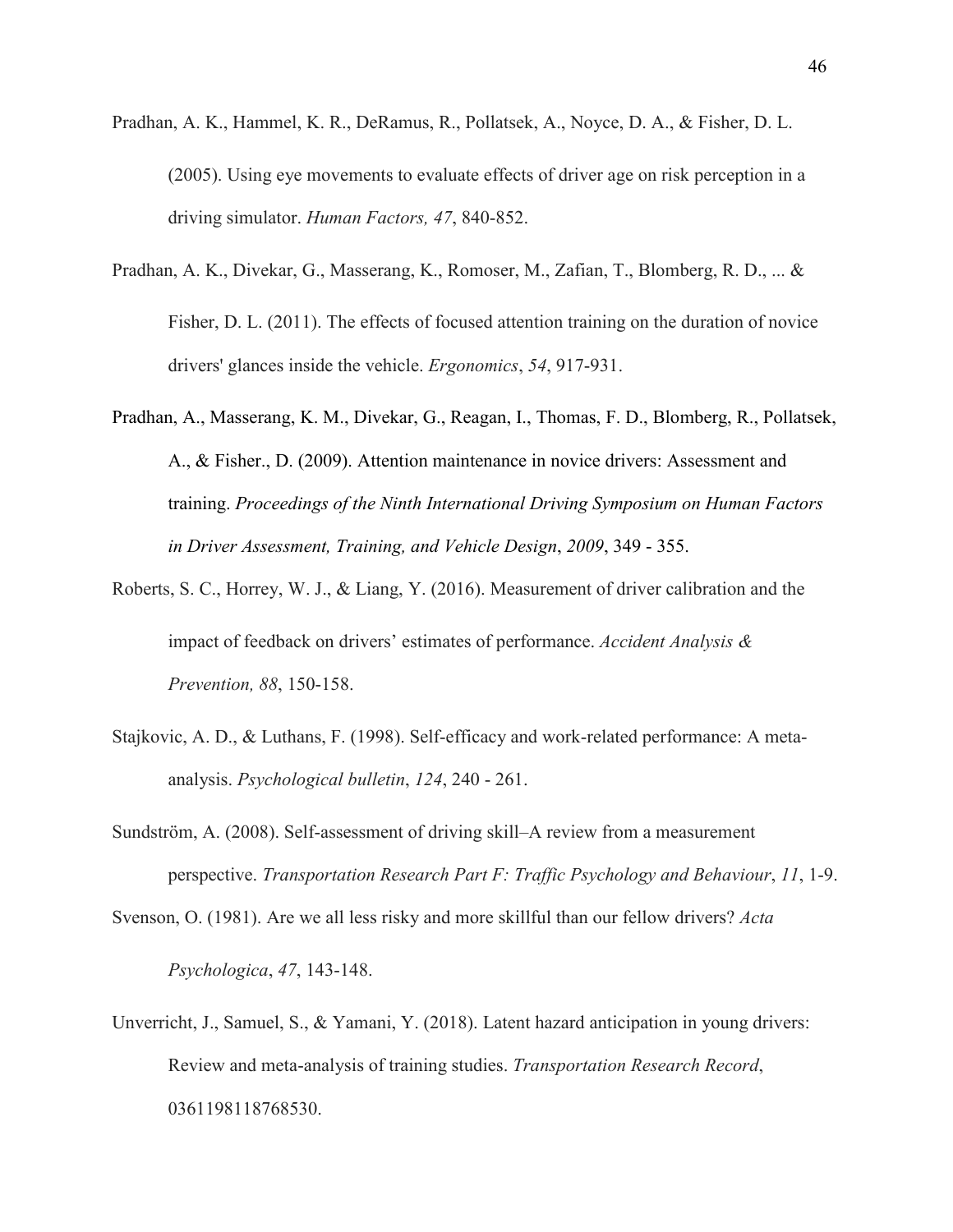Pradhan, A. K., Hammel, K. R., DeRamus, R., Pollatsek, A., Noyce, D. A., & Fisher, D. L. (2005). Using eye movements to evaluate effects of driver age on risk perception in a driving simulator. *Human Factors, 47*, 840-852.

Pradhan, A. K., Divekar, G., Masserang, K., Romoser, M., Zafian, T., Blomberg, R. D., ... & Fisher, D. L. (2011). The effects of focused attention training on the duration of novice drivers' glances inside the vehicle. *Ergonomics*, *54*, 917-931.

Pradhan, A., Masserang, K. M., Divekar, G., Reagan, I., Thomas, F. D., Blomberg, R., Pollatsek, A., & Fisher., D. (2009). Attention maintenance in novice drivers: Assessment and training. *Proceedings of the Ninth International Driving Symposium on Human Factors in Driver Assessment, Training, and Vehicle Design*, *2009*, 349 - 355.

Roberts, S. C., Horrey, W. J., & Liang, Y. (2016). Measurement of driver calibration and the impact of feedback on drivers' estimates of performance. *Accident Analysis & Prevention, 88*, 150-158.

Stajkovic, A. D., & Luthans, F. (1998). Self-efficacy and work-related performance: A meta-analysis. *Psychological bulletin*, *124*, 240 - 261.

Sundström, A. (2008). Self-assessment of driving skill–A review from a measurement perspective. *Transportation Research Part F: Traffic Psychology and Behaviour*, *11*, 1-9.

Svenson, O. (1981). Are we all less risky and more skillful than our fellow drivers? *Acta Psychologica*, *47*, 143-148.

Unverricht, J., Samuel, S., & Yamani, Y. (2018). Latent hazard anticipation in young drivers: Review and meta-analysis of training studies. *Transportation Research Record*, 0361198118768530.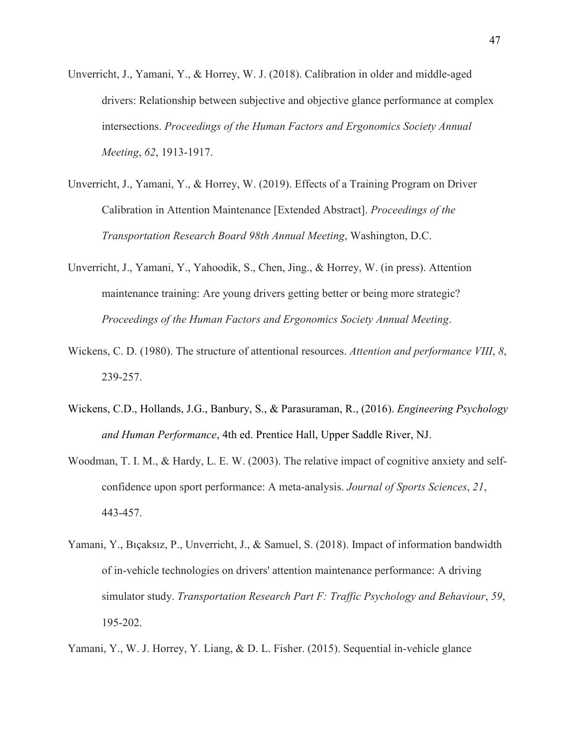Unverricht, J., Yamani, Y., & Horrey, W. J. (2018). Calibration in older and middle-aged drivers: Relationship between subjective and objective glance performance at complex intersections. *Proceedings of the Human Factors and Ergonomics Society Annual Meeting*, *62*, 1913-1917.

Unverricht, J., Yamani, Y., & Horrey, W. (2019). Effects of a Training Program on Driver Calibration in Attention Maintenance [Extended Abstract]. *Proceedings of the Transportation Research Board 98th Annual Meeting*, Washington, D.C.

Unverricht, J., Yamani, Y., Yahoodik, S., Chen, Jing., & Horrey, W. (in press). Attention maintenance training: Are young drivers getting better or being more strategic? *Proceedings of the Human Factors and Ergonomics Society Annual Meeting*.

Wickens, C. D. (1980). The structure of attentional resources. *Attention and performance VIII*, *8*, 239-257.

Wickens, C.D., Hollands, J.G., Banbury, S., & Parasuraman, R., (2016). *Engineering Psychology and Human Performance*, 4th ed. Prentice Hall, Upper Saddle River, NJ.

Woodman, T. I. M., & Hardy, L. E. W. (2003). The relative impact of cognitive anxiety and self-confidence upon sport performance: A meta-analysis. *Journal of Sports Sciences*, *21*, 443-457.

Yamani, Y., Bıçaksız, P., Unverricht, J., & Samuel, S. (2018). Impact of information bandwidth of in-vehicle technologies on drivers' attention maintenance performance: A driving simulator study. *Transportation Research Part F: Traffic Psychology and Behaviour*, *59*, 195-202.

Yamani, Y., W. J. Horrey, Y. Liang, & D. L. Fisher. (2015). Sequential in-vehicle glance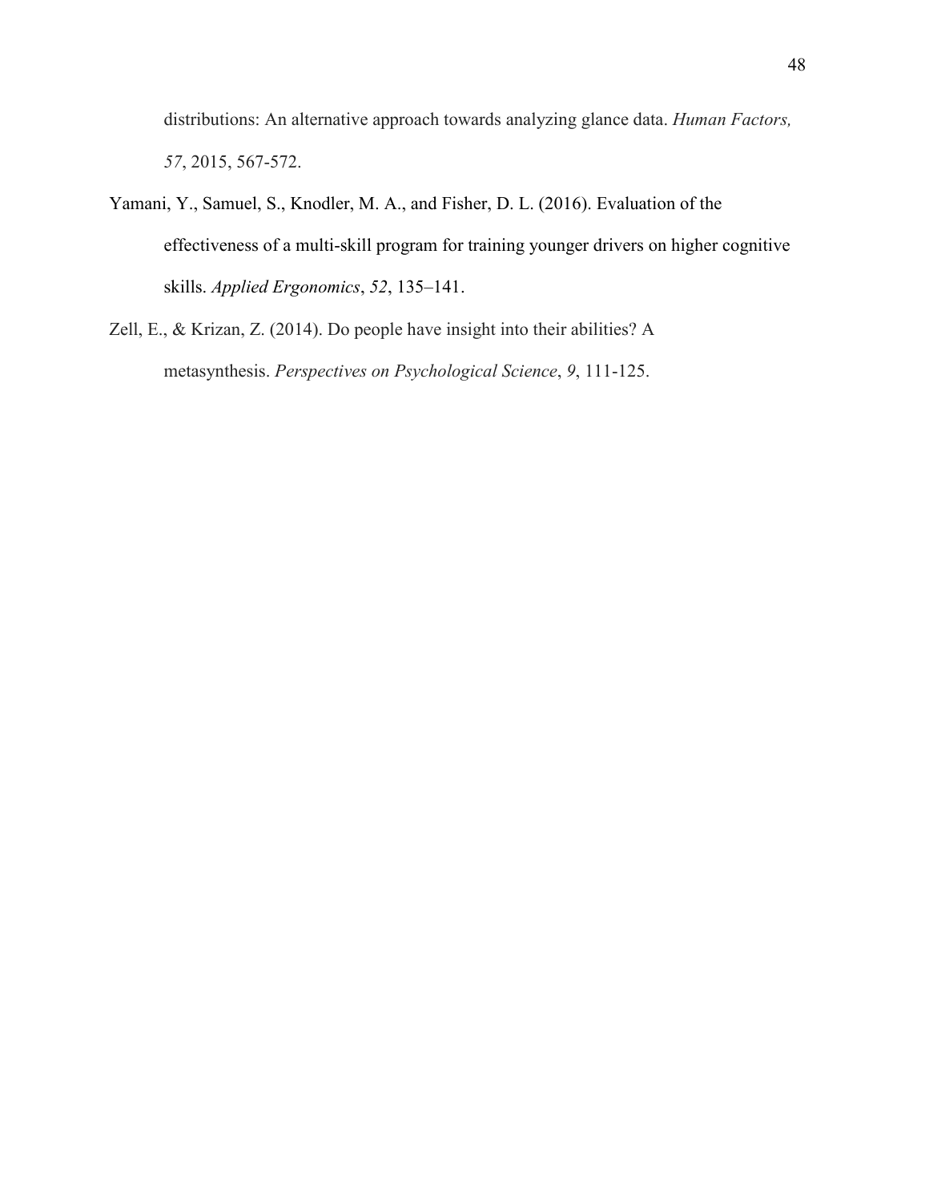distributions: An alternative approach towards analyzing glance data. *Human Factors, 57*, 2015, 567-572.

Yamani, Y., Samuel, S., Knodler, M. A., and Fisher, D. L. (2016). Evaluation of the effectiveness of a multi-skill program for training younger drivers on higher cognitive skills. *Applied Ergonomics*, *52*, 135–141.

Zell, E., & Krizan, Z. (2014). Do people have insight into their abilities? A metasynthesis. *Perspectives on Psychological Science*, *9*, 111-125.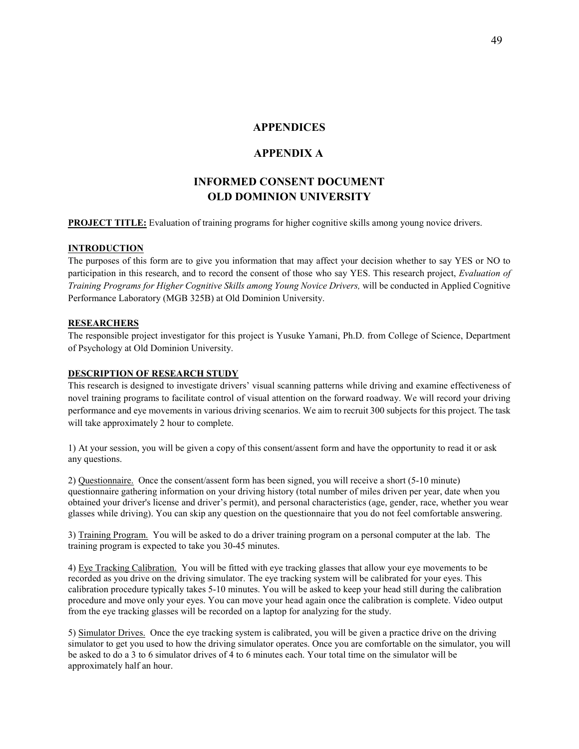# APPENDICES

# APPENDIX A

# INFORMED CONSENT DOCUMENT
# OLD DOMINION UNIVERSITY

**PROJECT TITLE:** Evaluation of training programs for higher cognitive skills among young novice drivers.

**INTRODUCTION**

The purposes of this form are to give you information that may affect your decision whether to say YES or NO to participation in this research, and to record the consent of those who say YES. This research project, *Evaluation of Training Programs for Higher Cognitive Skills among Young Novice Drivers,* will be conducted in Applied Cognitive Performance Laboratory (MGB 325B) at Old Dominion University.

**RESEARCHERS**

The responsible project investigator for this project is Yusuke Yamani, Ph.D. from College of Science, Department of Psychology at Old Dominion University.

**DESCRIPTION OF RESEARCH STUDY**

This research is designed to investigate drivers' visual scanning patterns while driving and examine effectiveness of novel training programs to facilitate control of visual attention on the forward roadway. We will record your driving performance and eye movements in various driving scenarios. We aim to recruit 300 subjects for this project. The task will take approximately 2 hour to complete.

1) At your session, you will be given a copy of this consent/assent form and have the opportunity to read it or ask any questions.

2) Questionnaire. Once the consent/assent form has been signed, you will receive a short (5-10 minute) questionnaire gathering information on your driving history (total number of miles driven per year, date when you obtained your driver's license and driver's permit), and personal characteristics (age, gender, race, whether you wear glasses while driving). You can skip any question on the questionnaire that you do not feel comfortable answering.

3) Training Program. You will be asked to do a driver training program on a personal computer at the lab. The training program is expected to take you 30-45 minutes.

4) Eye Tracking Calibration. You will be fitted with eye tracking glasses that allow your eye movements to be recorded as you drive on the driving simulator. The eye tracking system will be calibrated for your eyes. This calibration procedure typically takes 5-10 minutes. You will be asked to keep your head still during the calibration procedure and move only your eyes. You can move your head again once the calibration is complete. Video output from the eye tracking glasses will be recorded on a laptop for analyzing for the study.

5) Simulator Drives. Once the eye tracking system is calibrated, you will be given a practice drive on the driving simulator to get you used to how the driving simulator operates. Once you are comfortable on the simulator, you will be asked to do a 3 to 6 simulator drives of 4 to 6 minutes each. Your total time on the simulator will be approximately half an hour.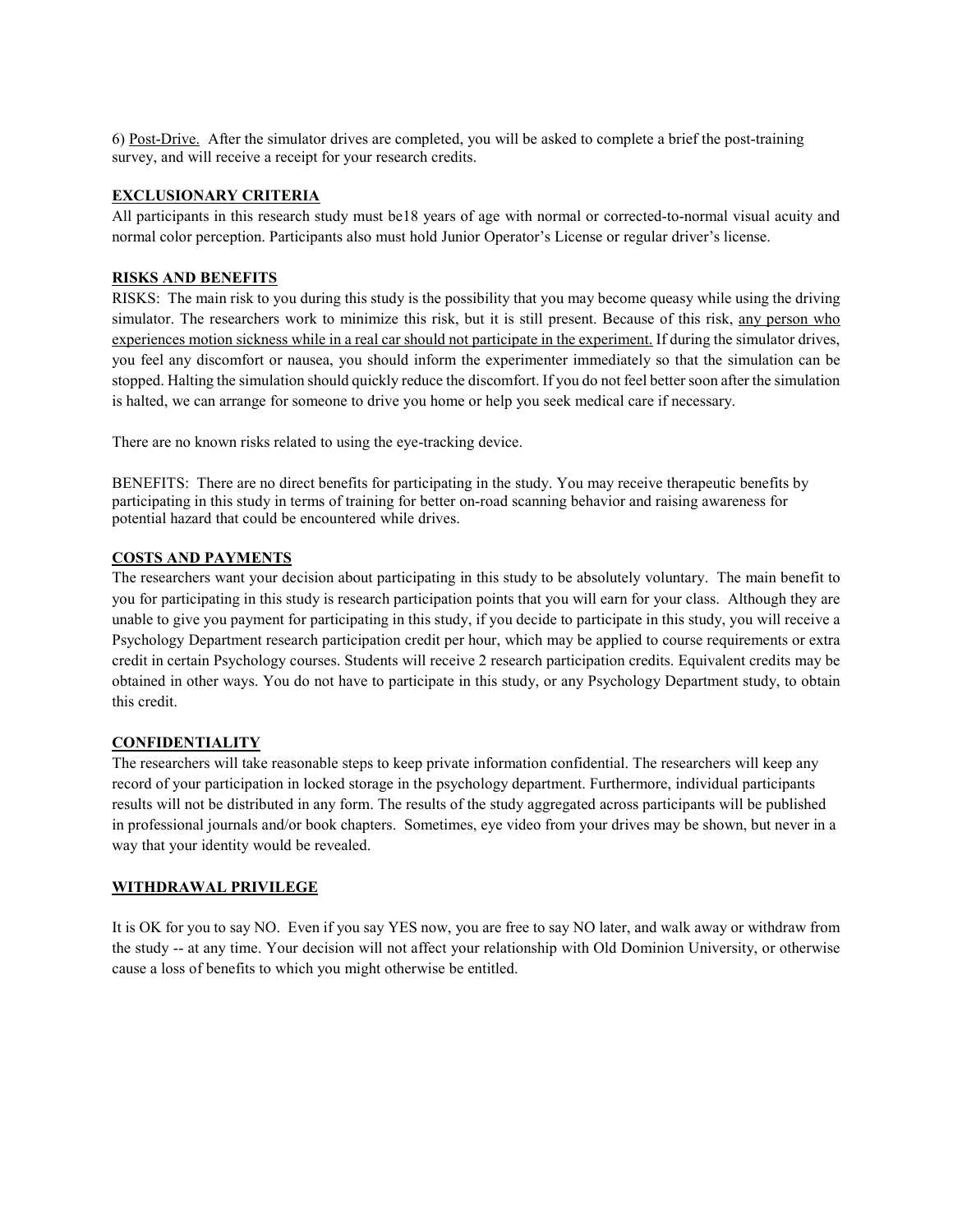6) Post-Drive. After the simulator drives are completed, you will be asked to complete a brief the post-training survey, and will receive a receipt for your research credits.

**EXCLUSIONARY CRITERIA**

All participants in this research study must be18 years of age with normal or corrected-to-normal visual acuity and normal color perception. Participants also must hold Junior Operator's License or regular driver's license.

**RISKS AND BENEFITS**

RISKS: The main risk to you during this study is the possibility that you may become queasy while using the driving simulator. The researchers work to minimize this risk, but it is still present. Because of this risk, any person who experiences motion sickness while in a real car should not participate in the experiment. If during the simulator drives, you feel any discomfort or nausea, you should inform the experimenter immediately so that the simulation can be stopped. Halting the simulation should quickly reduce the discomfort. If you do not feel better soon after the simulation is halted, we can arrange for someone to drive you home or help you seek medical care if necessary.

There are no known risks related to using the eye-tracking device.

BENEFITS: There are no direct benefits for participating in the study. You may receive therapeutic benefits by participating in this study in terms of training for better on-road scanning behavior and raising awareness for potential hazard that could be encountered while drives.

**COSTS AND PAYMENTS**

The researchers want your decision about participating in this study to be absolutely voluntary. The main benefit to you for participating in this study is research participation points that you will earn for your class. Although they are unable to give you payment for participating in this study, if you decide to participate in this study, you will receive a Psychology Department research participation credit per hour, which may be applied to course requirements or extra credit in certain Psychology courses. Students will receive 2 research participation credits. Equivalent credits may be obtained in other ways. You do not have to participate in this study, or any Psychology Department study, to obtain this credit.

**CONFIDENTIALITY**

The researchers will take reasonable steps to keep private information confidential. The researchers will keep any record of your participation in locked storage in the psychology department. Furthermore, individual participants results will not be distributed in any form. The results of the study aggregated across participants will be published in professional journals and/or book chapters. Sometimes, eye video from your drives may be shown, but never in a way that your identity would be revealed.

**WITHDRAWAL PRIVILEGE**

It is OK for you to say NO. Even if you say YES now, you are free to say NO later, and walk away or withdraw from the study -- at any time. Your decision will not affect your relationship with Old Dominion University, or otherwise cause a loss of benefits to which you might otherwise be entitled.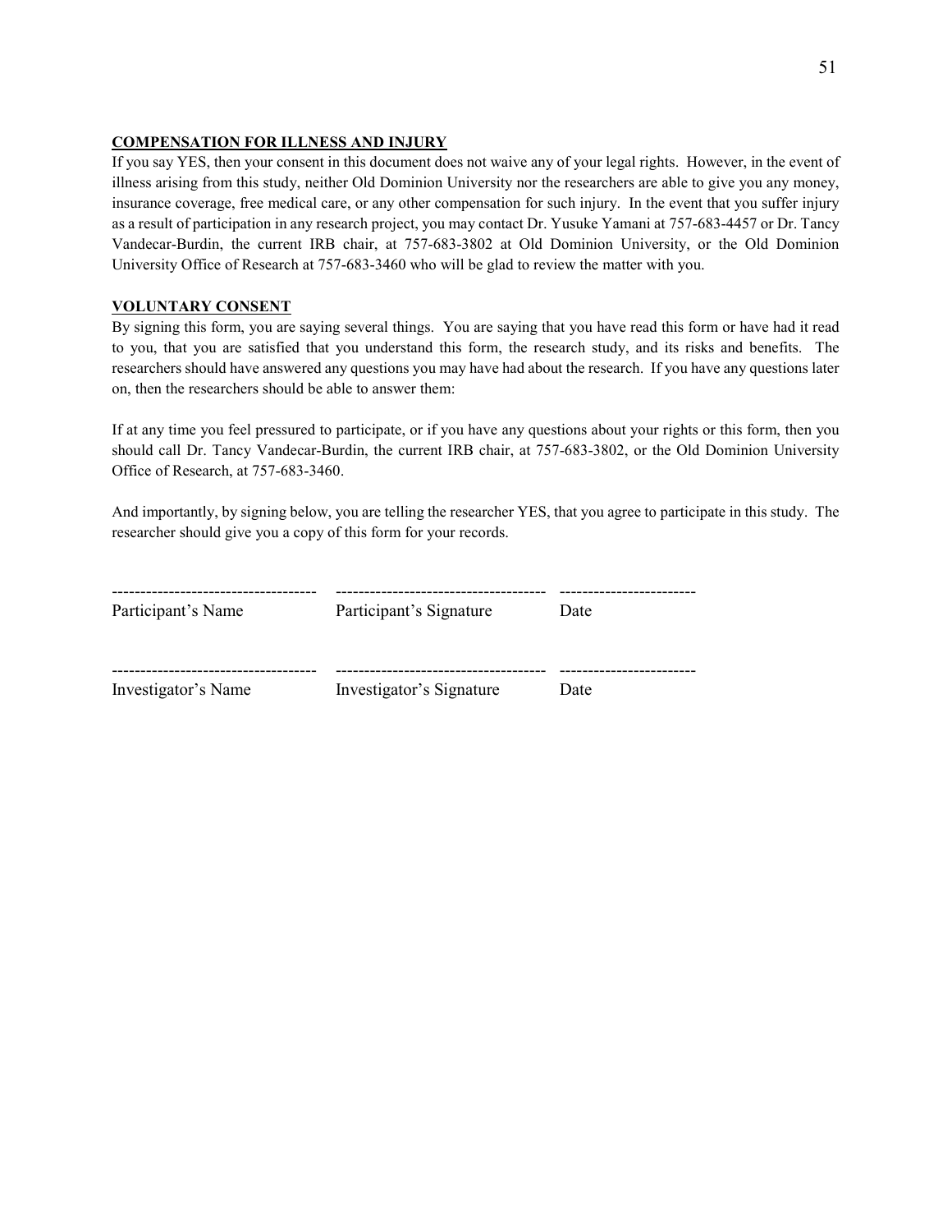**COMPENSATION FOR ILLNESS AND INJURY**

If you say YES, then your consent in this document does not waive any of your legal rights. However, in the event of illness arising from this study, neither Old Dominion University nor the researchers are able to give you any money, insurance coverage, free medical care, or any other compensation for such injury. In the event that you suffer injury as a result of participation in any research project, you may contact Dr. Yusuke Yamani at 757-683-4457 or Dr. Tancy Vandecar-Burdin, the current IRB chair, at 757-683-3802 at Old Dominion University, or the Old Dominion University Office of Research at 757-683-3460 who will be glad to review the matter with you.

**VOLUNTARY CONSENT**

By signing this form, you are saying several things. You are saying that you have read this form or have had it read to you, that you are satisfied that you understand this form, the research study, and its risks and benefits. The researchers should have answered any questions you may have had about the research. If you have any questions later on, then the researchers should be able to answer them:

If at any time you feel pressured to participate, or if you have any questions about your rights or this form, then you should call Dr. Tancy Vandecar-Burdin, the current IRB chair, at 757-683-3802, or the Old Dominion University Office of Research, at 757-683-3460.

And importantly, by signing below, you are telling the researcher YES, that you agree to participate in this study. The researcher should give you a copy of this form for your records.

| ------------------------------------ | ------------------------------------ | ------------------------ |
|---|---|---|
| Participant's Name | Participant's Signature | Date |
| | | |
| ------------------------------------ | ------------------------------------ | ------------------------ |
| Investigator's Name | Investigator's Signature | Date |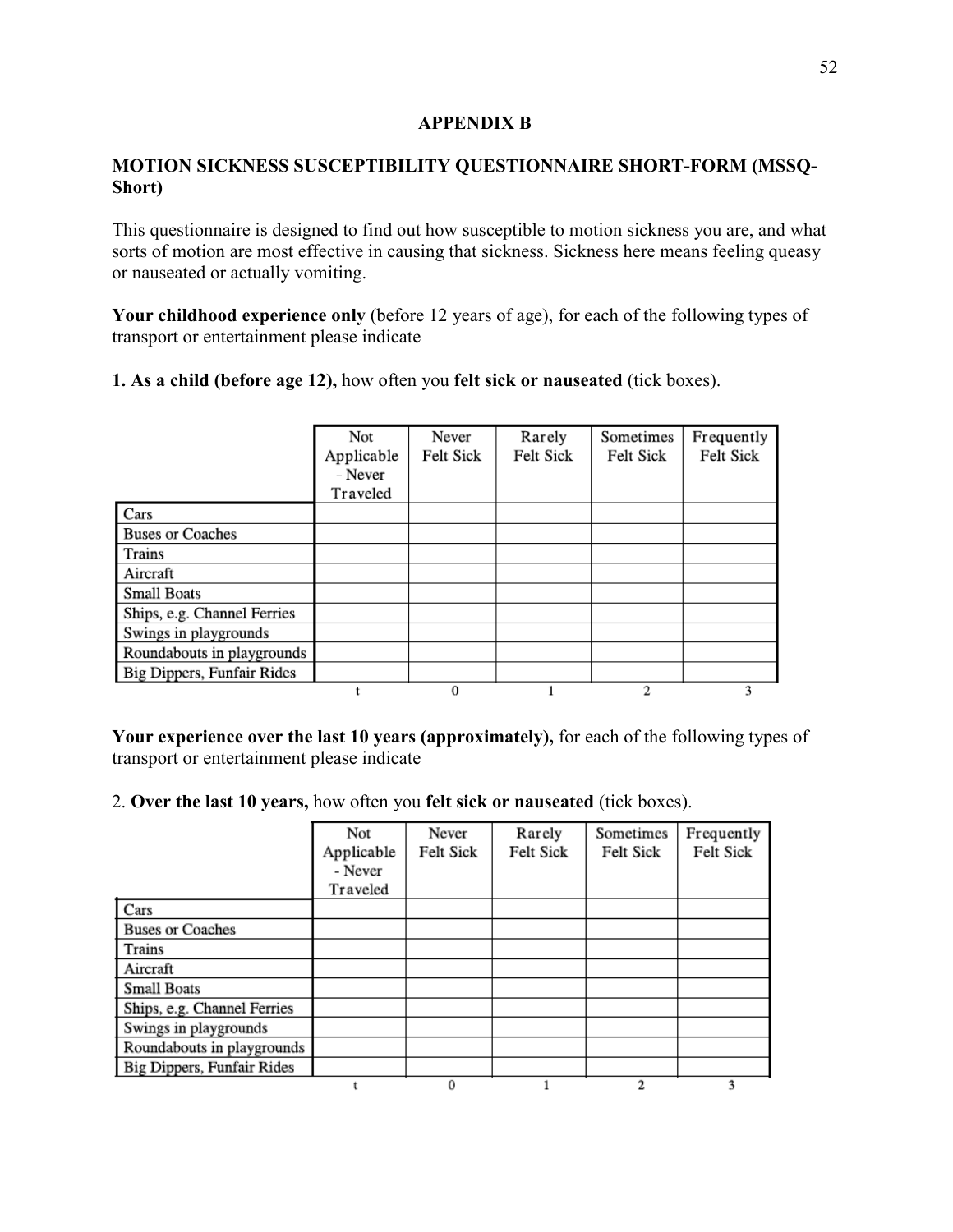## APPENDIX B

### MOTION SICKNESS SUSCEPTIBILITY QUESTIONNAIRE SHORT-FORM (MSSQ-Short)

This questionnaire is designed to find out how susceptible to motion sickness you are, and what sorts of motion are most effective in causing that sickness. Sickness here means feeling queasy or nauseated or actually vomiting.

**Your childhood experience only** (before 12 years of age), for each of the following types of transport or entertainment please indicate

**1. As a child (before age 12),** how often you **felt sick or nauseated** (tick boxes).

| | Not Applicable - Never Traveled | Never Felt Sick | Rarely Felt Sick | Sometimes Felt Sick | Frequently Felt Sick |
|---|---|---|---|---|---|
| Cars | | | | | |
| Buses or Coaches | | | | | |
| Trains | | | | | |
| Aircraft | | | | | |
| Small Boats | | | | | |
| Ships, e.g. Channel Ferries | | | | | |
| Swings in playgrounds | | | | | |
| Roundabouts in playgrounds | | | | | |
| Big Dippers, Funfair Rides | | | | | |
| | t | 0 | 1 | 2 | 3 |

**Your experience over the last 10 years (approximately),** for each of the following types of transport or entertainment please indicate

2. **Over the last 10 years,** how often you **felt sick or nauseated** (tick boxes).

| | Not Applicable - Never Traveled | Never Felt Sick | Rarely Felt Sick | Sometimes Felt Sick | Frequently Felt Sick |
|---|---|---|---|---|---|
| Cars | | | | | |
| Buses or Coaches | | | | | |
| Trains | | | | | |
| Aircraft | | | | | |
| Small Boats | | | | | |
| Ships, e.g. Channel Ferries | | | | | |
| Swings in playgrounds | | | | | |
| Roundabouts in playgrounds | | | | | |
| Big Dippers, Funfair Rides | | | | | |
| | t | 0 | 1 | 2 | 3 |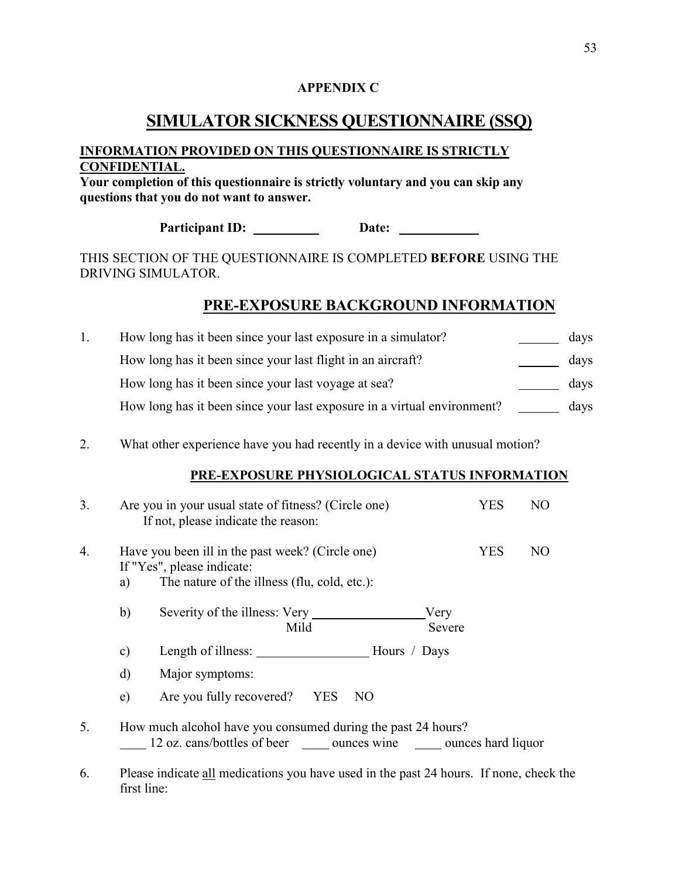**APPENDIX C**

# SIMULATOR SICKNESS QUESTIONNAIRE (SSQ)

**INFORMATION PROVIDED ON THIS QUESTIONNAIRE IS STRICTLY CONFIDENTIAL.**
**Your completion of this questionnaire is strictly voluntary and you can skip any questions that you do not want to answer.**

**Participant ID:** __________ **Date:** ____________

THIS SECTION OF THE QUESTIONNAIRE IS COMPLETED **BEFORE** USING THE DRIVING SIMULATOR.

## PRE-EXPOSURE BACKGROUND INFORMATION

1. How long has it been since your last exposure in a simulator? ______ days

   How long has it been since your last flight in an aircraft? ______ days

   How long has it been since your last voyage at sea? ______ days

   How long has it been since your last exposure in a virtual environment? ______ days

2. What other experience have you had recently in a device with unusual motion?

### PRE-EXPOSURE PHYSIOLOGICAL STATUS INFORMATION

3. Are you in your usual state of fitness? (Circle one) YES NO
   If not, please indicate the reason:

4. Have you been ill in the past week? (Circle one) YES NO
   If "Yes", please indicate:
   a) The nature of the illness (flu, cold, etc.):
   b) Severity of the illness: Very Mild _________________ Very Severe
   c) Length of illness: _________________ Hours / Days
   d) Major symptoms:
   e) Are you fully recovered? YES NO

5. How much alcohol have you consumed during the past 24 hours?
   ____ 12 oz. cans/bottles of beer ____ ounces wine ____ ounces hard liquor

6. Please indicate all medications you have used in the past 24 hours. If none, check the first line: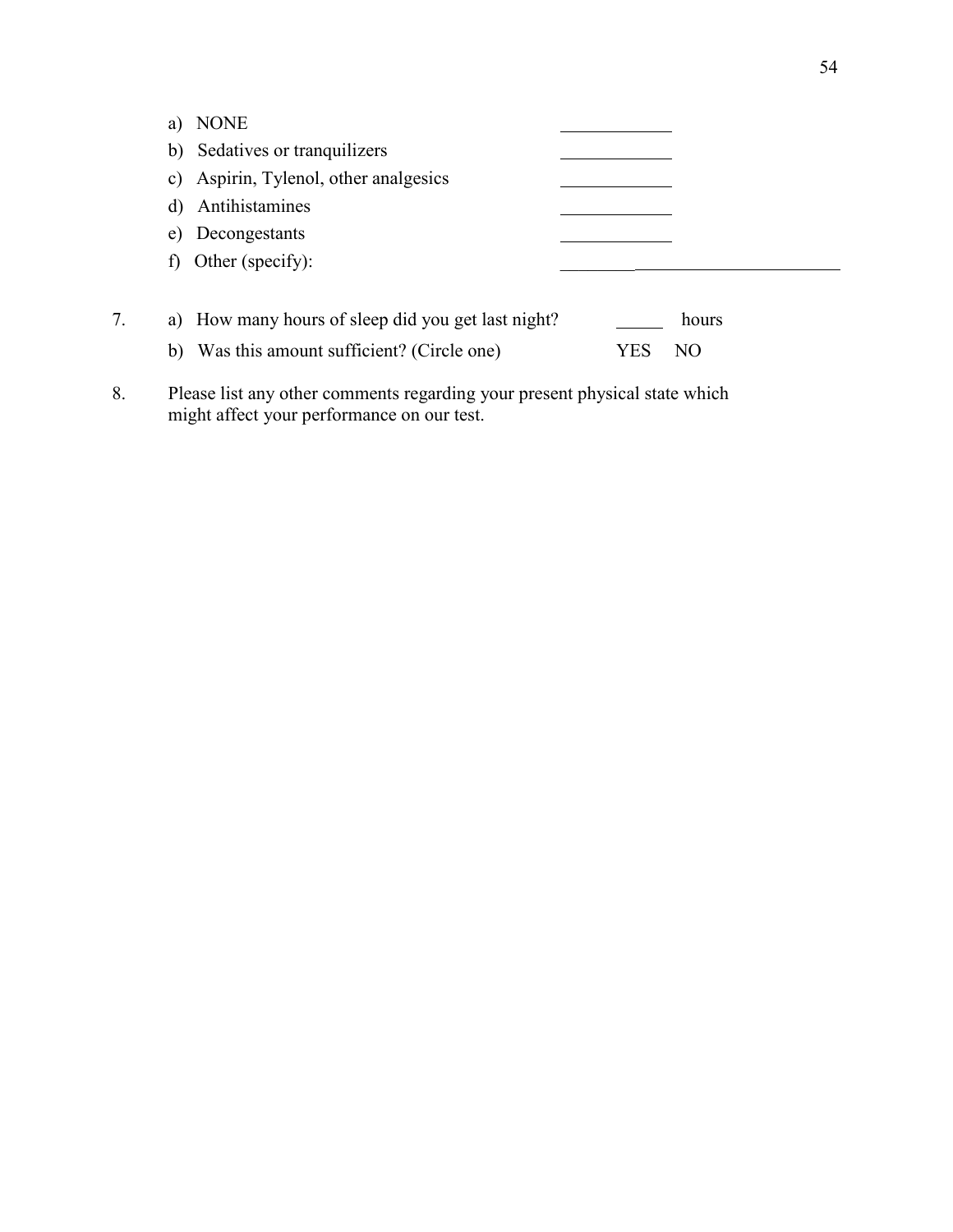a) NONE ____________
b) Sedatives or tranquilizers ____________
c) Aspirin, Tylenol, other analgesics ____________
d) Antihistamines ____________
e) Decongestants ____________
f) Other (specify): ________________________________

7. a) How many hours of sleep did you get last night? _____ hours

   b) Was this amount sufficient? (Circle one) YES NO

8. Please list any other comments regarding your present physical state which might affect your performance on our test.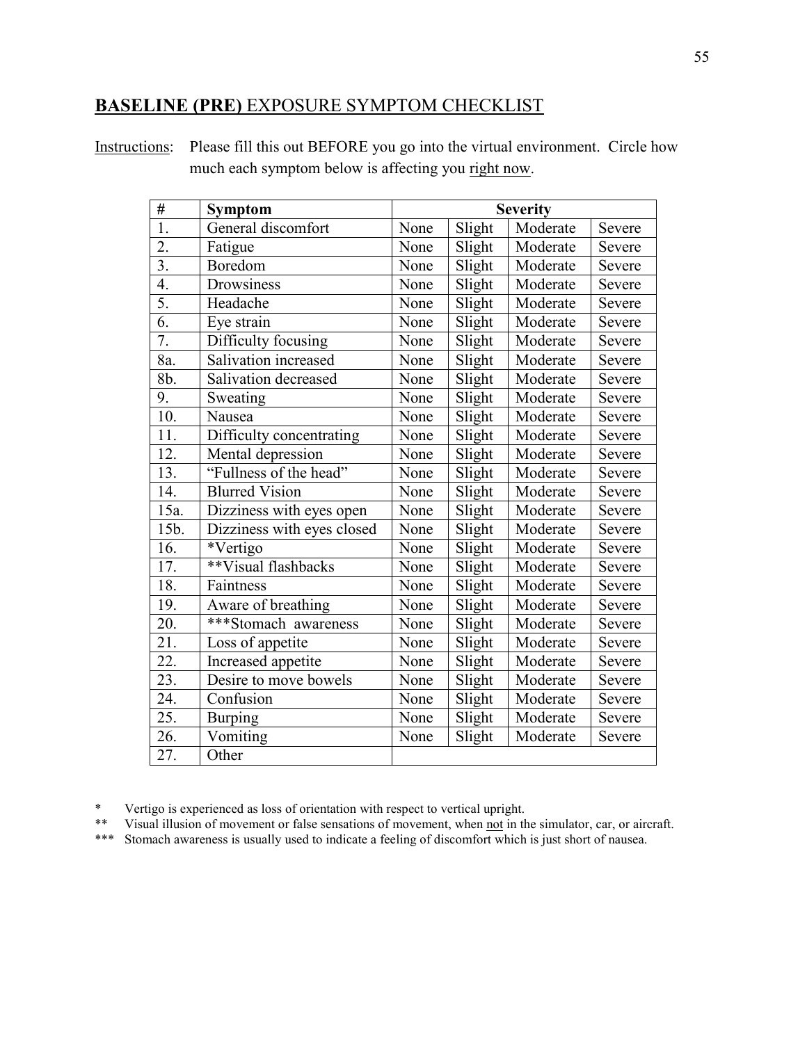## **BASELINE (PRE)** EXPOSURE SYMPTOM CHECKLIST

Instructions: Please fill this out BEFORE you go into the virtual environment. Circle how much each symptom below is affecting you right now.

| **#** | **Symptom** | **Severity** | | | |
|---|---|---|---|---|---|
| 1. | General discomfort | None | Slight | Moderate | Severe |
| 2. | Fatigue | None | Slight | Moderate | Severe |
| 3. | Boredom | None | Slight | Moderate | Severe |
| 4. | Drowsiness | None | Slight | Moderate | Severe |
| 5. | Headache | None | Slight | Moderate | Severe |
| 6. | Eye strain | None | Slight | Moderate | Severe |
| 7. | Difficulty focusing | None | Slight | Moderate | Severe |
| 8a. | Salivation increased | None | Slight | Moderate | Severe |
| 8b. | Salivation decreased | None | Slight | Moderate | Severe |
| 9. | Sweating | None | Slight | Moderate | Severe |
| 10. | Nausea | None | Slight | Moderate | Severe |
| 11. | Difficulty concentrating | None | Slight | Moderate | Severe |
| 12. | Mental depression | None | Slight | Moderate | Severe |
| 13. | "Fullness of the head" | None | Slight | Moderate | Severe |
| 14. | Blurred Vision | None | Slight | Moderate | Severe |
| 15a. | Dizziness with eyes open | None | Slight | Moderate | Severe |
| 15b. | Dizziness with eyes closed | None | Slight | Moderate | Severe |
| 16. | *Vertigo | None | Slight | Moderate | Severe |
| 17. | **Visual flashbacks | None | Slight | Moderate | Severe |
| 18. | Faintness | None | Slight | Moderate | Severe |
| 19. | Aware of breathing | None | Slight | Moderate | Severe |
| 20. | ***Stomach awareness | None | Slight | Moderate | Severe |
| 21. | Loss of appetite | None | Slight | Moderate | Severe |
| 22. | Increased appetite | None | Slight | Moderate | Severe |
| 23. | Desire to move bowels | None | Slight | Moderate | Severe |
| 24. | Confusion | None | Slight | Moderate | Severe |
| 25. | Burping | None | Slight | Moderate | Severe |
| 26. | Vomiting | None | Slight | Moderate | Severe |
| 27. | Other | | | | |

\* Vertigo is experienced as loss of orientation with respect to vertical upright.

\** Visual illusion of movement or false sensations of movement, when not in the simulator, car, or aircraft.

\*** Stomach awareness is usually used to indicate a feeling of discomfort which is just short of nausea.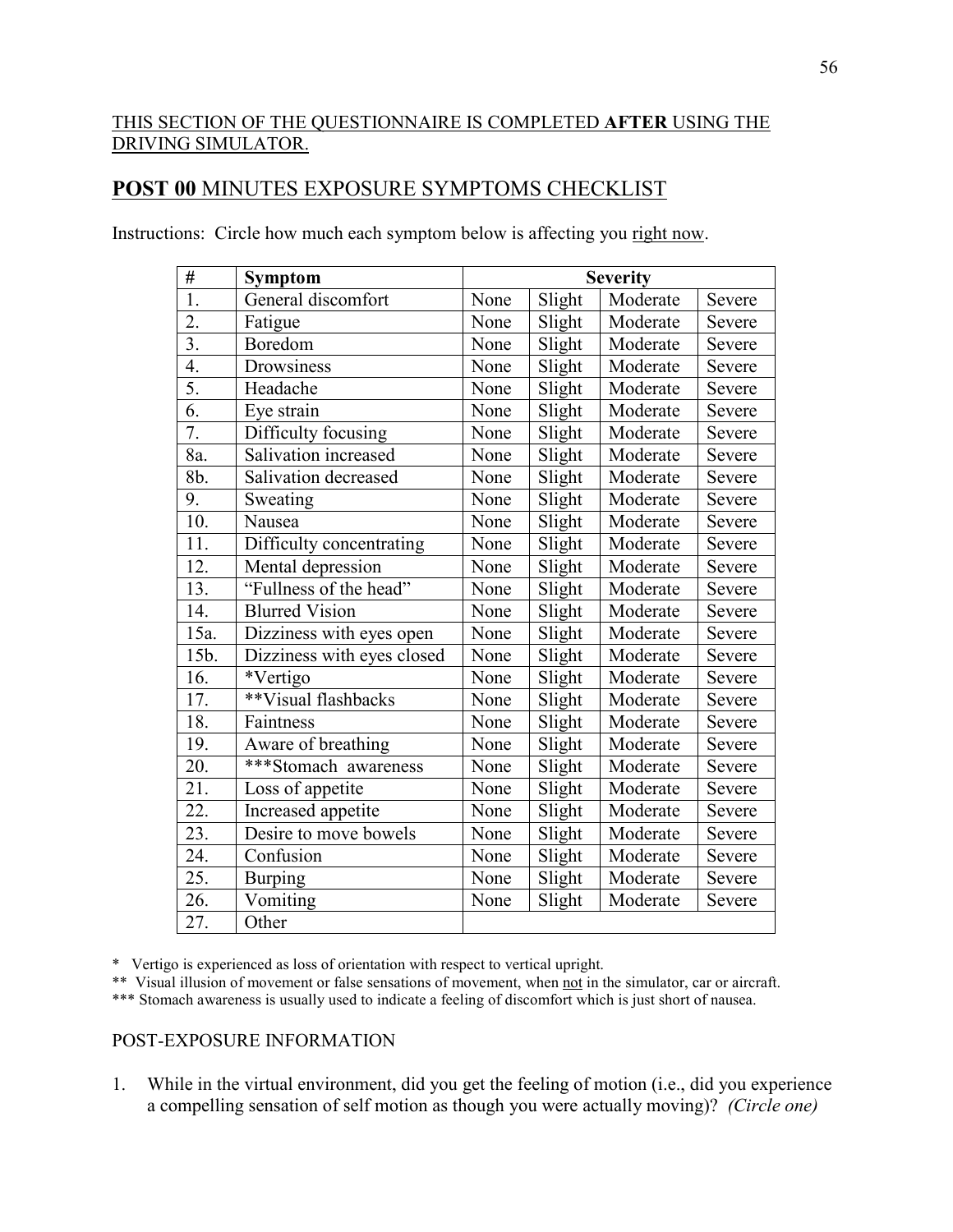THIS SECTION OF THE QUESTIONNAIRE IS COMPLETED **AFTER** USING THE DRIVING SIMULATOR.

## **POST 00** MINUTES EXPOSURE SYMPTOMS CHECKLIST

Instructions: Circle how much each symptom below is affecting you right now.

| # | Symptom | Severity | | | |
|---|---|---|---|---|---|
| 1. | General discomfort | None | Slight | Moderate | Severe |
| 2. | Fatigue | None | Slight | Moderate | Severe |
| 3. | Boredom | None | Slight | Moderate | Severe |
| 4. | Drowsiness | None | Slight | Moderate | Severe |
| 5. | Headache | None | Slight | Moderate | Severe |
| 6. | Eye strain | None | Slight | Moderate | Severe |
| 7. | Difficulty focusing | None | Slight | Moderate | Severe |
| 8a. | Salivation increased | None | Slight | Moderate | Severe |
| 8b. | Salivation decreased | None | Slight | Moderate | Severe |
| 9. | Sweating | None | Slight | Moderate | Severe |
| 10. | Nausea | None | Slight | Moderate | Severe |
| 11. | Difficulty concentrating | None | Slight | Moderate | Severe |
| 12. | Mental depression | None | Slight | Moderate | Severe |
| 13. | "Fullness of the head" | None | Slight | Moderate | Severe |
| 14. | Blurred Vision | None | Slight | Moderate | Severe |
| 15a. | Dizziness with eyes open | None | Slight | Moderate | Severe |
| 15b. | Dizziness with eyes closed | None | Slight | Moderate | Severe |
| 16. | *Vertigo | None | Slight | Moderate | Severe |
| 17. | **Visual flashbacks | None | Slight | Moderate | Severe |
| 18. | Faintness | None | Slight | Moderate | Severe |
| 19. | Aware of breathing | None | Slight | Moderate | Severe |
| 20. | ***Stomach awareness | None | Slight | Moderate | Severe |
| 21. | Loss of appetite | None | Slight | Moderate | Severe |
| 22. | Increased appetite | None | Slight | Moderate | Severe |
| 23. | Desire to move bowels | None | Slight | Moderate | Severe |
| 24. | Confusion | None | Slight | Moderate | Severe |
| 25. | Burping | None | Slight | Moderate | Severe |
| 26. | Vomiting | None | Slight | Moderate | Severe |
| 27. | Other | | | | |

\* Vertigo is experienced as loss of orientation with respect to vertical upright.

** Visual illusion of movement or false sensations of movement, when not in the simulator, car or aircraft.

*** Stomach awareness is usually used to indicate a feeling of discomfort which is just short of nausea.

POST-EXPOSURE INFORMATION

1. While in the virtual environment, did you get the feeling of motion (i.e., did you experience a compelling sensation of self motion as though you were actually moving)? *(Circle one)*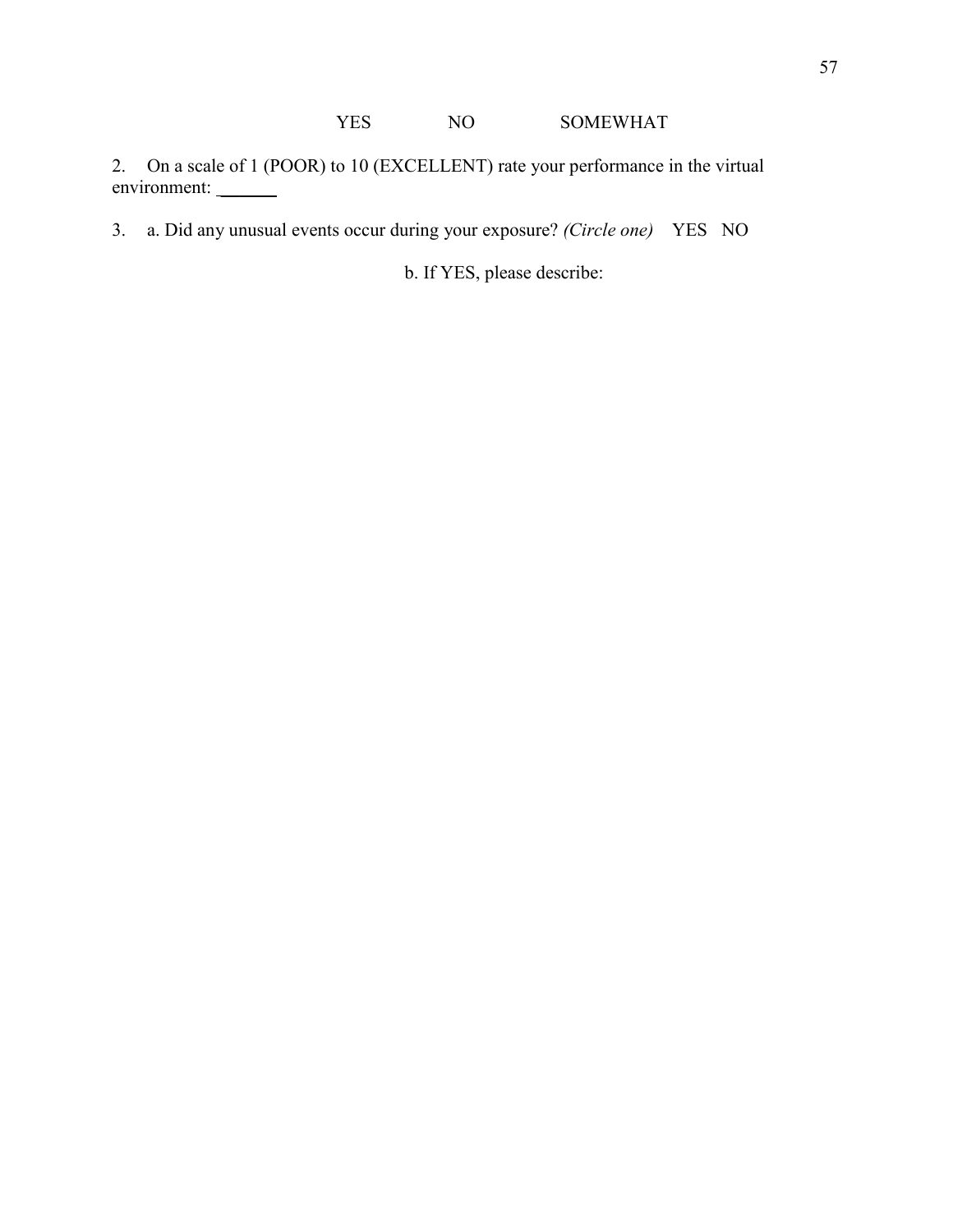YES NO SOMEWHAT

2. On a scale of 1 (POOR) to 10 (EXCELLENT) rate your performance in the virtual environment: ______

3. a. Did any unusual events occur during your exposure? *(Circle one)* YES NO

b. If YES, please describe: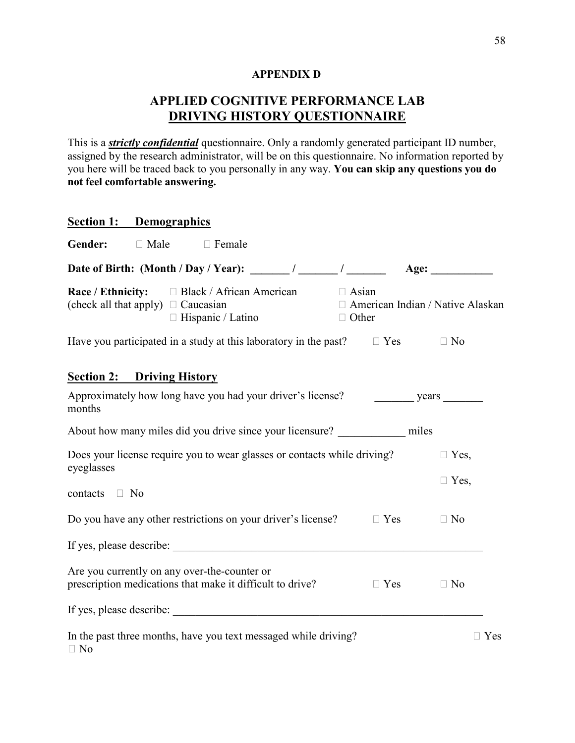**APPENDIX D**

# APPLIED COGNITIVE PERFORMANCE LAB
# DRIVING HISTORY QUESTIONNAIRE

This is a ***strictly confidential*** questionnaire. Only a randomly generated participant ID number, assigned by the research administrator, will be on this questionnaire. No information reported by you here will be traced back to you personally in any way. **You can skip any questions you do not feel comfortable answering.**

## Section 1: Demographics

**Gender:** □ Male □ Female

**Date of Birth: (Month / Day / Year): _______ / _______ / _______ Age: ___________**

**Race / Ethnicity:** (check all that apply)
□ Black / African American
□ Caucasian
□ Hispanic / Latino
□ Asian
□ American Indian / Native Alaskan
□ Other

Have you participated in a study at this laboratory in the past? □ Yes □ No

## Section 2: Driving History

Approximately how long have you had your driver's license? _______ years _______ months

About how many miles did you drive since your licensure? ____________ miles

Does your license require you to wear glasses or contacts while driving? □ Yes, eyeglasses □ Yes, contacts □ No

Do you have any other restrictions on your driver's license? □ Yes □ No

If yes, please describe: ___________________________________________________________

Are you currently on any over-the-counter or prescription medications that make it difficult to drive? □ Yes □ No

If yes, please describe: ___________________________________________________________

In the past three months, have you text messaged while driving? □ Yes □ No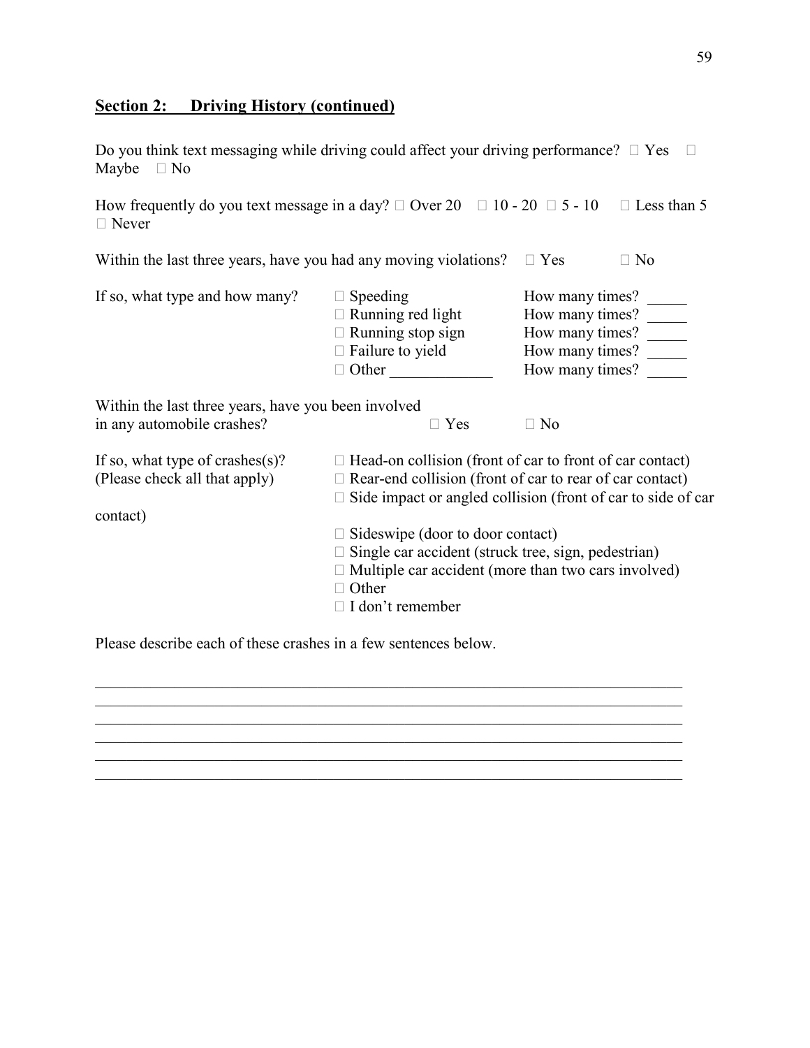## Section 2: Driving History (continued)

Do you think text messaging while driving could affect your driving performance? □ Yes □ Maybe □ No

How frequently do you text message in a day? □ Over 20 □ 10 - 20 □ 5 - 10 □ Less than 5 □ Never

Within the last three years, have you had any moving violations? □ Yes □ No

If so, what type and how many?

| | |
|---|---|
| □ Speeding | How many times? _____ |
| □ Running red light | How many times? _____ |
| □ Running stop sign | How many times? _____ |
| □ Failure to yield | How many times? _____ |
| □ Other _____________ | How many times? _____ |

Within the last three years, have you been involved in any automobile crashes? □ Yes □ No

If so, what type of crashes(s)? (Please check all that apply)

□ Head-on collision (front of car to front of car contact)
□ Rear-end collision (front of car to rear of car contact)
□ Side impact or angled collision (front of car to side of car contact)
□ Sideswipe (door to door contact)
□ Single car accident (struck tree, sign, pedestrian)
□ Multiple car accident (more than two cars involved)
□ Other
□ I don't remember

Please describe each of these crashes in a few sentences below.

_____________________________________________________________________________
_____________________________________________________________________________
_____________________________________________________________________________
_____________________________________________________________________________
_____________________________________________________________________________
_____________________________________________________________________________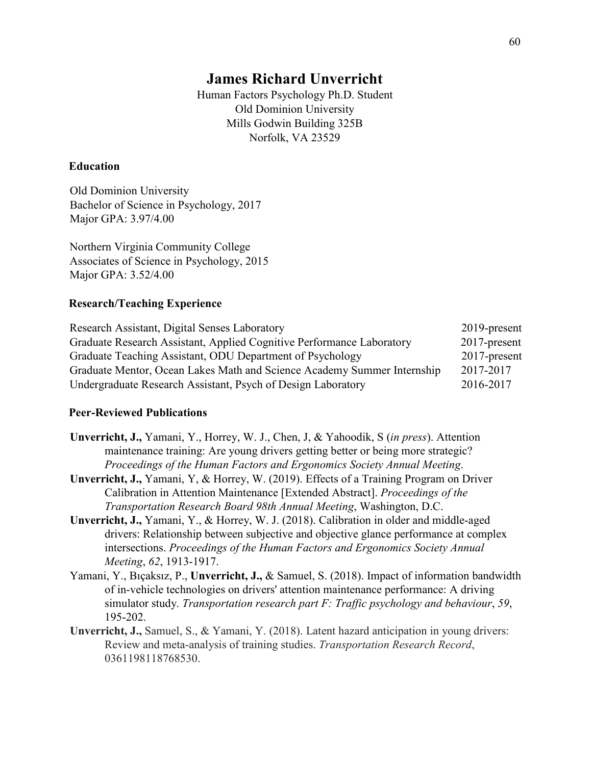# James Richard Unverricht

Human Factors Psychology Ph.D. Student
Old Dominion University
Mills Godwin Building 325B
Norfolk, VA 23529

## Education

Old Dominion University
Bachelor of Science in Psychology, 2017
Major GPA: 3.97/4.00

Northern Virginia Community College
Associates of Science in Psychology, 2015
Major GPA: 3.52/4.00

## Research/Teaching Experience

| | |
|---|---|
| Research Assistant, Digital Senses Laboratory | 2019-present |
| Graduate Research Assistant, Applied Cognitive Performance Laboratory | 2017-present |
| Graduate Teaching Assistant, ODU Department of Psychology | 2017-present |
| Graduate Mentor, Ocean Lakes Math and Science Academy Summer Internship | 2017-2017 |
| Undergraduate Research Assistant, Psych of Design Laboratory | 2016-2017 |

## Peer-Reviewed Publications

**Unverricht, J.,** Yamani, Y., Horrey, W. J., Chen, J, & Yahoodik, S (*in press*). Attention maintenance training: Are young drivers getting better or being more strategic? *Proceedings of the Human Factors and Ergonomics Society Annual Meeting*.

**Unverricht, J.,** Yamani, Y, & Horrey, W. (2019). Effects of a Training Program on Driver Calibration in Attention Maintenance [Extended Abstract]. *Proceedings of the Transportation Research Board 98th Annual Meeting*, Washington, D.C.

**Unverricht, J.,** Yamani, Y., & Horrey, W. J. (2018). Calibration in older and middle-aged drivers: Relationship between subjective and objective glance performance at complex intersections. *Proceedings of the Human Factors and Ergonomics Society Annual Meeting*, *62*, 1913-1917.

Yamani, Y., Bıçaksız, P., **Unverricht, J.,** & Samuel, S. (2018). Impact of information bandwidth of in-vehicle technologies on drivers' attention maintenance performance: A driving simulator study. *Transportation research part F: Traffic psychology and behaviour*, *59*, 195-202.

**Unverricht, J.,** Samuel, S., & Yamani, Y. (2018). Latent hazard anticipation in young drivers: Review and meta-analysis of training studies. *Transportation Research Record*, 0361198118768530.